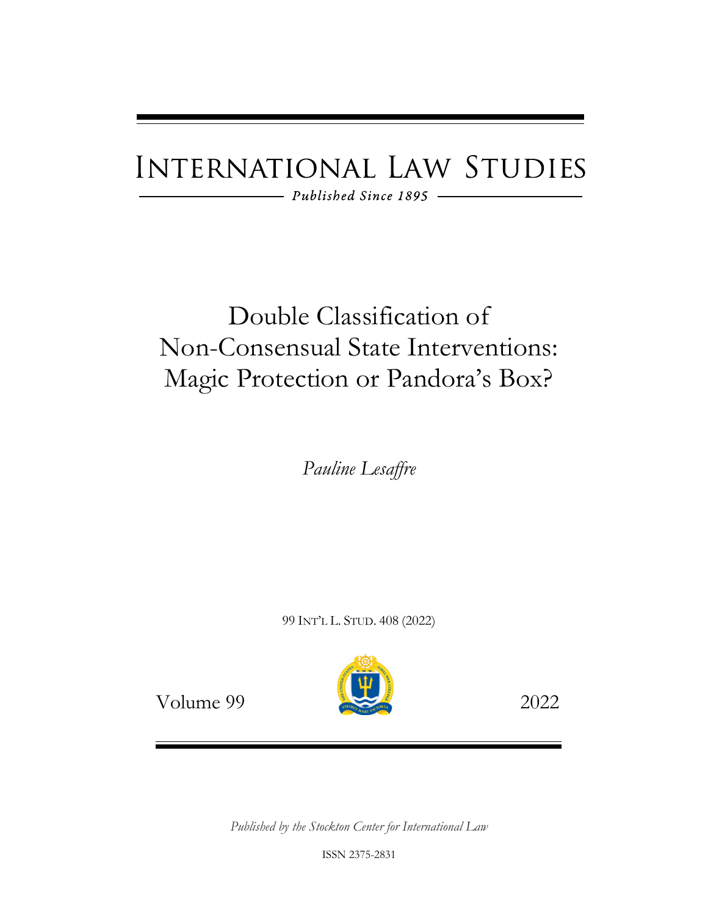# International Law Studies

*Published Since 1895*

# Double Classification of Non-Consensual State Interventions: Magic Protection or Pandora's Box?

*Pauline Lesaffre*

99 INT'L L. STUD. 408 (2022)

Volume 99 2022

*Published by the Stockton Center for International Law*

ISSN 2375-2831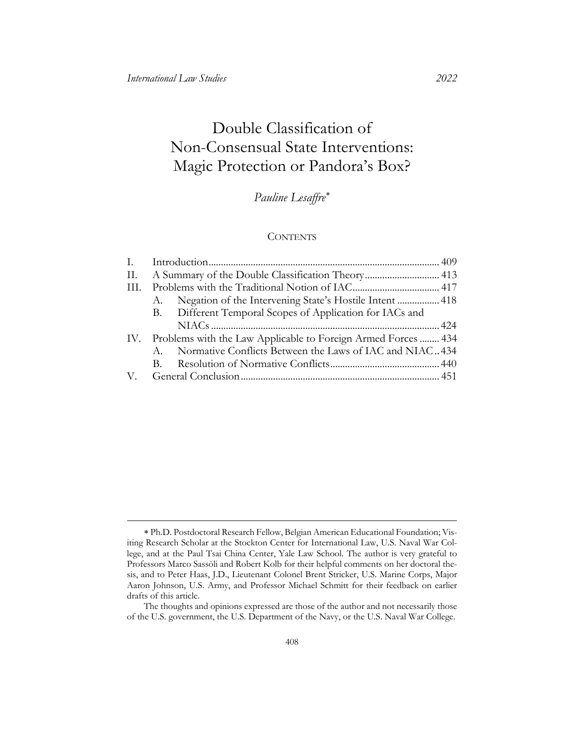# Double Classification of Non-Consensual State Interventions: Magic Protection or Pandora's Box?

*Pauline Lesaffre*[*]

CONTENTS

| | | |
|---|---|---|
| I. | Introduction | 409 |
| II. | A Summary of the Double Classification Theory | 413 |
| III. | Problems with the Traditional Notion of IAC | 417 |
| | A. Negation of the Intervening State's Hostile Intent | 418 |
| | B. Different Temporal Scopes of Application for IACs and NIACs | 424 |
| IV. | Problems with the Law Applicable to Foreign Armed Forces | 434 |
| | A. Normative Conflicts Between the Laws of IAC and NIAC | 434 |
| | B. Resolution of Normative Conflicts | 440 |
| V. | General Conclusion | 451 |

---

[*] Ph.D. Postdoctoral Research Fellow, Belgian American Educational Foundation; Visiting Research Scholar at the Stockton Center for International Law, U.S. Naval War College, and at the Paul Tsai China Center, Yale Law School. The author is very grateful to Professors Marco Sassòli and Robert Kolb for their helpful comments on her doctoral thesis, and to Peter Haas, J.D., Lieutenant Colonel Brent Stricker, U.S. Marine Corps, Major Aaron Johnson, U.S. Army, and Professor Michael Schmitt for their feedback on earlier drafts of this article.

The thoughts and opinions expressed are those of the author and not necessarily those of the U.S. government, the U.S. Department of the Navy, or the U.S. Naval War College.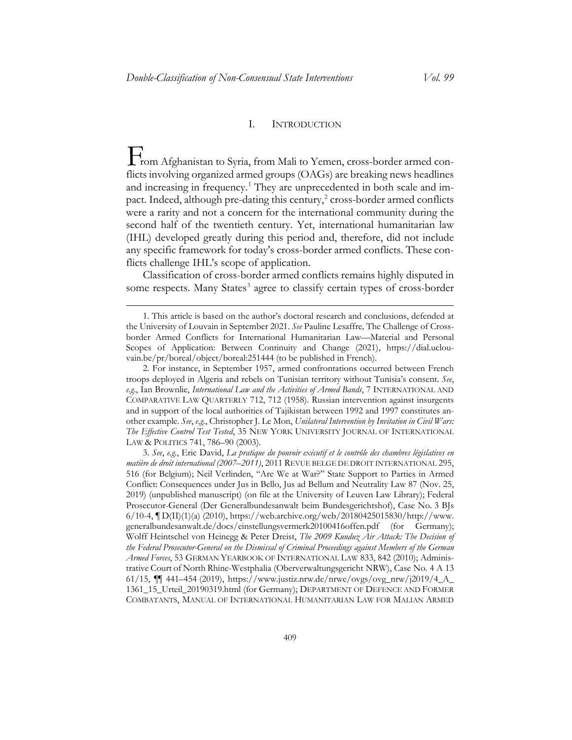## I. INTRODUCTION

From Afghanistan to Syria, from Mali to Yemen, cross-border armed conflicts involving organized armed groups (OAGs) are breaking news headlines and increasing in frequency.[1] They are unprecedented in both scale and impact. Indeed, although pre-dating this century,[2] cross-border armed conflicts were a rarity and not a concern for the international community during the second half of the twentieth century. Yet, international humanitarian law (IHL) developed greatly during this period and, therefore, did not include any specific framework for today's cross-border armed conflicts. These conflicts challenge IHL's scope of application.

Classification of cross-border armed conflicts remains highly disputed in some respects. Many States[3] agree to classify certain types of cross-border

---

1. This article is based on the author's doctoral research and conclusions, defended at the University of Louvain in September 2021. *See* Pauline Lesaffre*,* The Challenge of Cross-border Armed Conflicts for International Humanitarian Law—Material and Personal Scopes of Application: Between Continuity and Change (2021), https://dial.uclouvain.be/pr/boreal/object/boreal:251444 (to be published in French).

2. For instance, in September 1957, armed confrontations occurred between French troops deployed in Algeria and rebels on Tunisian territory without Tunisia's consent. *See*, *e.g.*, Ian Brownlie, *International Law and the Activities of Armed Bands*, 7 INTERNATIONAL AND COMPARATIVE LAW QUARTERLY 712, 712 (1958). Russian intervention against insurgents and in support of the local authorities of Tajikistan between 1992 and 1997 constitutes another example. *See*, *e.g.*, Christopher J. Le Mon, *Unilateral Intervention by Invitation in Civil Wars: The Effective Control Test Tested*, 35 NEW YORK UNIVERSITY JOURNAL OF INTERNATIONAL LAW & POLITICS 741, 786–90 (2003).

3. *See*, *e.g.*, Eric David, *La pratique du pouvoir exécutif et le contrôle des chambres législatives en matière de droit international (2007–2011)*, 2011 REVUE BELGE DE DROIT INTERNATIONAL 295, 516 (for Belgium); Neil Verlinden, "Are We at War?" State Support to Parties in Armed Conflict: Consequences under Jus in Bello, Jus ad Bellum and Neutrality Law 87 (Nov. 25, 2019) (unpublished manuscript) (on file at the University of Leuven Law Library); Federal Prosecutor-General (Der Generalbundesanwalt beim Bundesgerichtshof), Case No. 3 BJs 6/10-4, ¶ D(II)(1)(a) (2010), https://web.archive.org/web/20180425015830/http://www.generalbundesanwalt.de/docs/einstellungsvermerk20100416offen.pdf (for Germany); Wolff Heintschel von Heinegg & Peter Dreist, *The 2009 Kunduz Air Attack: The Decision of the Federal Prosecutor-General on the Dismissal of Criminal Proceedings against Members of the German Armed Forces*, 53 GERMAN YEARBOOK OF INTERNATIONAL LAW 833, 842 (2010); Administrative Court of North Rhine-Westphalia (Oberverwaltungsgericht NRW), Case No. 4 A 13 61/15, ¶¶ 441–454 (2019), https://www.justiz.nrw.de/nrwe/ovgs/ovg_nrw/j2019/4_A_1361_15_Urteil_20190319.html (for Germany); DEPARTMENT OF DEFENCE AND FORMER COMBATANTS, MANUAL OF INTERNATIONAL HUMANITARIAN LAW FOR MALIAN ARMED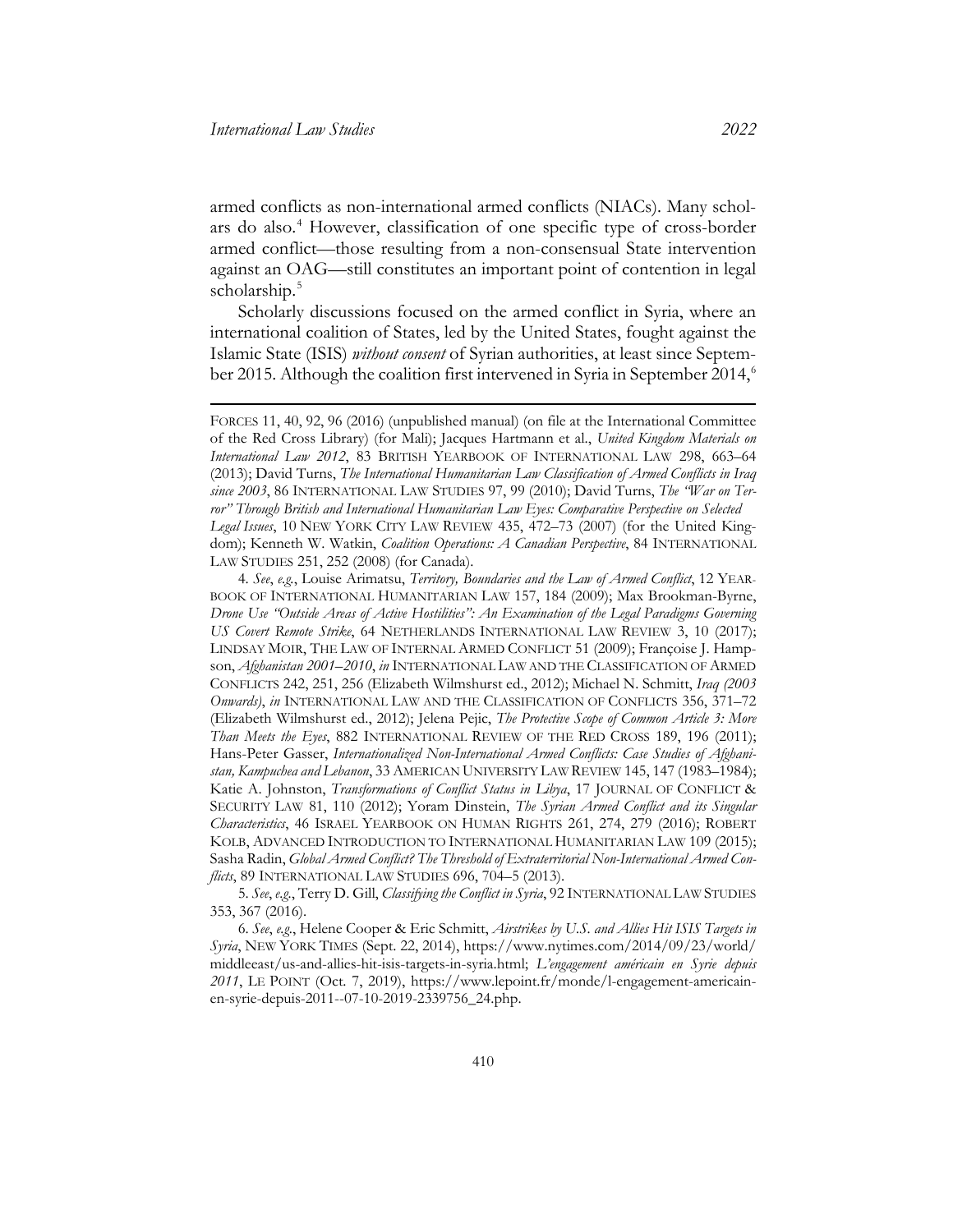armed conflicts as non-international armed conflicts (NIACs). Many scholars do also.[4] However, classification of one specific type of cross-border armed conflict—those resulting from a non-consensual State intervention against an OAG—still constitutes an important point of contention in legal scholarship.[5]

Scholarly discussions focused on the armed conflict in Syria, where an international coalition of States, led by the United States, fought against the Islamic State (ISIS) *without consent* of Syrian authorities, at least since September 2015. Although the coalition first intervened in Syria in September 2014,[6]

---

FORCES 11, 40, 92, 96 (2016) (unpublished manual) (on file at the International Committee of the Red Cross Library) (for Mali); Jacques Hartmann et al., *United Kingdom Materials on International Law 2012*, 83 BRITISH YEARBOOK OF INTERNATIONAL LAW 298, 663–64 (2013); David Turns, *The International Humanitarian Law Classification of Armed Conflicts in Iraq since 2003*, 86 INTERNATIONAL LAW STUDIES 97, 99 (2010); David Turns, *The "War on Terror" Through British and International Humanitarian Law Eyes: Comparative Perspective on Selected Legal Issues*, 10 NEW YORK CITY LAW REVIEW 435, 472–73 (2007) (for the United Kingdom); Kenneth W. Watkin, *Coalition Operations: A Canadian Perspective*, 84 INTERNATIONAL LAW STUDIES 251, 252 (2008) (for Canada).

4. *See*, *e.g.*, Louise Arimatsu, *Territory, Boundaries and the Law of Armed Conflict*, 12 YEARBOOK OF INTERNATIONAL HUMANITARIAN LAW 157, 184 (2009); Max Brookman-Byrne, *Drone Use "Outside Areas of Active Hostilities": An Examination of the Legal Paradigms Governing US Covert Remote Strike*, 64 NETHERLANDS INTERNATIONAL LAW REVIEW 3, 10 (2017); LINDSAY MOIR, THE LAW OF INTERNAL ARMED CONFLICT 51 (2009); Françoise J. Hampson, *Afghanistan 2001–2010*, *in* INTERNATIONAL LAW AND THE CLASSIFICATION OF ARMED CONFLICTS 242, 251, 256 (Elizabeth Wilmshurst ed., 2012); Michael N. Schmitt, *Iraq (2003 Onwards)*, *in* INTERNATIONAL LAW AND THE CLASSIFICATION OF CONFLICTS 356, 371–72 (Elizabeth Wilmshurst ed., 2012); Jelena Pejic, *The Protective Scope of Common Article 3: More Than Meets the Eyes*, 882 INTERNATIONAL REVIEW OF THE RED CROSS 189, 196 (2011); Hans-Peter Gasser, *Internationalized Non-International Armed Conflicts: Case Studies of Afghanistan, Kampuchea and Lebanon*, 33 AMERICAN UNIVERSITY LAW REVIEW 145, 147 (1983–1984); Katie A. Johnston, *Transformations of Conflict Status in Libya*, 17 JOURNAL OF CONFLICT & SECURITY LAW 81, 110 (2012); Yoram Dinstein, *The Syrian Armed Conflict and its Singular Characteristics*, 46 ISRAEL YEARBOOK ON HUMAN RIGHTS 261, 274, 279 (2016); ROBERT KOLB, ADVANCED INTRODUCTION TO INTERNATIONAL HUMANITARIAN LAW 109 (2015); Sasha Radin, *Global Armed Conflict? The Threshold of Extraterritorial Non-International Armed Conflicts*, 89 INTERNATIONAL LAW STUDIES 696, 704–5 (2013).

5. *See*, *e.g.*, Terry D. Gill, *Classifying the Conflict in Syria*, 92 INTERNATIONAL LAW STUDIES 353, 367 (2016).

6. *See*, *e.g.*, Helene Cooper & Eric Schmitt, *Airstrikes by U.S. and Allies Hit ISIS Targets in Syria*, NEW YORK TIMES (Sept. 22, 2014), https://www.nytimes.com/2014/09/23/world/middleeast/us-and-allies-hit-isis-targets-in-syria.html; *L'engagement américain en Syrie depuis 2011*, LE POINT (Oct. 7, 2019), https://www.lepoint.fr/monde/l-engagement-americain-en-syrie-depuis-2011--07-10-2019-2339756_24.php.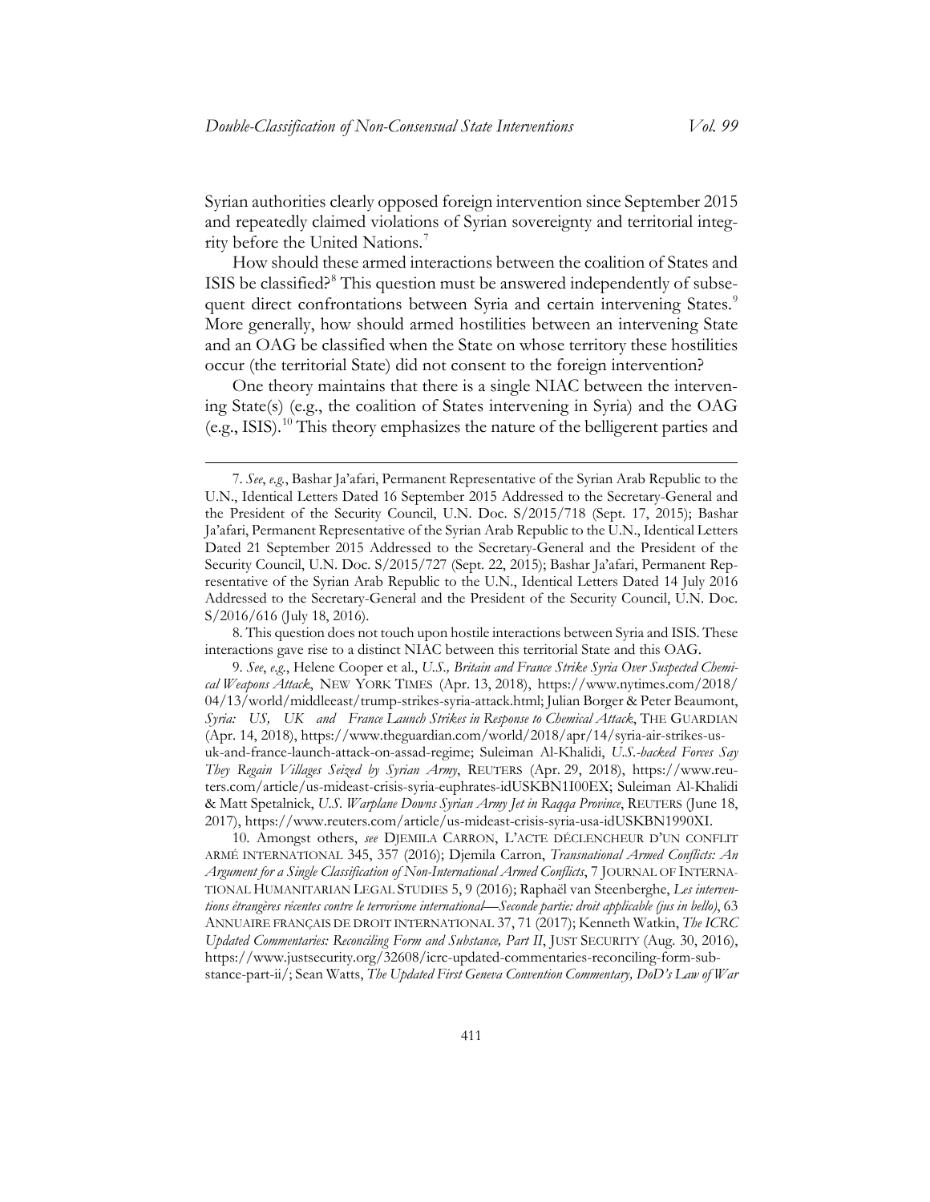Syrian authorities clearly opposed foreign intervention since September 2015 and repeatedly claimed violations of Syrian sovereignty and territorial integrity before the United Nations.[7]

How should these armed interactions between the coalition of States and ISIS be classified?[8] This question must be answered independently of subsequent direct confrontations between Syria and certain intervening States.[9] More generally, how should armed hostilities between an intervening State and an OAG be classified when the State on whose territory these hostilities occur (the territorial State) did not consent to the foreign intervention?

One theory maintains that there is a single NIAC between the intervening State(s) (e.g., the coalition of States intervening in Syria) and the OAG (e.g., ISIS).[10] This theory emphasizes the nature of the belligerent parties and

---

7. *See*, *e.g.*, Bashar Ja'afari, Permanent Representative of the Syrian Arab Republic to the U.N., Identical Letters Dated 16 September 2015 Addressed to the Secretary-General and the President of the Security Council, U.N. Doc. S/2015/718 (Sept. 17, 2015); Bashar Ja'afari, Permanent Representative of the Syrian Arab Republic to the U.N., Identical Letters Dated 21 September 2015 Addressed to the Secretary-General and the President of the Security Council, U.N. Doc. S/2015/727 (Sept. 22, 2015); Bashar Ja'afari, Permanent Representative of the Syrian Arab Republic to the U.N., Identical Letters Dated 14 July 2016 Addressed to the Secretary-General and the President of the Security Council, U.N. Doc. S/2016/616 (July 18, 2016).

8. This question does not touch upon hostile interactions between Syria and ISIS. These interactions gave rise to a distinct NIAC between this territorial State and this OAG.

9. *See*, *e.g.*, Helene Cooper et al., *U.S., Britain and France Strike Syria Over Suspected Chemical Weapons Attack*, NEW YORK TIMES (Apr. 13, 2018), https://www.nytimes.com/2018/04/13/world/middleeast/trump-strikes-syria-attack.html; Julian Borger & Peter Beaumont, *Syria: US, UK and France Launch Strikes in Response to Chemical Attack*, THE GUARDIAN (Apr. 14, 2018), https://www.theguardian.com/world/2018/apr/14/syria-air-strikes-us-uk-and-france-launch-attack-on-assad-regime; Suleiman Al-Khalidi, *U.S.-backed Forces Say They Regain Villages Seized by Syrian Army*, REUTERS (Apr. 29, 2018), https://www.reuters.com/article/us-mideast-crisis-syria-euphrates-idUSKBN1I00EX; Suleiman Al-Khalidi & Matt Spetalnick, *U.S. Warplane Downs Syrian Army Jet in Raqqa Province*, REUTERS (June 18, 2017), https://www.reuters.com/article/us-mideast-crisis-syria-usa-idUSKBN1990XI.

10. Amongst others, *see* DJEMILA CARRON, L'ACTE DÉCLENCHEUR D'UN CONFLIT ARMÉ INTERNATIONAL 345, 357 (2016); Djemila Carron, *Transnational Armed Conflicts: An Argument for a Single Classification of Non-International Armed Conflicts*, 7 JOURNAL OF INTERNATIONAL HUMANITARIAN LEGAL STUDIES 5, 9 (2016); Raphaël van Steenberghe, *Les interventions étrangères récentes contre le terrorisme international—Seconde partie: droit applicable (jus in bello)*, 63 ANNUAIRE FRANÇAIS DE DROIT INTERNATIONAL 37, 71 (2017); Kenneth Watkin, *The ICRC Updated Commentaries: Reconciling Form and Substance, Part II*, JUST SECURITY (Aug. 30, 2016), https://www.justsecurity.org/32608/icrc-updated-commentaries-reconciling-form-substance-part-ii/; Sean Watts, *The Updated First Geneva Convention Commentary, DoD's Law of War*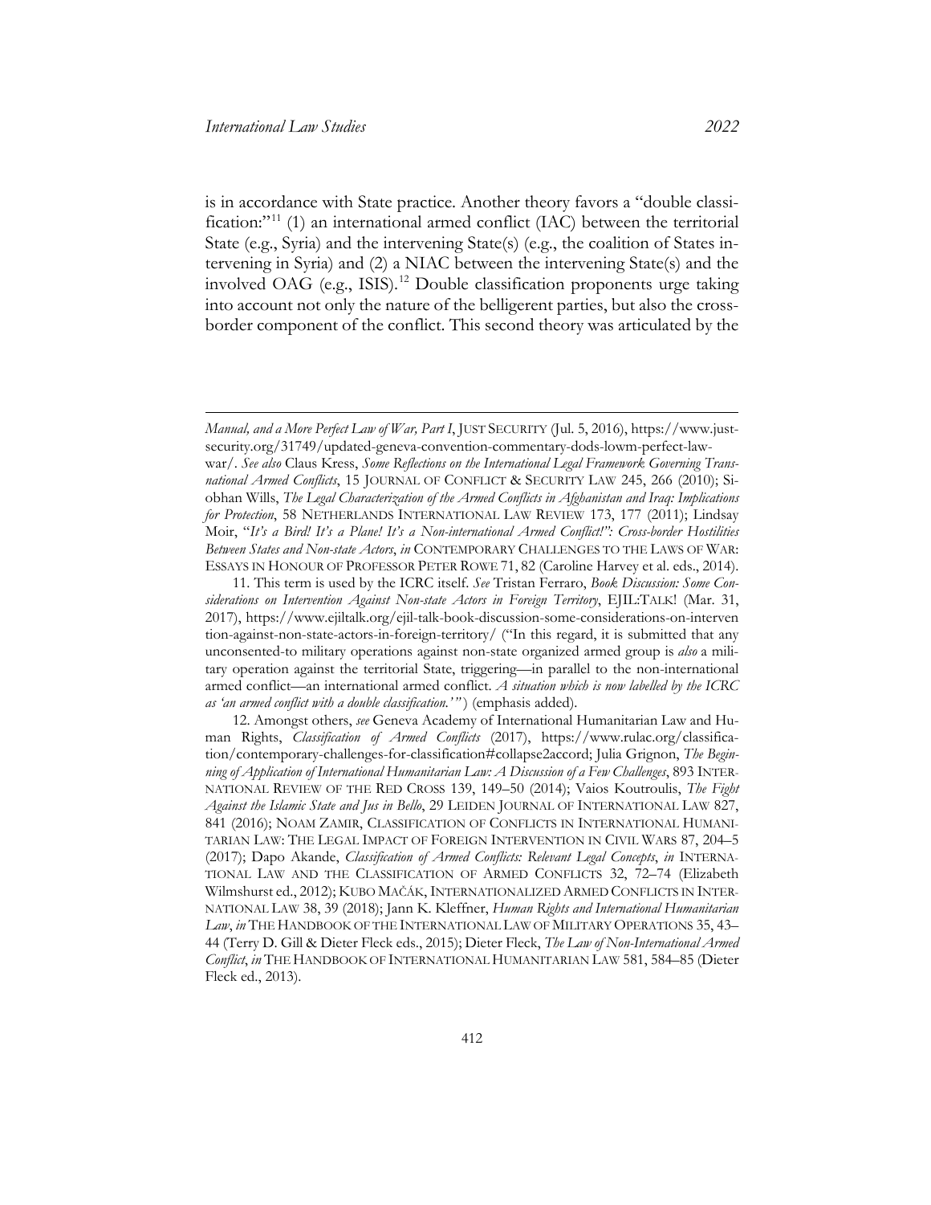is in accordance with State practice. Another theory favors a "double classification:"[11] (1) an international armed conflict (IAC) between the territorial State (e.g., Syria) and the intervening State(s) (e.g., the coalition of States intervening in Syria) and (2) a NIAC between the intervening State(s) and the involved OAG (e.g., ISIS).[12] Double classification proponents urge taking into account not only the nature of the belligerent parties, but also the cross-border component of the conflict. This second theory was articulated by the

---

*Manual, and a More Perfect Law of War, Part I*, JUST SECURITY (Jul. 5, 2016), https://www.justsecurity.org/31749/updated-geneva-convention-commentary-dods-lowm-perfect-law-war/. *See also* Claus Kress, *Some Reflections on the International Legal Framework Governing Transnational Armed Conflicts*, 15 JOURNAL OF CONFLICT & SECURITY LAW 245, 266 (2010); Siobhan Wills, *The Legal Characterization of the Armed Conflicts in Afghanistan and Iraq: Implications for Protection*, 58 NETHERLANDS INTERNATIONAL LAW REVIEW 173, 177 (2011); Lindsay Moir, "*It's a Bird! It's a Plane! It's a Non-international Armed Conflict!": Cross-border Hostilities Between States and Non-state Actors*, *in* CONTEMPORARY CHALLENGES TO THE LAWS OF WAR: ESSAYS IN HONOUR OF PROFESSOR PETER ROWE 71, 82 (Caroline Harvey et al. eds., 2014).

11. This term is used by the ICRC itself. *See* Tristan Ferraro, *Book Discussion: Some Considerations on Intervention Against Non-state Actors in Foreign Territory*, EJIL:TALK! (Mar. 31, 2017), https://www.ejiltalk.org/ejil-talk-book-discussion-some-considerations-on-intervention-against-non-state-actors-in-foreign-territory/ ("In this regard, it is submitted that any unconsented-to military operations against non-state organized armed group is *also* a military operation against the territorial State, triggering—in parallel to the non-international armed conflict—an international armed conflict. *A situation which is now labelled by the ICRC as 'an armed conflict with a double classification.'*") (emphasis added).

12. Amongst others, *see* Geneva Academy of International Humanitarian Law and Human Rights, *Classification of Armed Conflicts* (2017), https://www.rulac.org/classification/contemporary-challenges-for-classification#collapse2accord; Julia Grignon, *The Beginning of Application of International Humanitarian Law: A Discussion of a Few Challenges*, 893 INTERNATIONAL REVIEW OF THE RED CROSS 139, 149–50 (2014); Vaios Koutroulis, *The Fight Against the Islamic State and Jus in Bello*, 29 LEIDEN JOURNAL OF INTERNATIONAL LAW 827, 841 (2016); NOAM ZAMIR, CLASSIFICATION OF CONFLICTS IN INTERNATIONAL HUMANITARIAN LAW: THE LEGAL IMPACT OF FOREIGN INTERVENTION IN CIVIL WARS 87, 204–5 (2017); Dapo Akande, *Classification of Armed Conflicts: Relevant Legal Concepts*, *in* INTERNATIONAL LAW AND THE CLASSIFICATION OF ARMED CONFLICTS 32, 72–74 (Elizabeth Wilmshurst ed., 2012); KUBO MAČÁK, INTERNATIONALIZED ARMED CONFLICTS IN INTERNATIONAL LAW 38, 39 (2018); Jann K. Kleffner, *Human Rights and International Humanitarian Law*, *in* THE HANDBOOK OF THE INTERNATIONAL LAW OF MILITARY OPERATIONS 35, 43–44 (Terry D. Gill & Dieter Fleck eds., 2015); Dieter Fleck, *The Law of Non-International Armed Conflict*, *in* THE HANDBOOK OF INTERNATIONAL HUMANITARIAN LAW 581, 584–85 (Dieter Fleck ed., 2013).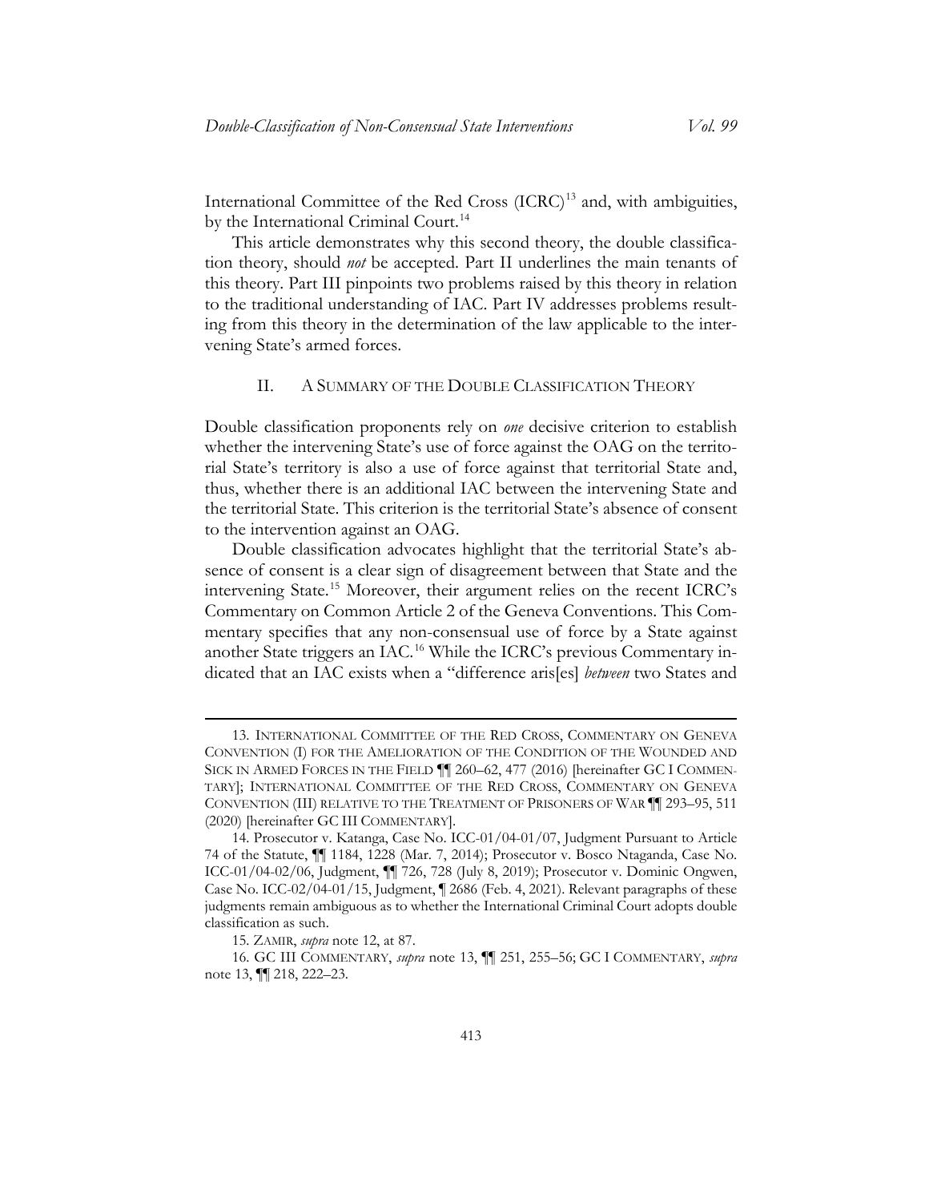International Committee of the Red Cross (ICRC)[13] and, with ambiguities, by the International Criminal Court.[14]

This article demonstrates why this second theory, the double classification theory, should *not* be accepted. Part II underlines the main tenants of this theory. Part III pinpoints two problems raised by this theory in relation to the traditional understanding of IAC. Part IV addresses problems resulting from this theory in the determination of the law applicable to the intervening State's armed forces.

## II. A Summary of the Double Classification Theory

Double classification proponents rely on *one* decisive criterion to establish whether the intervening State's use of force against the OAG on the territorial State's territory is also a use of force against that territorial State and, thus, whether there is an additional IAC between the intervening State and the territorial State. This criterion is the territorial State's absence of consent to the intervention against an OAG.

Double classification advocates highlight that the territorial State's absence of consent is a clear sign of disagreement between that State and the intervening State.[15] Moreover, their argument relies on the recent ICRC's Commentary on Common Article 2 of the Geneva Conventions. This Commentary specifies that any non-consensual use of force by a State against another State triggers an IAC.[16] While the ICRC's previous Commentary indicated that an IAC exists when a "difference aris[es] *between* two States and

---

13. International Committee of the Red Cross, Commentary on Geneva Convention (I) for the Amelioration of the Condition of the Wounded and Sick in Armed Forces in the Field ¶¶ 260–62, 477 (2016) [hereinafter GC I Commentary]; International Committee of the Red Cross, Commentary on Geneva Convention (III) relative to the Treatment of Prisoners of War ¶¶ 293–95, 511 (2020) [hereinafter GC III Commentary].

14. Prosecutor v. Katanga, Case No. ICC-01/04-01/07, Judgment Pursuant to Article 74 of the Statute, ¶¶ 1184, 1228 (Mar. 7, 2014); Prosecutor v. Bosco Ntaganda, Case No. ICC-01/04-02/06, Judgment, ¶¶ 726, 728 (July 8, 2019); Prosecutor v. Dominic Ongwen, Case No. ICC-02/04-01/15, Judgment, ¶ 2686 (Feb. 4, 2021). Relevant paragraphs of these judgments remain ambiguous as to whether the International Criminal Court adopts double classification as such.

15. Zamir, *supra* note 12, at 87.

16. GC III Commentary, *supra* note 13, ¶¶ 251, 255–56; GC I Commentary, *supra* note 13, ¶¶ 218, 222–23.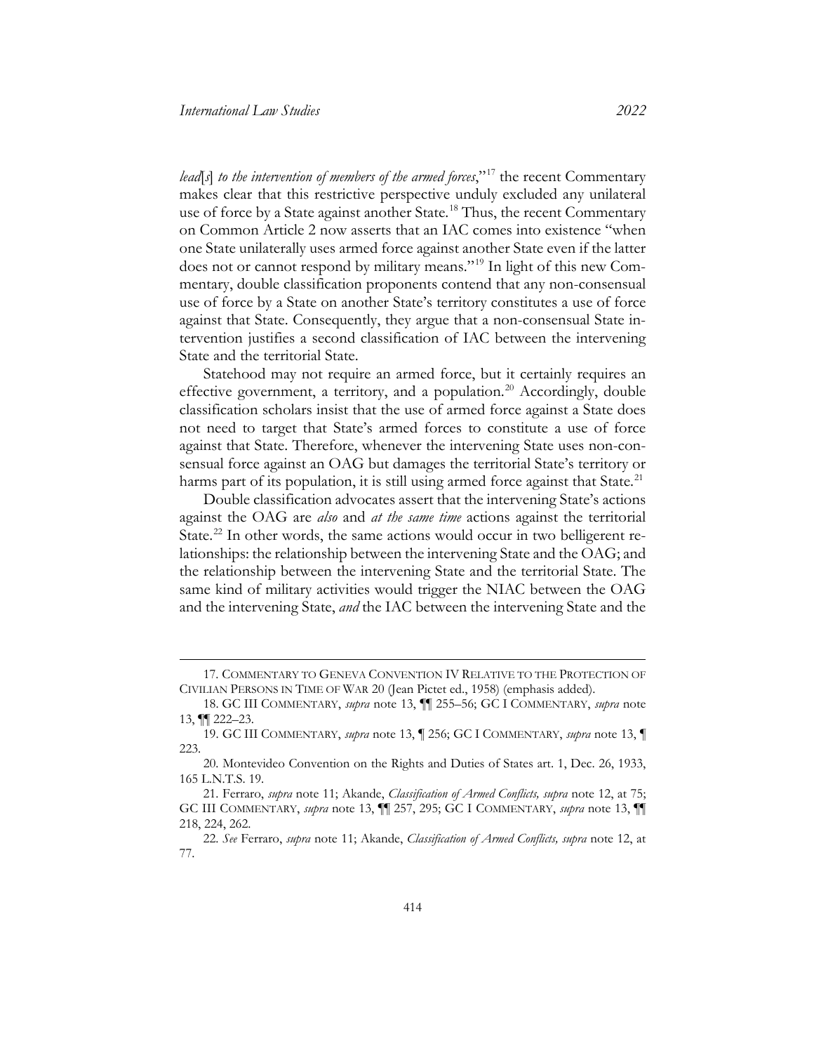*lead*[*s*] *to the intervention of members of the armed forces*,"[17] the recent Commentary makes clear that this restrictive perspective unduly excluded any unilateral use of force by a State against another State.[18] Thus, the recent Commentary on Common Article 2 now asserts that an IAC comes into existence "when one State unilaterally uses armed force against another State even if the latter does not or cannot respond by military means."[19] In light of this new Commentary, double classification proponents contend that any non-consensual use of force by a State on another State's territory constitutes a use of force against that State. Consequently, they argue that a non-consensual State intervention justifies a second classification of IAC between the intervening State and the territorial State.

Statehood may not require an armed force, but it certainly requires an effective government, a territory, and a population.[20] Accordingly, double classification scholars insist that the use of armed force against a State does not need to target that State's armed forces to constitute a use of force against that State. Therefore, whenever the intervening State uses non-consensual force against an OAG but damages the territorial State's territory or harms part of its population, it is still using armed force against that State.[21]

Double classification advocates assert that the intervening State's actions against the OAG are *also* and *at the same time* actions against the territorial State.[22] In other words, the same actions would occur in two belligerent relationships: the relationship between the intervening State and the OAG; and the relationship between the intervening State and the territorial State. The same kind of military activities would trigger the NIAC between the OAG and the intervening State, *and* the IAC between the intervening State and the

---

17. COMMENTARY TO GENEVA CONVENTION IV RELATIVE TO THE PROTECTION OF CIVILIAN PERSONS IN TIME OF WAR 20 (Jean Pictet ed., 1958) (emphasis added).

18. GC III COMMENTARY, *supra* note 13, ¶¶ 255–56; GC I COMMENTARY, *supra* note 13, ¶¶ 222–23.

19. GC III COMMENTARY, *supra* note 13, ¶ 256; GC I COMMENTARY, *supra* note 13, ¶ 223.

20. Montevideo Convention on the Rights and Duties of States art. 1, Dec. 26, 1933, 165 L.N.T.S. 19.

21. Ferraro, *supra* note 11; Akande, *Classification of Armed Conflicts, supra* note 12, at 75; GC III COMMENTARY, *supra* note 13, ¶¶ 257, 295; GC I COMMENTARY, *supra* note 13, ¶¶ 218, 224, 262.

22. *See* Ferraro, *supra* note 11; Akande, *Classification of Armed Conflicts, supra* note 12, at 77.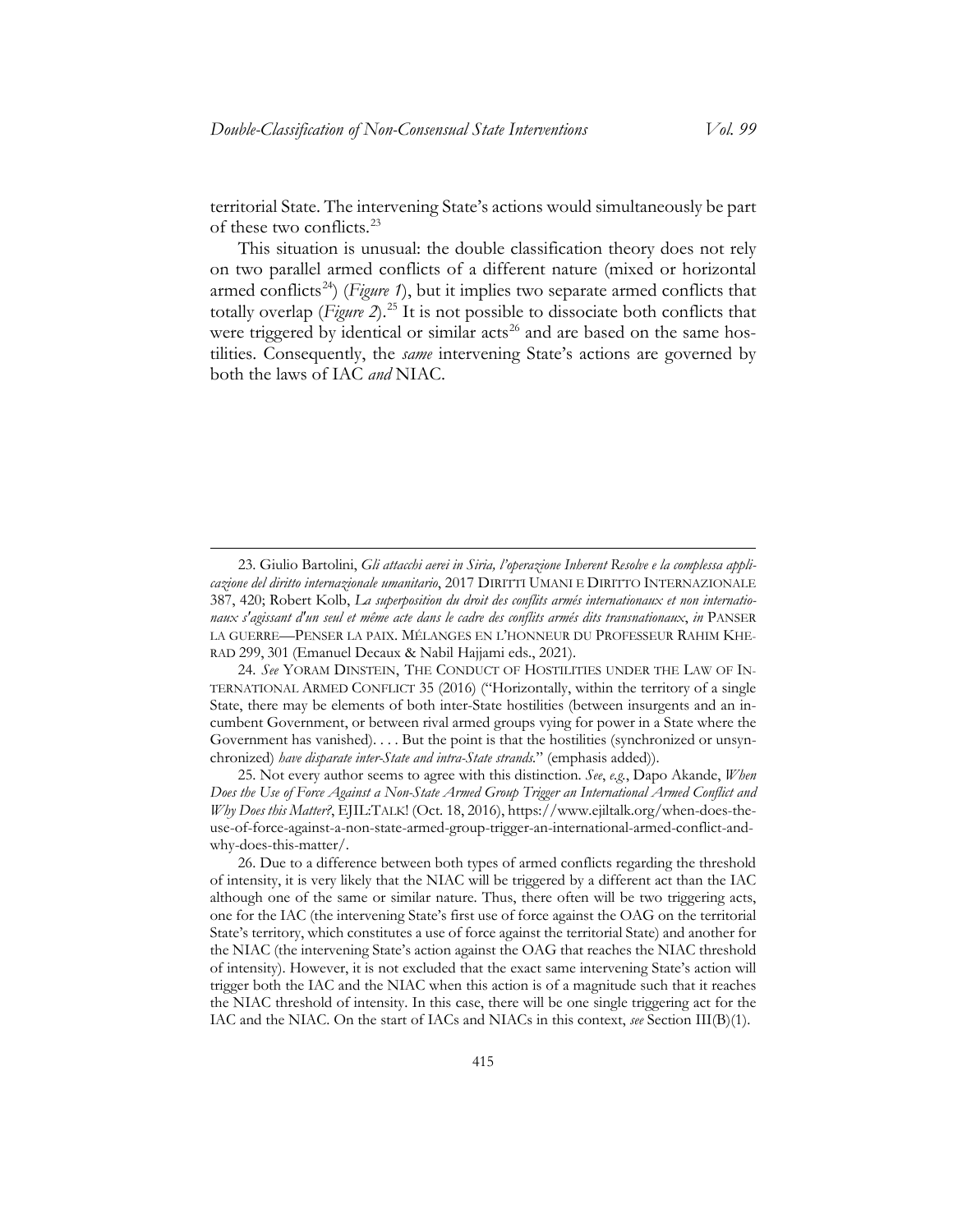territorial State. The intervening State's actions would simultaneously be part of these two conflicts.[23]

This situation is unusual: the double classification theory does not rely on two parallel armed conflicts of a different nature (mixed or horizontal armed conflicts[24]) (*Figure 1*), but it implies two separate armed conflicts that totally overlap (*Figure 2*).[25] It is not possible to dissociate both conflicts that were triggered by identical or similar acts[26] and are based on the same hostilities. Consequently, the *same* intervening State's actions are governed by both the laws of IAC *and* NIAC.

---

23. Giulio Bartolini, *Gli attacchi aerei in Siria, l'operazione Inherent Resolve e la complessa applicazione del diritto internazionale umanitario*, 2017 DIRITTI UMANI E DIRITTO INTERNAZIONALE 387, 420; Robert Kolb, *La superposition du droit des conflits armés internationaux et non internationaux s'agissant d'un seul et même acte dans le cadre des conflits armés dits transnationaux*, *in* PANSER LA GUERRE—PENSER LA PAIX. MÉLANGES EN L'HONNEUR DU PROFESSEUR RAHIM KHERAD 299, 301 (Emanuel Decaux & Nabil Hajjami eds., 2021).

24. *See* YORAM DINSTEIN, THE CONDUCT OF HOSTILITIES UNDER THE LAW OF INTERNATIONAL ARMED CONFLICT 35 (2016) ("Horizontally, within the territory of a single State, there may be elements of both inter-State hostilities (between insurgents and an incumbent Government, or between rival armed groups vying for power in a State where the Government has vanished). . . . But the point is that the hostilities (synchronized or unsynchronized) *have disparate inter-State and intra-State strands*." (emphasis added)).

25. Not every author seems to agree with this distinction. *See*, *e.g.*, Dapo Akande, *When Does the Use of Force Against a Non-State Armed Group Trigger an International Armed Conflict and Why Does this Matter?*, EJIL:TALK! (Oct. 18, 2016), https://www.ejiltalk.org/when-does-the-use-of-force-against-a-non-state-armed-group-trigger-an-international-armed-conflict-and-why-does-this-matter/.

26. Due to a difference between both types of armed conflicts regarding the threshold of intensity, it is very likely that the NIAC will be triggered by a different act than the IAC although one of the same or similar nature. Thus, there often will be two triggering acts, one for the IAC (the intervening State's first use of force against the OAG on the territorial State's territory, which constitutes a use of force against the territorial State) and another for the NIAC (the intervening State's action against the OAG that reaches the NIAC threshold of intensity). However, it is not excluded that the exact same intervening State's action will trigger both the IAC and the NIAC when this action is of a magnitude such that it reaches the NIAC threshold of intensity. In this case, there will be one single triggering act for the IAC and the NIAC. On the start of IACs and NIACs in this context, *see* Section III(B)(1).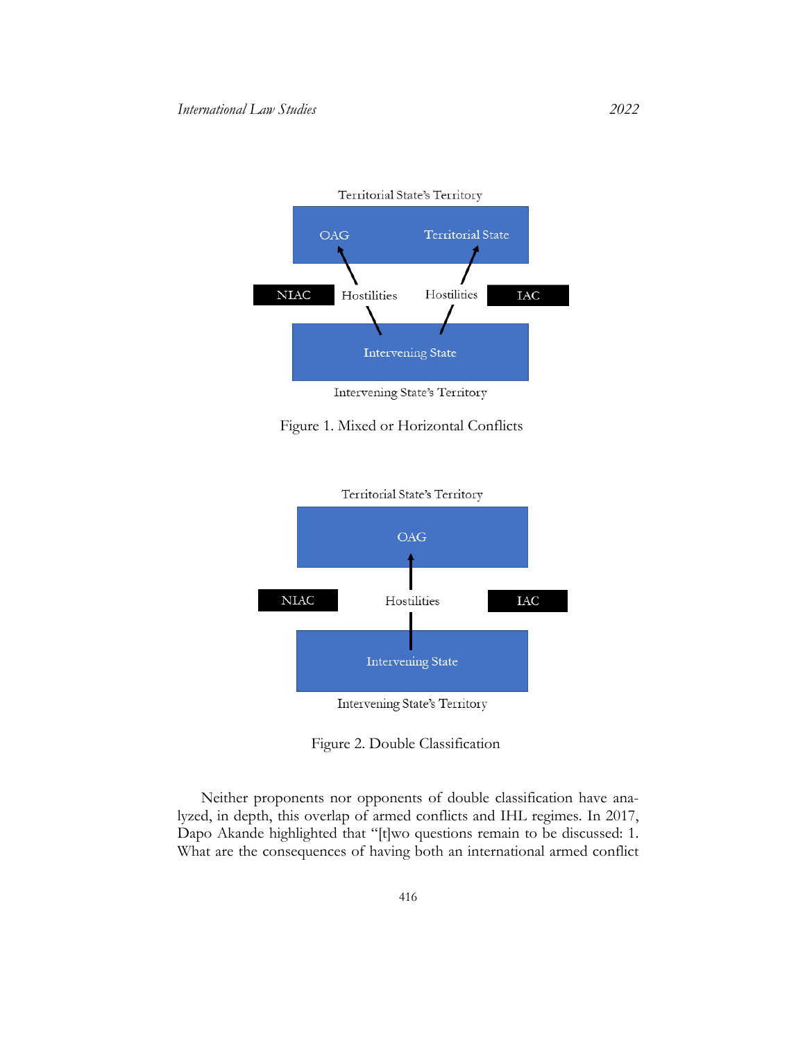Territorial State's Territory

OAG — Territorial State

NIAC — Hostilities — Hostilities — IAC

Intervening State

Intervening State's Territory

Figure 1. Mixed or Horizontal Conflicts

Territorial State's Territory

OAG

NIAC — Hostilities — IAC

Intervening State

Intervening State's Territory

Figure 2. Double Classification

Neither proponents nor opponents of double classification have analyzed, in depth, this overlap of armed conflicts and IHL regimes. In 2017, Dapo Akande highlighted that "[t]wo questions remain to be discussed: 1. What are the consequences of having both an international armed conflict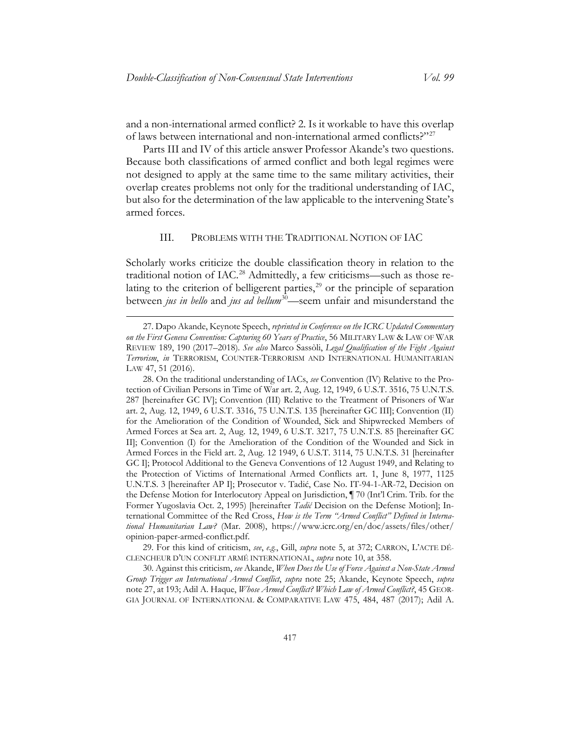and a non-international armed conflict? 2. Is it workable to have this overlap of laws between international and non-international armed conflicts?"[27]

Parts III and IV of this article answer Professor Akande's two questions. Because both classifications of armed conflict and both legal regimes were not designed to apply at the same time to the same military activities, their overlap creates problems not only for the traditional understanding of IAC, but also for the determination of the law applicable to the intervening State's armed forces.

## III. PROBLEMS WITH THE TRADITIONAL NOTION OF IAC

Scholarly works criticize the double classification theory in relation to the traditional notion of IAC.[28] Admittedly, a few criticisms—such as those relating to the criterion of belligerent parties,[29] or the principle of separation between *jus in bello* and *jus ad bellum*[30]—seem unfair and misunderstand the

---

27. Dapo Akande, Keynote Speech, *reprinted in Conference on the ICRC Updated Commentary on the First Geneva Convention: Capturing 60 Years of Practice*, 56 MILITARY LAW & LAW OF WAR REVIEW 189, 190 (2017–2018). *See also* Marco Sassòli, *Legal Qualification of the Fight Against Terrorism*, *in* TERRORISM, COUNTER-TERRORISM AND INTERNATIONAL HUMANITARIAN LAW 47, 51 (2016).

28. On the traditional understanding of IACs, *see* Convention (IV) Relative to the Protection of Civilian Persons in Time of War art. 2, Aug. 12, 1949, 6 U.S.T. 3516, 75 U.N.T.S. 287 [hereinafter GC IV]; Convention (III) Relative to the Treatment of Prisoners of War art. 2, Aug. 12, 1949, 6 U.S.T. 3316, 75 U.N.T.S. 135 [hereinafter GC III]; Convention (II) for the Amelioration of the Condition of Wounded, Sick and Shipwrecked Members of Armed Forces at Sea art. 2, Aug. 12, 1949, 6 U.S.T. 3217, 75 U.N.T.S. 85 [hereinafter GC II]; Convention (I) for the Amelioration of the Condition of the Wounded and Sick in Armed Forces in the Field art. 2, Aug. 12 1949, 6 U.S.T. 3114, 75 U.N.T.S. 31 [hereinafter GC I]; Protocol Additional to the Geneva Conventions of 12 August 1949, and Relating to the Protection of Victims of International Armed Conflicts art. 1, June 8, 1977, 1125 U.N.T.S. 3 [hereinafter AP I]; Prosecutor v. Tadić, Case No. IT-94-1-AR-72, Decision on the Defense Motion for Interlocutory Appeal on Jurisdiction, ¶ 70 (Int'l Crim. Trib. for the Former Yugoslavia Oct. 2, 1995) [hereinafter *Tadić* Decision on the Defense Motion]; International Committee of the Red Cross, *How is the Term "Armed Conflict" Defined in International Humanitarian Law?* (Mar. 2008), https://www.icrc.org/en/doc/assets/files/other/opinion-paper-armed-conflict.pdf.

29. For this kind of criticism, *see*, *e.g.*, Gill, *supra* note 5, at 372; CARRON, L'ACTE DÉCLENCHEUR D'UN CONFLIT ARMÉ INTERNATIONAL, *supra* note 10, at 358.

30. Against this criticism, *see* Akande, *When Does the Use of Force Against a Non-State Armed Group Trigger an International Armed Conflict*, *supra* note 25; Akande, Keynote Speech, *supra* note 27, at 193; Adil A. Haque, *Whose Armed Conflict? Which Law of Armed Conflict?*, 45 GEORGIA JOURNAL OF INTERNATIONAL & COMPARATIVE LAW 475, 484, 487 (2017); Adil A.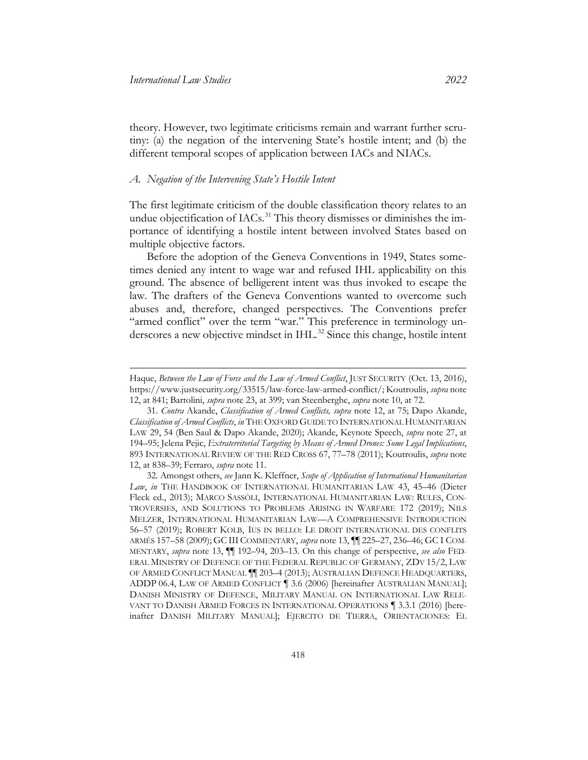theory. However, two legitimate criticisms remain and warrant further scrutiny: (a) the negation of the intervening State's hostile intent; and (b) the different temporal scopes of application between IACs and NIACs.

### *A. Negation of the Intervening State's Hostile Intent*

The first legitimate criticism of the double classification theory relates to an undue objectification of IACs.[31] This theory dismisses or diminishes the importance of identifying a hostile intent between involved States based on multiple objective factors.

Before the adoption of the Geneva Conventions in 1949, States sometimes denied any intent to wage war and refused IHL applicability on this ground. The absence of belligerent intent was thus invoked to escape the law. The drafters of the Geneva Conventions wanted to overcome such abuses and, therefore, changed perspectives. The Conventions prefer "armed conflict" over the term "war." This preference in terminology underscores a new objective mindset in IHL.[32] Since this change, hostile intent

---

Haque, *Between the Law of Force and the Law of Armed Conflict*, JUST SECURITY (Oct. 13, 2016), https://www.justsecurity.org/33515/law-force-law-armed-conflict/; Koutroulis, *supra* note 12, at 841; Bartolini, *supra* note 23, at 399; van Steenberghe, *supra* note 10, at 72.

31. *Contra* Akande, *Classification of Armed Conflicts, supra* note 12, at 75; Dapo Akande, *Classification of Armed Conflicts*, *in* THE OXFORD GUIDE TO INTERNATIONAL HUMANITARIAN LAW 29, 54 (Ben Saul & Dapo Akande, 2020); Akande, Keynote Speech, *supra* note 27, at 194–95; Jelena Pejic, *Extraterritorial Targeting by Means of Armed Drones: Some Legal Implications*, 893 INTERNATIONAL REVIEW OF THE RED CROSS 67, 77–78 (2011); Koutroulis, *supra* note 12, at 838–39; Ferraro, *supra* note 11.

32. Amongst others, *see* Jann K. Kleffner, *Scope of Application of International Humanitarian Law*, *in* THE HANDBOOK OF INTERNATIONAL HUMANITARIAN LAW 43, 45–46 (Dieter Fleck ed., 2013); MARCO SASSÒLI, INTERNATIONAL HUMANITARIAN LAW: RULES, CONTROVERSIES, AND SOLUTIONS TO PROBLEMS ARISING IN WARFARE 172 (2019); NILS MELZER, INTERNATIONAL HUMANITARIAN LAW—A COMPREHENSIVE INTRODUCTION 56–57 (2019); ROBERT KOLB, IUS IN BELLO: LE DROIT INTERNATIONAL DES CONFLITS ARMÉS 157–58 (2009); GC III COMMENTARY, *supra* note 13, ¶¶ 225–27, 236–46; GC I COMMENTARY, *supra* note 13, ¶¶ 192–94, 203–13. On this change of perspective, *see also* FEDERAL MINISTRY OF DEFENCE OF THE FEDERAL REPUBLIC OF GERMANY, ZDV 15/2, LAW OF ARMED CONFLICT MANUAL ¶¶ 203–4 (2013); AUSTRALIAN DEFENCE HEADQUARTERS, ADDP 06.4, LAW OF ARMED CONFLICT ¶ 3.6 (2006) [hereinafter AUSTRALIAN MANUAL]; DANISH MINISTRY OF DEFENCE, MILITARY MANUAL ON INTERNATIONAL LAW RELEVANT TO DANISH ARMED FORCES IN INTERNATIONAL OPERATIONS ¶ 3.3.1 (2016) [hereinafter DANISH MILITARY MANUAL]; EJERCITO DE TIERRA, ORIENTACIONES: EL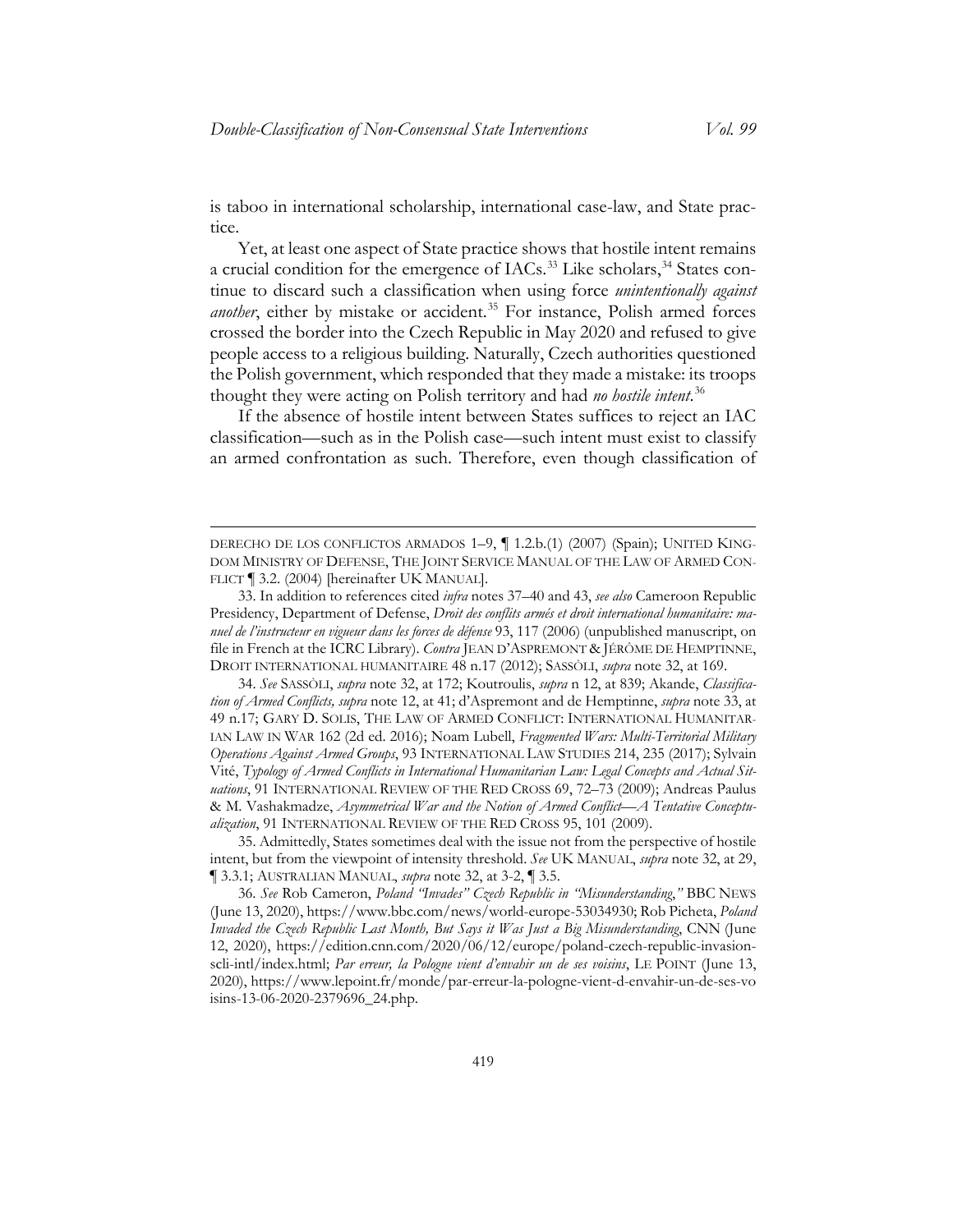is taboo in international scholarship, international case-law, and State practice.

Yet, at least one aspect of State practice shows that hostile intent remains a crucial condition for the emergence of IACs.[33] Like scholars,[34] States continue to discard such a classification when using force *unintentionally against another*, either by mistake or accident.[35] For instance, Polish armed forces crossed the border into the Czech Republic in May 2020 and refused to give people access to a religious building. Naturally, Czech authorities questioned the Polish government, which responded that they made a mistake: its troops thought they were acting on Polish territory and had *no hostile intent*.[36]

If the absence of hostile intent between States suffices to reject an IAC classification—such as in the Polish case—such intent must exist to classify an armed confrontation as such. Therefore, even though classification of

---

DERECHO DE LOS CONFLICTOS ARMADOS 1–9, ¶ 1.2.b.(1) (2007) (Spain); UNITED KINGDOM MINISTRY OF DEFENSE, THE JOINT SERVICE MANUAL OF THE LAW OF ARMED CONFLICT ¶ 3.2. (2004) [hereinafter UK MANUAL].

33. In addition to references cited *infra* notes 37–40 and 43, *see also* Cameroon Republic Presidency, Department of Defense, *Droit des conflits armés et droit international humanitaire: manuel de l'instructeur en vigueur dans les forces de défense* 93, 117 (2006) (unpublished manuscript, on file in French at the ICRC Library). *Contra* JEAN D'ASPREMONT & JÉRÔME DE HEMPTINNE, DROIT INTERNATIONAL HUMANITAIRE 48 n.17 (2012); SASSÒLI, *supra* note 32, at 169.

34. *See* SASSÒLI, *supra* note 32, at 172; Koutroulis, *supra* n 12, at 839; Akande, *Classification of Armed Conflicts, supra* note 12, at 41; d'Aspremont and de Hemptinne, *supra* note 33, at 49 n.17; GARY D. SOLIS, THE LAW OF ARMED CONFLICT: INTERNATIONAL HUMANITARIAN LAW IN WAR 162 (2d ed. 2016); Noam Lubell, *Fragmented Wars: Multi-Territorial Military Operations Against Armed Groups*, 93 INTERNATIONAL LAW STUDIES 214, 235 (2017); Sylvain Vité, *Typology of Armed Conflicts in International Humanitarian Law: Legal Concepts and Actual Situations*, 91 INTERNATIONAL REVIEW OF THE RED CROSS 69, 72–73 (2009); Andreas Paulus & M. Vashakmadze, *Asymmetrical War and the Notion of Armed Conflict—A Tentative Conceptualization*, 91 INTERNATIONAL REVIEW OF THE RED CROSS 95, 101 (2009).

35. Admittedly, States sometimes deal with the issue not from the perspective of hostile intent, but from the viewpoint of intensity threshold. *See* UK MANUAL, *supra* note 32, at 29, ¶ 3.3.1; AUSTRALIAN MANUAL, *supra* note 32, at 3-2, ¶ 3.5.

36. *See* Rob Cameron, *Poland "Invades" Czech Republic in "Misunderstanding*,*"* BBC NEWS (June 13, 2020), https://www.bbc.com/news/world-europe-53034930; Rob Picheta, *Poland Invaded the Czech Republic Last Month, But Says it Was Just a Big Misunderstanding*, CNN (June 12, 2020), https://edition.cnn.com/2020/06/12/europe/poland-czech-republic-invasion-scli-intl/index.html; *Par erreur, la Pologne vient d'envahir un de ses voisins*, LE POINT (June 13, 2020), https://www.lepoint.fr/monde/par-erreur-la-pologne-vient-d-envahir-un-de-ses-voisins-13-06-2020-2379696_24.php.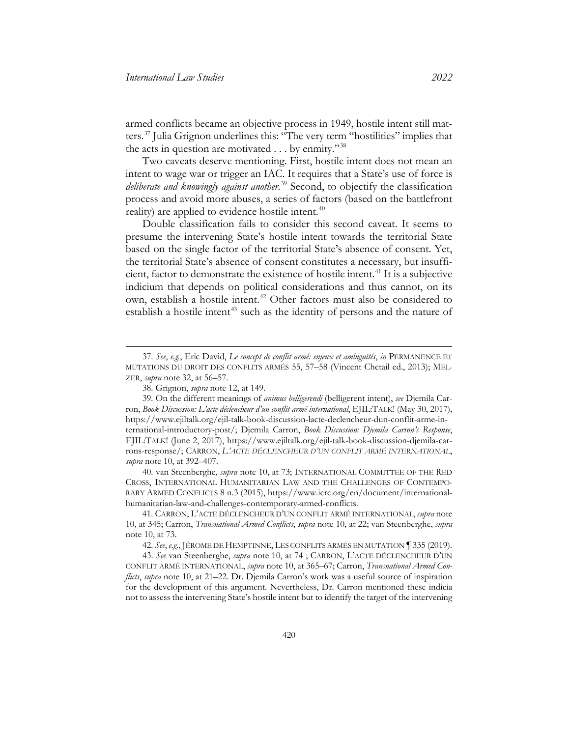armed conflicts became an objective process in 1949, hostile intent still matters.[37] Julia Grignon underlines this: "The very term "hostilities" implies that the acts in question are motivated . . . by enmity."[38]

Two caveats deserve mentioning. First, hostile intent does not mean an intent to wage war or trigger an IAC. It requires that a State's use of force is *deliberate and knowingly against another*.[39] Second, to objectify the classification process and avoid more abuses, a series of factors (based on the battlefront reality) are applied to evidence hostile intent.[40]

Double classification fails to consider this second caveat. It seems to presume the intervening State's hostile intent towards the territorial State based on the single factor of the territorial State's absence of consent. Yet, the territorial State's absence of consent constitutes a necessary, but insufficient, factor to demonstrate the existence of hostile intent.[41] It is a subjective indicium that depends on political considerations and thus cannot, on its own, establish a hostile intent.[42] Other factors must also be considered to establish a hostile intent[43] such as the identity of persons and the nature of

---

37. *See*, *e.g.*, Eric David, *Le concept de conflit armé: enjeux et ambiguïtés*, *in* PERMANENCE ET MUTATIONS DU DROIT DES CONFLITS ARMÉS 55, 57–58 (Vincent Chetail ed., 2013); MELZER, *supra* note 32, at 56–57.

38. Grignon, *supra* note 12, at 149.

39. On the different meanings of *animus belligerendi* (belligerent intent), *see* Djemila Carron, *Book Discussion: L'acte déclencheur d'un conflit armé international*, EJIL:TALK! (May 30, 2017), https://www.ejiltalk.org/ejil-talk-book-discussion-lacte-declencheur-dun-conflit-arme-international-introductory-post/; Djemila Carron, *Book Discussion: Djemila Carron's Response*, EJIL:TALK! (June 2, 2017), https://www.ejiltalk.org/ejil-talk-book-discussion-djemila-carrons-response/; CARRON, *L'ACTE DÉCLENCHEUR D'UN CONFLIT ARMÉ INTERNATIONAL*, *supra* note 10, at 392–407.

40. van Steenberghe, *supra* note 10, at 73; INTERNATIONAL COMMITTEE OF THE RED CROSS, INTERNATIONAL HUMANITARIAN LAW AND THE CHALLENGES OF CONTEMPORARY ARMED CONFLICTS 8 n.3 (2015), https://www.icrc.org/en/document/international-humanitarian-law-and-challenges-contemporary-armed-conflicts.

41. CARRON, L'ACTE DÉCLENCHEUR D'UN CONFLIT ARMÉ INTERNATIONAL, *supra* note 10, at 345; Carron, *Transnational Armed Conflicts*, *supra* note 10, at 22; van Steenberghe, *supra* note 10, at 73.

42. *See*, *e.g.*, JÉROME DE HEMPTINNE, LES CONFLITS ARMÉS EN MUTATION ¶ 335 (2019).

43. *See* van Steenberghe, *supra* note 10, at 74 ; CARRON, L'ACTE DÉCLENCHEUR D'UN CONFLIT ARMÉ INTERNATIONAL, *supra* note 10, at 365–67; Carron, *Transnational Armed Conflicts*, *supra* note 10, at 21–22. Dr. Djemila Carron's work was a useful source of inspiration for the development of this argument. Nevertheless, Dr. Carron mentioned these indicia not to assess the intervening State's hostile intent but to identify the target of the intervening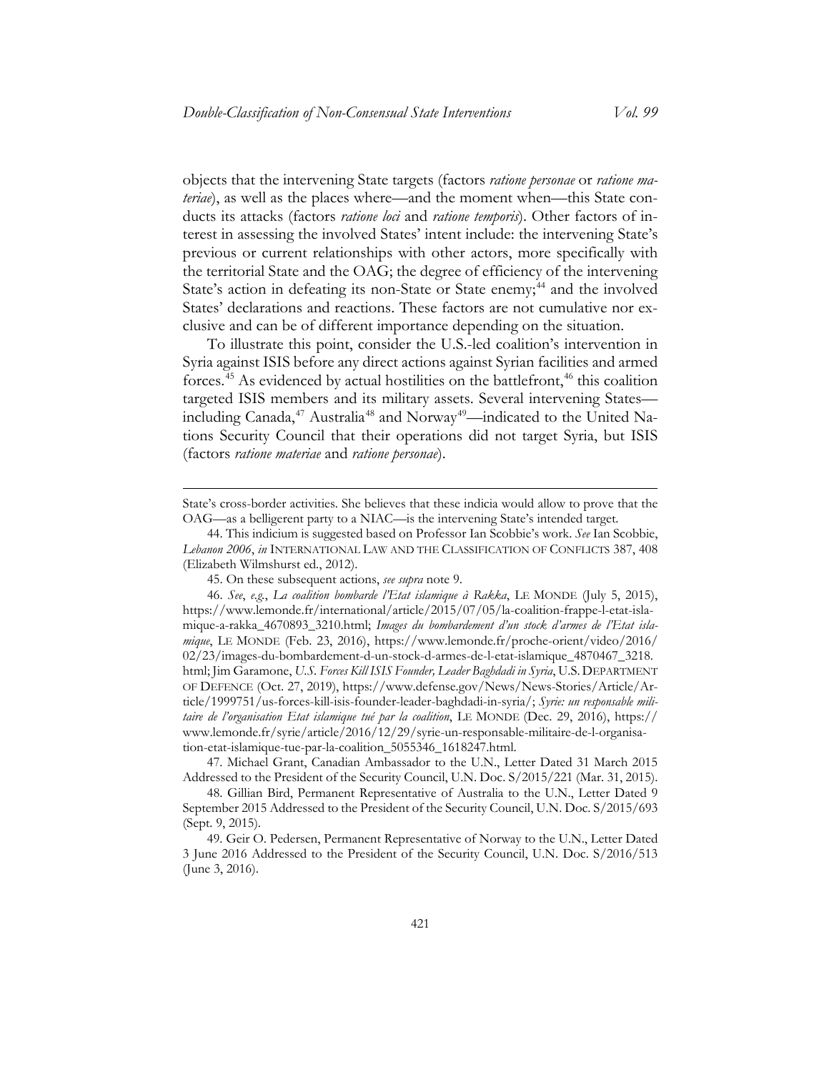objects that the intervening State targets (factors *ratione personae* or *ratione materiae*), as well as the places where—and the moment when—this State conducts its attacks (factors *ratione loci* and *ratione temporis*). Other factors of interest in assessing the involved States' intent include: the intervening State's previous or current relationships with other actors, more specifically with the territorial State and the OAG; the degree of efficiency of the intervening State's action in defeating its non-State or State enemy;[44] and the involved States' declarations and reactions. These factors are not cumulative nor exclusive and can be of different importance depending on the situation.

To illustrate this point, consider the U.S.-led coalition's intervention in Syria against ISIS before any direct actions against Syrian facilities and armed forces.[45] As evidenced by actual hostilities on the battlefront,[46] this coalition targeted ISIS members and its military assets. Several intervening States—including Canada,[47] Australia[48] and Norway[49]—indicated to the United Nations Security Council that their operations did not target Syria, but ISIS (factors *ratione materiae* and *ratione personae*).

---

State's cross-border activities. She believes that these indicia would allow to prove that the OAG—as a belligerent party to a NIAC—is the intervening State's intended target.

44. This indicium is suggested based on Professor Ian Scobbie's work. *See* Ian Scobbie, *Lebanon 2006*, *in* INTERNATIONAL LAW AND THE CLASSIFICATION OF CONFLICTS 387, 408 (Elizabeth Wilmshurst ed., 2012).

45. On these subsequent actions, *see supra* note 9.

46. *See*, *e.g.*, *La coalition bombarde l'Etat islamique à Rakka*, LE MONDE (July 5, 2015), https://www.lemonde.fr/international/article/2015/07/05/la-coalition-frappe-l-etat-islamique-a-rakka_4670893_3210.html; *Images du bombardement d'un stock d'armes de l'Etat islamique*, LE MONDE (Feb. 23, 2016), https://www.lemonde.fr/proche-orient/video/2016/02/23/images-du-bombardement-d-un-stock-d-armes-de-l-etat-islamique_4870467_3218.html; Jim Garamone, *U.S. Forces Kill ISIS Founder, Leader Baghdadi in Syria*, U.S. DEPARTMENT OF DEFENCE (Oct. 27, 2019), https://www.defense.gov/News/News-Stories/Article/Article/1999751/us-forces-kill-isis-founder-leader-baghdadi-in-syria/; *Syrie: un responsable militaire de l'organisation Etat islamique tué par la coalition*, LE MONDE (Dec. 29, 2016), https://www.lemonde.fr/syrie/article/2016/12/29/syrie-un-responsable-militaire-de-l-organisation-etat-islamique-tue-par-la-coalition_5055346_1618247.html.

47. Michael Grant, Canadian Ambassador to the U.N., Letter Dated 31 March 2015 Addressed to the President of the Security Council, U.N. Doc. S/2015/221 (Mar. 31, 2015).

48. Gillian Bird, Permanent Representative of Australia to the U.N., Letter Dated 9 September 2015 Addressed to the President of the Security Council, U.N. Doc. S/2015/693 (Sept. 9, 2015).

49. Geir O. Pedersen, Permanent Representative of Norway to the U.N., Letter Dated 3 June 2016 Addressed to the President of the Security Council, U.N. Doc. S/2016/513 (June 3, 2016).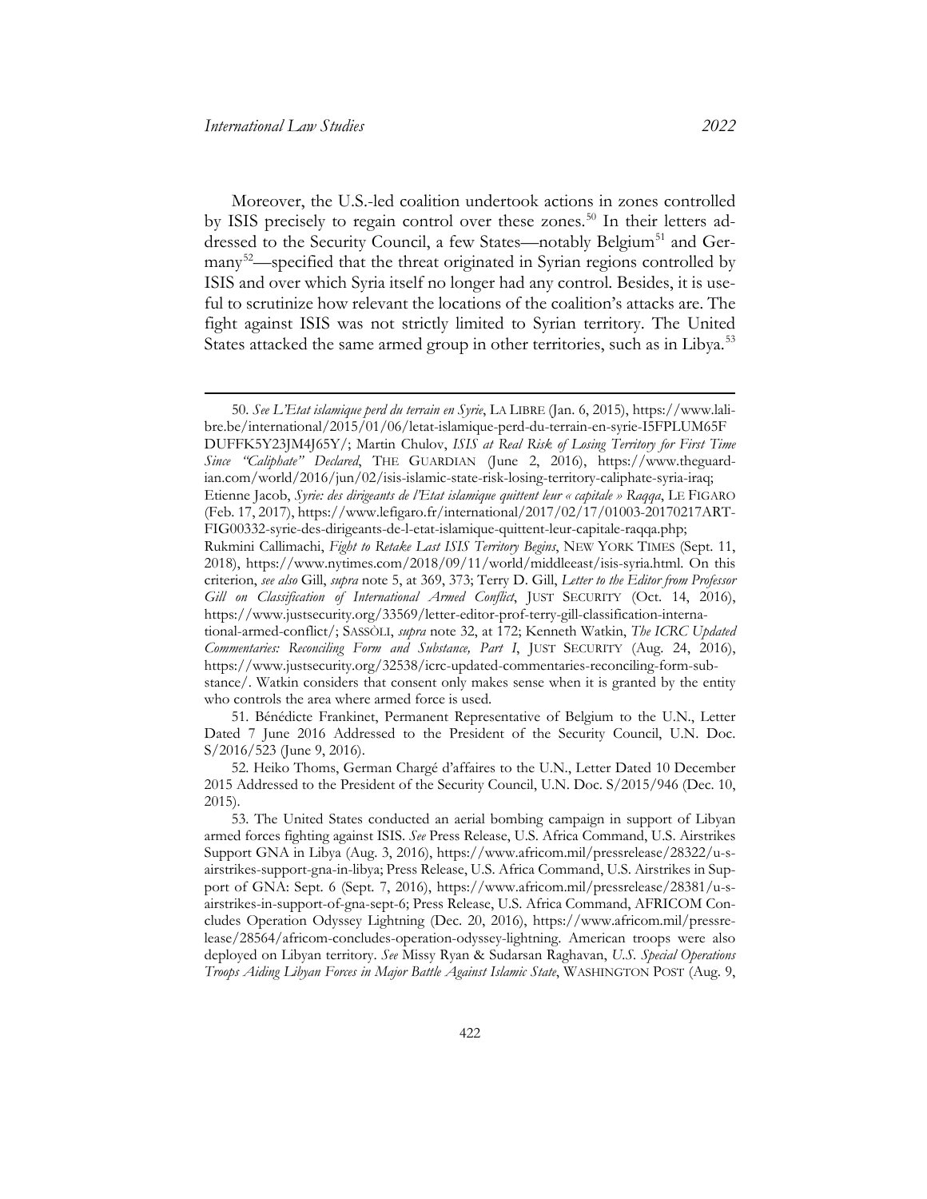Moreover, the U.S.-led coalition undertook actions in zones controlled by ISIS precisely to regain control over these zones.[50] In their letters addressed to the Security Council, a few States—notably Belgium[51] and Germany[52]—specified that the threat originated in Syrian regions controlled by ISIS and over which Syria itself no longer had any control. Besides, it is useful to scrutinize how relevant the locations of the coalition's attacks are. The fight against ISIS was not strictly limited to Syrian territory. The United States attacked the same armed group in other territories, such as in Libya.[53]

---

50. *See L'Etat islamique perd du terrain en Syrie*, LA LIBRE (Jan. 6, 2015), https://www.lalibre.be/international/2015/01/06/letat-islamique-perd-du-terrain-en-syrie-I5FPLUM65FDUFFK5Y23JM4J65Y/; Martin Chulov, *ISIS at Real Risk of Losing Territory for First Time Since "Caliphate" Declared*, THE GUARDIAN (June 2, 2016), https://www.theguardian.com/world/2016/jun/02/isis-islamic-state-risk-losing-territory-caliphate-syria-iraq; Etienne Jacob, *Syrie: des dirigeants de l'Etat islamique quittent leur « capitale » Raqqa*, LE FIGARO (Feb. 17, 2017), https://www.lefigaro.fr/international/2017/02/17/01003-20170217ARTFIG00332-syrie-des-dirigeants-de-l-etat-islamique-quittent-leur-capitale-raqqa.php; Rukmini Callimachi, *Fight to Retake Last ISIS Territory Begins*, NEW YORK TIMES (Sept. 11, 2018), https://www.nytimes.com/2018/09/11/world/middleeast/isis-syria.html. On this criterion, *see also* Gill, *supra* note 5, at 369, 373; Terry D. Gill, *Letter to the Editor from Professor Gill on Classification of International Armed Conflict*, JUST SECURITY (Oct. 14, 2016), https://www.justsecurity.org/33569/letter-editor-prof-terry-gill-classification-international-armed-conflict/; SASSÒLI, *supra* note 32, at 172; Kenneth Watkin, *The ICRC Updated Commentaries: Reconciling Form and Substance, Part I*, JUST SECURITY (Aug. 24, 2016), https://www.justsecurity.org/32538/icrc-updated-commentaries-reconciling-form-substance/. Watkin considers that consent only makes sense when it is granted by the entity who controls the area where armed force is used.

51. Bénédicte Frankinet, Permanent Representative of Belgium to the U.N., Letter Dated 7 June 2016 Addressed to the President of the Security Council, U.N. Doc. S/2016/523 (June 9, 2016).

52. Heiko Thoms, German Chargé d'affaires to the U.N., Letter Dated 10 December 2015 Addressed to the President of the Security Council, U.N. Doc. S/2015/946 (Dec. 10, 2015).

53. The United States conducted an aerial bombing campaign in support of Libyan armed forces fighting against ISIS. *See* Press Release, U.S. Africa Command, U.S. Airstrikes Support GNA in Libya (Aug. 3, 2016), https://www.africom.mil/pressrelease/28322/u-s-airstrikes-support-gna-in-libya; Press Release, U.S. Africa Command, U.S. Airstrikes in Support of GNA: Sept. 6 (Sept. 7, 2016), https://www.africom.mil/pressrelease/28381/u-s-airstrikes-in-support-of-gna-sept-6; Press Release, U.S. Africa Command, AFRICOM Concludes Operation Odyssey Lightning (Dec. 20, 2016), https://www.africom.mil/pressrelease/28564/africom-concludes-operation-odyssey-lightning. American troops were also deployed on Libyan territory. *See* Missy Ryan & Sudarsan Raghavan, *U.S. Special Operations Troops Aiding Libyan Forces in Major Battle Against Islamic State*, WASHINGTON POST (Aug. 9,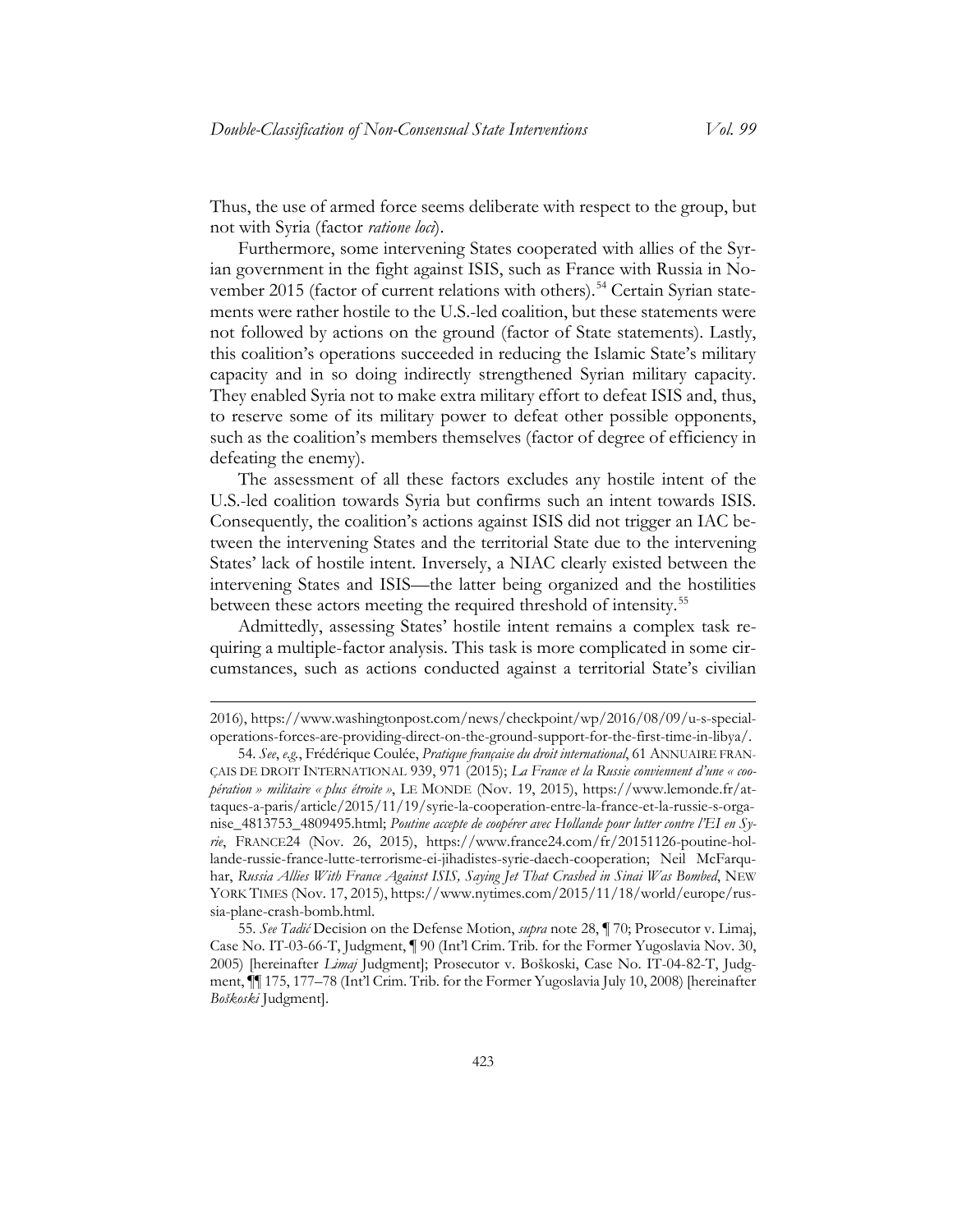Thus, the use of armed force seems deliberate with respect to the group, but not with Syria (factor *ratione loci*).

Furthermore, some intervening States cooperated with allies of the Syrian government in the fight against ISIS, such as France with Russia in November 2015 (factor of current relations with others).[54] Certain Syrian statements were rather hostile to the U.S.-led coalition, but these statements were not followed by actions on the ground (factor of State statements). Lastly, this coalition's operations succeeded in reducing the Islamic State's military capacity and in so doing indirectly strengthened Syrian military capacity. They enabled Syria not to make extra military effort to defeat ISIS and, thus, to reserve some of its military power to defeat other possible opponents, such as the coalition's members themselves (factor of degree of efficiency in defeating the enemy).

The assessment of all these factors excludes any hostile intent of the U.S.-led coalition towards Syria but confirms such an intent towards ISIS. Consequently, the coalition's actions against ISIS did not trigger an IAC between the intervening States and the territorial State due to the intervening States' lack of hostile intent. Inversely, a NIAC clearly existed between the intervening States and ISIS—the latter being organized and the hostilities between these actors meeting the required threshold of intensity.[55]

Admittedly, assessing States' hostile intent remains a complex task requiring a multiple-factor analysis. This task is more complicated in some circumstances, such as actions conducted against a territorial State's civilian

---

2016), https://www.washingtonpost.com/news/checkpoint/wp/2016/08/09/u-s-special-operations-forces-are-providing-direct-on-the-ground-support-for-the-first-time-in-libya/.

54. *See*, *e.g.*, Frédérique Coulée, *Pratique française du droit international*, 61 ANNUAIRE FRANÇAIS DE DROIT INTERNATIONAL 939, 971 (2015); *La France et la Russie conviennent d'une « coopération » militaire « plus étroite »*, LE MONDE (Nov. 19, 2015), https://www.lemonde.fr/attaques-a-paris/article/2015/11/19/syrie-la-cooperation-entre-la-france-et-la-russie-s-organise_4813753_4809495.html; *Poutine accepte de coopérer avec Hollande pour lutter contre l'EI en Syrie*, FRANCE24 (Nov. 26, 2015), https://www.france24.com/fr/20151126-poutine-hollande-russie-france-lutte-terrorisme-ei-jihadistes-syrie-daech-cooperation; Neil McFarquhar, *Russia Allies With France Against ISIS, Saying Jet That Crashed in Sinai Was Bombed*, NEW YORK TIMES (Nov. 17, 2015), https://www.nytimes.com/2015/11/18/world/europe/russia-plane-crash-bomb.html.

55. *See Tadić* Decision on the Defense Motion, *supra* note 28, ¶ 70; Prosecutor v. Limaj, Case No. IT-03-66-T, Judgment, ¶ 90 (Int'l Crim. Trib. for the Former Yugoslavia Nov. 30, 2005) [hereinafter *Limaj* Judgment]; Prosecutor v. Boškoski, Case No. IT-04-82-T, Judgment, ¶¶ 175, 177–78 (Int'l Crim. Trib. for the Former Yugoslavia July 10, 2008) [hereinafter *Boškoski* Judgment].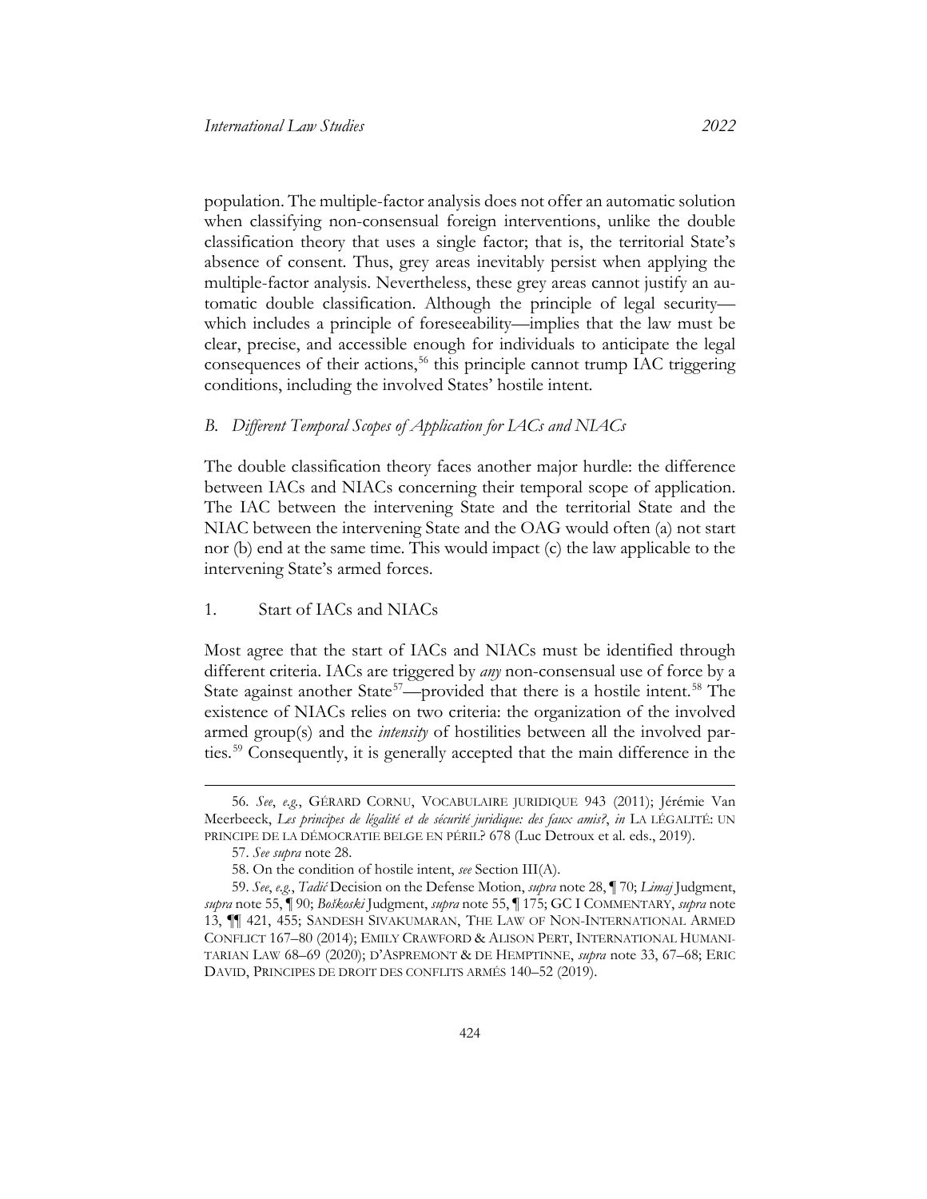population. The multiple-factor analysis does not offer an automatic solution when classifying non-consensual foreign interventions, unlike the double classification theory that uses a single factor; that is, the territorial State's absence of consent. Thus, grey areas inevitably persist when applying the multiple-factor analysis. Nevertheless, these grey areas cannot justify an automatic double classification. Although the principle of legal security—which includes a principle of foreseeability—implies that the law must be clear, precise, and accessible enough for individuals to anticipate the legal consequences of their actions,[56] this principle cannot trump IAC triggering conditions, including the involved States' hostile intent.

### *B. Different Temporal Scopes of Application for IACs and NIACs*

The double classification theory faces another major hurdle: the difference between IACs and NIACs concerning their temporal scope of application. The IAC between the intervening State and the territorial State and the NIAC between the intervening State and the OAG would often (a) not start nor (b) end at the same time. This would impact (c) the law applicable to the intervening State's armed forces.

#### 1. Start of IACs and NIACs

Most agree that the start of IACs and NIACs must be identified through different criteria. IACs are triggered by *any* non-consensual use of force by a State against another State[57]—provided that there is a hostile intent.[58] The existence of NIACs relies on two criteria: the organization of the involved armed group(s) and the *intensity* of hostilities between all the involved parties.[59] Consequently, it is generally accepted that the main difference in the

---

56. *See*, *e.g.*, GÉRARD CORNU, VOCABULAIRE JURIDIQUE 943 (2011); Jérémie Van Meerbeeck, *Les principes de légalité et de sécurité juridique: des faux amis?*, *in* LA LÉGALITÉ: UN PRINCIPE DE LA DÉMOCRATIE BELGE EN PÉRIL? 678 (Luc Detroux et al. eds., 2019).

57. *See supra* note 28.

58. On the condition of hostile intent, *see* Section III(A).

59. *See*, *e.g.*, *Tadić* Decision on the Defense Motion, *supra* note 28, ¶ 70; *Limaj* Judgment, *supra* note 55, ¶ 90; *Boškoski* Judgment, *supra* note 55, ¶ 175; GC I COMMENTARY, *supra* note 13, ¶¶ 421, 455; SANDESH SIVAKUMARAN, THE LAW OF NON-INTERNATIONAL ARMED CONFLICT 167–80 (2014); EMILY CRAWFORD & ALISON PERT, INTERNATIONAL HUMANITARIAN LAW 68–69 (2020); D'ASPREMONT & DE HEMPTINNE, *supra* note 33, 67–68; ERIC DAVID, PRINCIPES DE DROIT DES CONFLITS ARMÉS 140–52 (2019).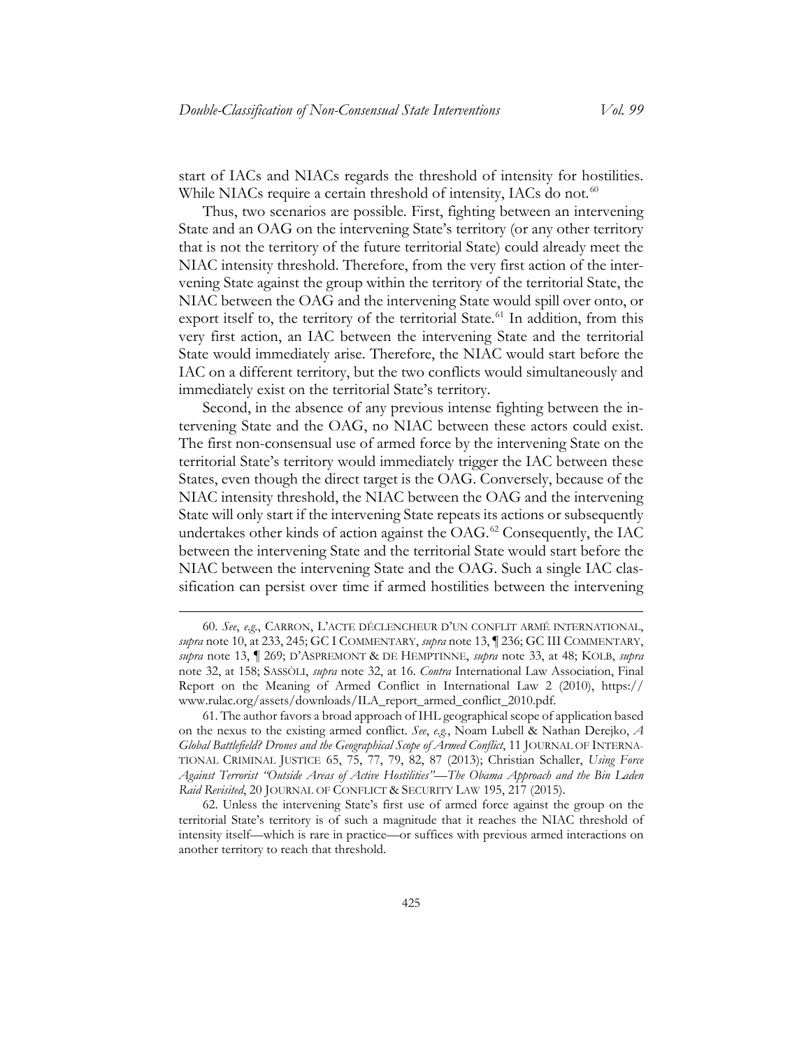start of IACs and NIACs regards the threshold of intensity for hostilities. While NIACs require a certain threshold of intensity, IACs do not.[60]

Thus, two scenarios are possible. First, fighting between an intervening State and an OAG on the intervening State's territory (or any other territory that is not the territory of the future territorial State) could already meet the NIAC intensity threshold. Therefore, from the very first action of the intervening State against the group within the territory of the territorial State, the NIAC between the OAG and the intervening State would spill over onto, or export itself to, the territory of the territorial State.[61] In addition, from this very first action, an IAC between the intervening State and the territorial State would immediately arise. Therefore, the NIAC would start before the IAC on a different territory, but the two conflicts would simultaneously and immediately exist on the territorial State's territory.

Second, in the absence of any previous intense fighting between the intervening State and the OAG, no NIAC between these actors could exist. The first non-consensual use of armed force by the intervening State on the territorial State's territory would immediately trigger the IAC between these States, even though the direct target is the OAG. Conversely, because of the NIAC intensity threshold, the NIAC between the OAG and the intervening State will only start if the intervening State repeats its actions or subsequently undertakes other kinds of action against the OAG.[62] Consequently, the IAC between the intervening State and the territorial State would start before the NIAC between the intervening State and the OAG. Such a single IAC classification can persist over time if armed hostilities between the intervening

---

60. *See*, *e.g.*, CARRON, L'ACTE DÉCLENCHEUR D'UN CONFLIT ARMÉ INTERNATIONAL, *supra* note 10, at 233, 245; GC I COMMENTARY, *supra* note 13, ¶ 236; GC III COMMENTARY, *supra* note 13, ¶ 269; D'ASPREMONT & DE HEMPTINNE, *supra* note 33, at 48; KOLB, *supra* note 32, at 158; SASSÒLI, *supra* note 32, at 16. *Contra* International Law Association, Final Report on the Meaning of Armed Conflict in International Law 2 (2010), https://www.rulac.org/assets/downloads/ILA_report_armed_conflict_2010.pdf.

61. The author favors a broad approach of IHL geographical scope of application based on the nexus to the existing armed conflict. *See*, *e.g.*, Noam Lubell & Nathan Derejko, *A Global Battlefield? Drones and the Geographical Scope of Armed Conflict*, 11 JOURNAL OF INTERNATIONAL CRIMINAL JUSTICE 65, 75, 77, 79, 82, 87 (2013); Christian Schaller, *Using Force Against Terrorist "Outside Areas of Active Hostilities"—The Obama Approach and the Bin Laden Raid Revisited*, 20 JOURNAL OF CONFLICT & SECURITY LAW 195, 217 (2015).

62. Unless the intervening State's first use of armed force against the group on the territorial State's territory is of such a magnitude that it reaches the NIAC threshold of intensity itself—which is rare in practice—or suffices with previous armed interactions on another territory to reach that threshold.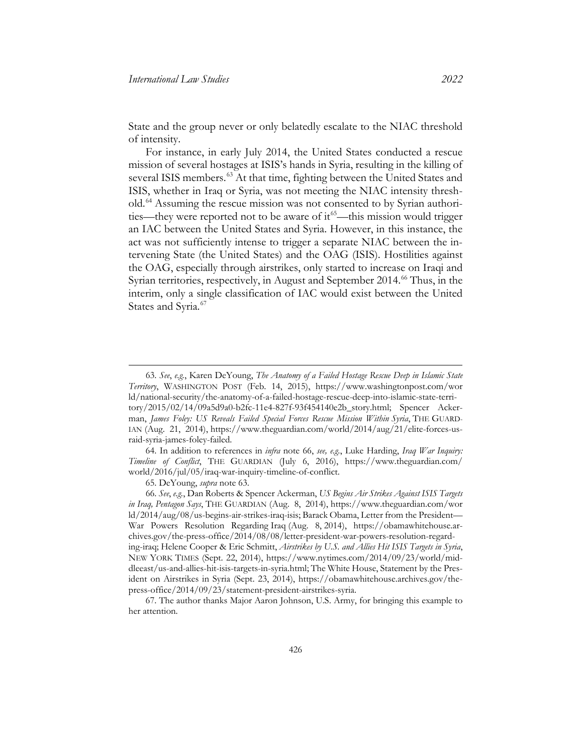State and the group never or only belatedly escalate to the NIAC threshold of intensity.

For instance, in early July 2014, the United States conducted a rescue mission of several hostages at ISIS's hands in Syria, resulting in the killing of several ISIS members.[63] At that time, fighting between the United States and ISIS, whether in Iraq or Syria, was not meeting the NIAC intensity threshold.[64] Assuming the rescue mission was not consented to by Syrian authorities—they were reported not to be aware of it[65]—this mission would trigger an IAC between the United States and Syria. However, in this instance, the act was not sufficiently intense to trigger a separate NIAC between the intervening State (the United States) and the OAG (ISIS). Hostilities against the OAG, especially through airstrikes, only started to increase on Iraqi and Syrian territories, respectively, in August and September 2014.[66] Thus, in the interim, only a single classification of IAC would exist between the United States and Syria.[67]

---

63. *See*, *e.g.*, Karen DeYoung, *The Anatomy of a Failed Hostage Rescue Deep in Islamic State Territory*, WASHINGTON POST (Feb. 14, 2015), https://www.washingtonpost.com/world/national-security/the-anatomy-of-a-failed-hostage-rescue-deep-into-islamic-state-territory/2015/02/14/09a5d9a0-b2fc-11e4-827f-93f454140e2b_story.html; Spencer Ackerman, *James Foley: US Reveals Failed Special Forces Rescue Mission Within Syria*, THE GUARDIAN (Aug. 21, 2014), https://www.theguardian.com/world/2014/aug/21/elite-forces-us-raid-syria-james-foley-failed.

64. In addition to references in *infra* note 66, *see, e.g.*, Luke Harding, *Iraq War Inquiry: Timeline of Conflict*, THE GUARDIAN (July 6, 2016), https://www.theguardian.com/world/2016/jul/05/iraq-war-inquiry-timeline-of-conflict.

65. DeYoung, *supra* note 63.

66. *See*, *e.g.*, Dan Roberts & Spencer Ackerman, *US Begins Air Strikes Against ISIS Targets in Iraq, Pentagon Says*, THE GUARDIAN (Aug. 8, 2014), https://www.theguardian.com/world/2014/aug/08/us-begins-air-strikes-iraq-isis; Barack Obama, Letter from the President—War Powers Resolution Regarding Iraq (Aug. 8, 2014), https://obamawhitehouse.archives.gov/the-press-office/2014/08/08/letter-president-war-powers-resolution-regarding-iraq; Helene Cooper & Eric Schmitt, *Airstrikes by U.S. and Allies Hit ISIS Targets in Syria*, NEW YORK TIMES (Sept. 22, 2014), https://www.nytimes.com/2014/09/23/world/middleeast/us-and-allies-hit-isis-targets-in-syria.html; The White House, Statement by the President on Airstrikes in Syria (Sept. 23, 2014), https://obamawhitehouse.archives.gov/the-press-office/2014/09/23/statement-president-airstrikes-syria.

67. The author thanks Major Aaron Johnson, U.S. Army, for bringing this example to her attention.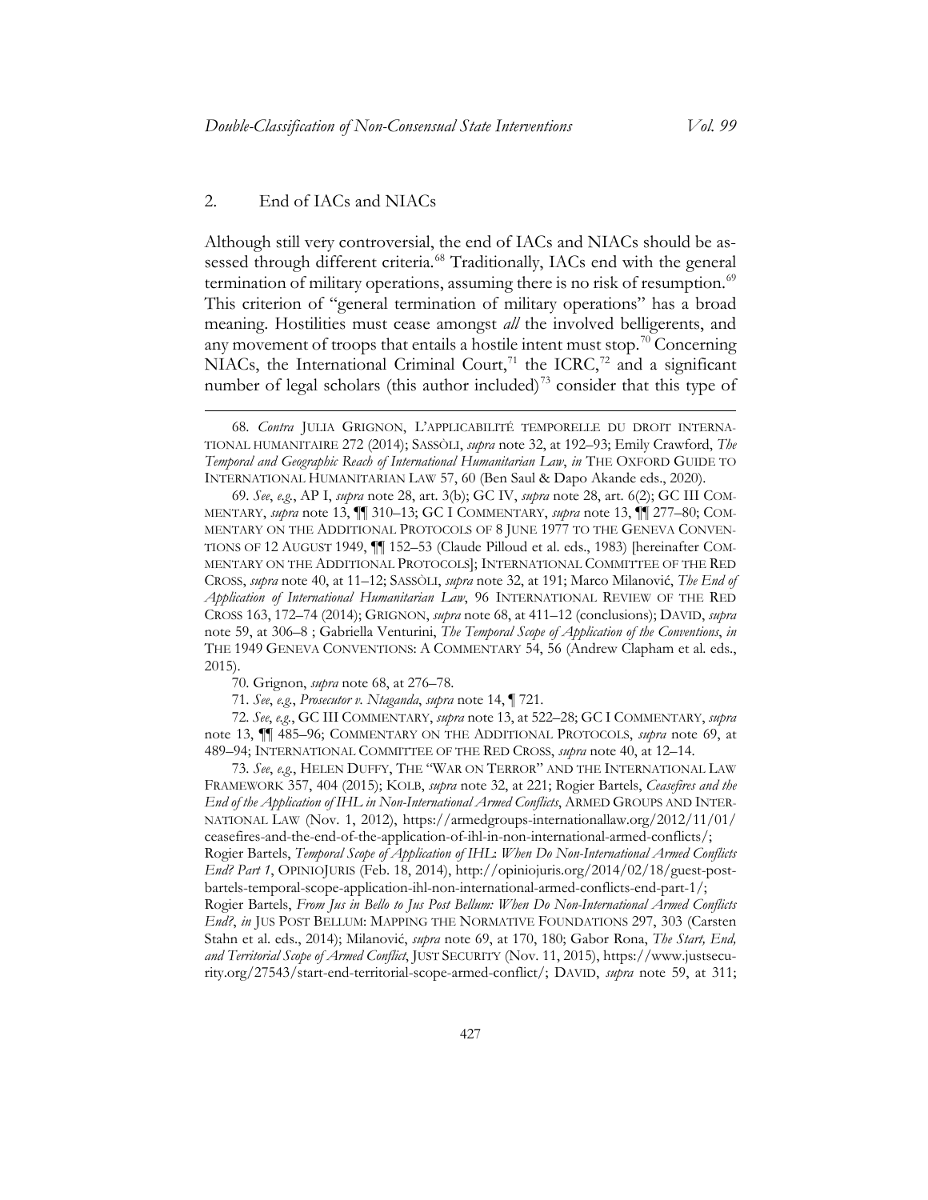### 2. End of IACs and NIACs

Although still very controversial, the end of IACs and NIACs should be assessed through different criteria.[68] Traditionally, IACs end with the general termination of military operations, assuming there is no risk of resumption.[69] This criterion of "general termination of military operations" has a broad meaning. Hostilities must cease amongst *all* the involved belligerents, and any movement of troops that entails a hostile intent must stop.[70] Concerning NIACs, the International Criminal Court,[71] the ICRC,[72] and a significant number of legal scholars (this author included)[73] consider that this type of

---

68. *Contra* JULIA GRIGNON, L'APPLICABILITÉ TEMPORELLE DU DROIT INTERNATIONAL HUMANITAIRE 272 (2014); SASSÒLI, *supra* note 32, at 192–93; Emily Crawford, *The Temporal and Geographic Reach of International Humanitarian Law*, *in* THE OXFORD GUIDE TO INTERNATIONAL HUMANITARIAN LAW 57, 60 (Ben Saul & Dapo Akande eds., 2020).

69. *See*, *e.g.*, AP I, *supra* note 28, art. 3(b); GC IV, *supra* note 28, art. 6(2); GC III COMMENTARY, *supra* note 13, ¶¶ 310–13; GC I COMMENTARY, *supra* note 13, ¶¶ 277–80; COMMENTARY ON THE ADDITIONAL PROTOCOLS OF 8 JUNE 1977 TO THE GENEVA CONVENTIONS OF 12 AUGUST 1949, ¶¶ 152–53 (Claude Pilloud et al. eds., 1983) [hereinafter COMMENTARY ON THE ADDITIONAL PROTOCOLS]; INTERNATIONAL COMMITTEE OF THE RED CROSS, *supra* note 40, at 11–12; SASSÒLI, *supra* note 32, at 191; Marco Milanović, *The End of Application of International Humanitarian Law*, 96 INTERNATIONAL REVIEW OF THE RED CROSS 163, 172–74 (2014); GRIGNON, *supra* note 68, at 411–12 (conclusions); DAVID, *supra* note 59, at 306–8 ; Gabriella Venturini, *The Temporal Scope of Application of the Conventions*, *in* THE 1949 GENEVA CONVENTIONS: A COMMENTARY 54, 56 (Andrew Clapham et al. eds., 2015).

70. Grignon, *supra* note 68, at 276–78.

71. *See*, *e.g.*, *Prosecutor v. Ntaganda*, *supra* note 14, ¶ 721.

72. *See*, *e.g.*, GC III COMMENTARY, *supra* note 13, at 522–28; GC I COMMENTARY, *supra* note 13, ¶¶ 485–96; COMMENTARY ON THE ADDITIONAL PROTOCOLS, *supra* note 69, at 489–94; INTERNATIONAL COMMITTEE OF THE RED CROSS, *supra* note 40, at 12–14.

73. *See*, *e.g.*, HELEN DUFFY, THE "WAR ON TERROR" AND THE INTERNATIONAL LAW FRAMEWORK 357, 404 (2015); KOLB, *supra* note 32, at 221; Rogier Bartels, *Ceasefires and the End of the Application of IHL in Non-International Armed Conflicts*, ARMED GROUPS AND INTERNATIONAL LAW (Nov. 1, 2012), https://armedgroups-internationallaw.org/2012/11/01/ceasefires-and-the-end-of-the-application-of-ihl-in-non-international-armed-conflicts/; Rogier Bartels, *Temporal Scope of Application of IHL: When Do Non-International Armed Conflicts End? Part 1*, OPINIOJURIS (Feb. 18, 2014), http://opiniojuris.org/2014/02/18/guest-post-bartels-temporal-scope-application-ihl-non-international-armed-conflicts-end-part-1/; Rogier Bartels, *From Jus in Bello to Jus Post Bellum: When Do Non-International Armed Conflicts End?*, *in* JUS POST BELLUM: MAPPING THE NORMATIVE FOUNDATIONS 297, 303 (Carsten Stahn et al. eds., 2014); Milanović, *supra* note 69, at 170, 180; Gabor Rona, *The Start, End, and Territorial Scope of Armed Conflict*, JUST SECURITY (Nov. 11, 2015), https://www.justsecurity.org/27543/start-end-territorial-scope-armed-conflict/; DAVID, *supra* note 59, at 311;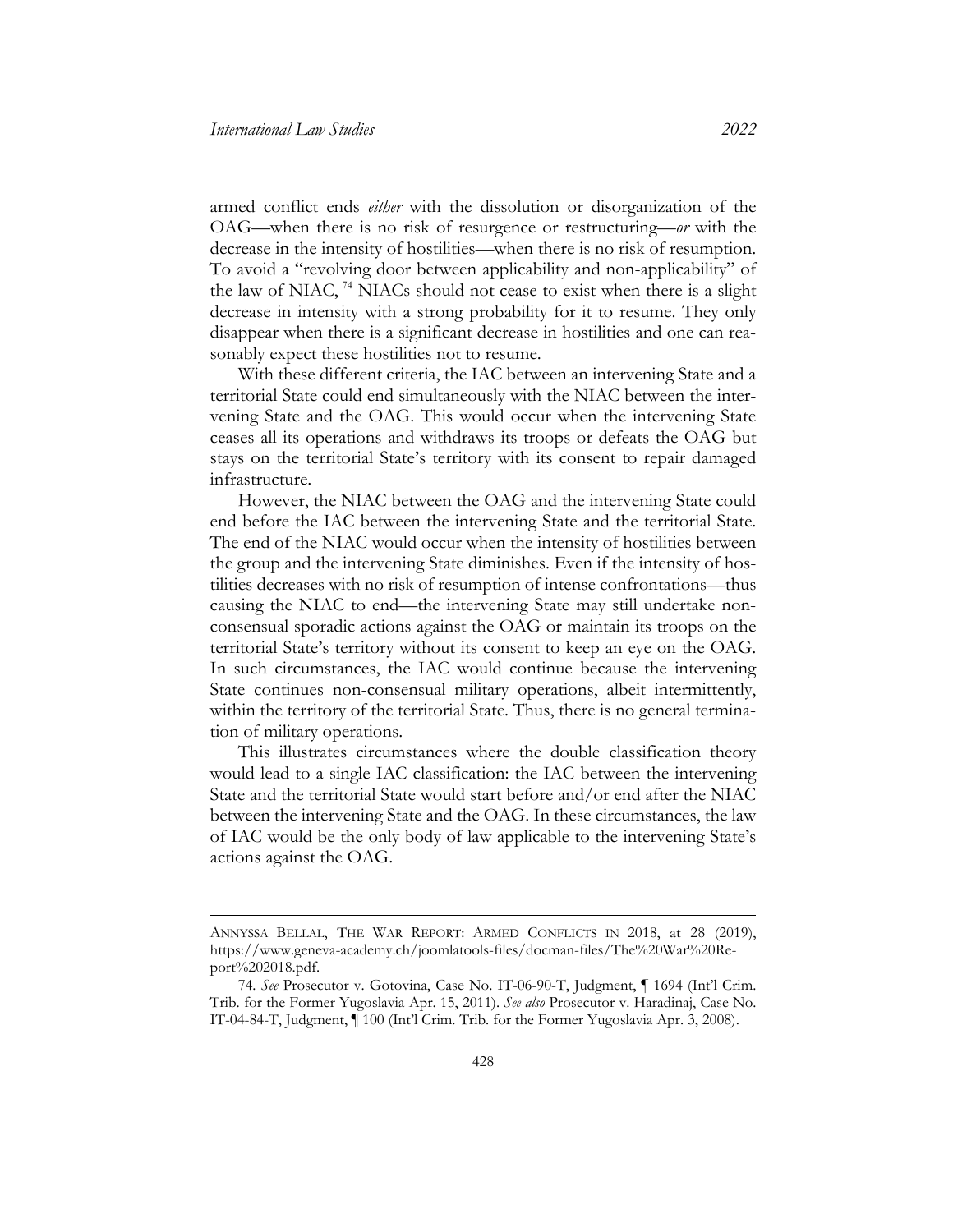armed conflict ends *either* with the dissolution or disorganization of the OAG—when there is no risk of resurgence or restructuring—*or* with the decrease in the intensity of hostilities—when there is no risk of resumption. To avoid a "revolving door between applicability and non-applicability" of the law of NIAC,[74] NIACs should not cease to exist when there is a slight decrease in intensity with a strong probability for it to resume. They only disappear when there is a significant decrease in hostilities and one can reasonably expect these hostilities not to resume.

With these different criteria, the IAC between an intervening State and a territorial State could end simultaneously with the NIAC between the intervening State and the OAG. This would occur when the intervening State ceases all its operations and withdraws its troops or defeats the OAG but stays on the territorial State's territory with its consent to repair damaged infrastructure.

However, the NIAC between the OAG and the intervening State could end before the IAC between the intervening State and the territorial State. The end of the NIAC would occur when the intensity of hostilities between the group and the intervening State diminishes. Even if the intensity of hostilities decreases with no risk of resumption of intense confrontations—thus causing the NIAC to end—the intervening State may still undertake non-consensual sporadic actions against the OAG or maintain its troops on the territorial State's territory without its consent to keep an eye on the OAG. In such circumstances, the IAC would continue because the intervening State continues non-consensual military operations, albeit intermittently, within the territory of the territorial State. Thus, there is no general termination of military operations.

This illustrates circumstances where the double classification theory would lead to a single IAC classification: the IAC between the intervening State and the territorial State would start before and/or end after the NIAC between the intervening State and the OAG. In these circumstances, the law of IAC would be the only body of law applicable to the intervening State's actions against the OAG.

---

ANNYSSA BELLAL, THE WAR REPORT: ARMED CONFLICTS IN 2018, at 28 (2019), https://www.geneva-academy.ch/joomlatools-files/docman-files/The%20War%20Report%202018.pdf.

74. *See* Prosecutor v. Gotovina, Case No. IT-06-90-T, Judgment, ¶ 1694 (Int'l Crim. Trib. for the Former Yugoslavia Apr. 15, 2011). *See also* Prosecutor v. Haradinaj, Case No. IT-04-84-T, Judgment, ¶ 100 (Int'l Crim. Trib. for the Former Yugoslavia Apr. 3, 2008).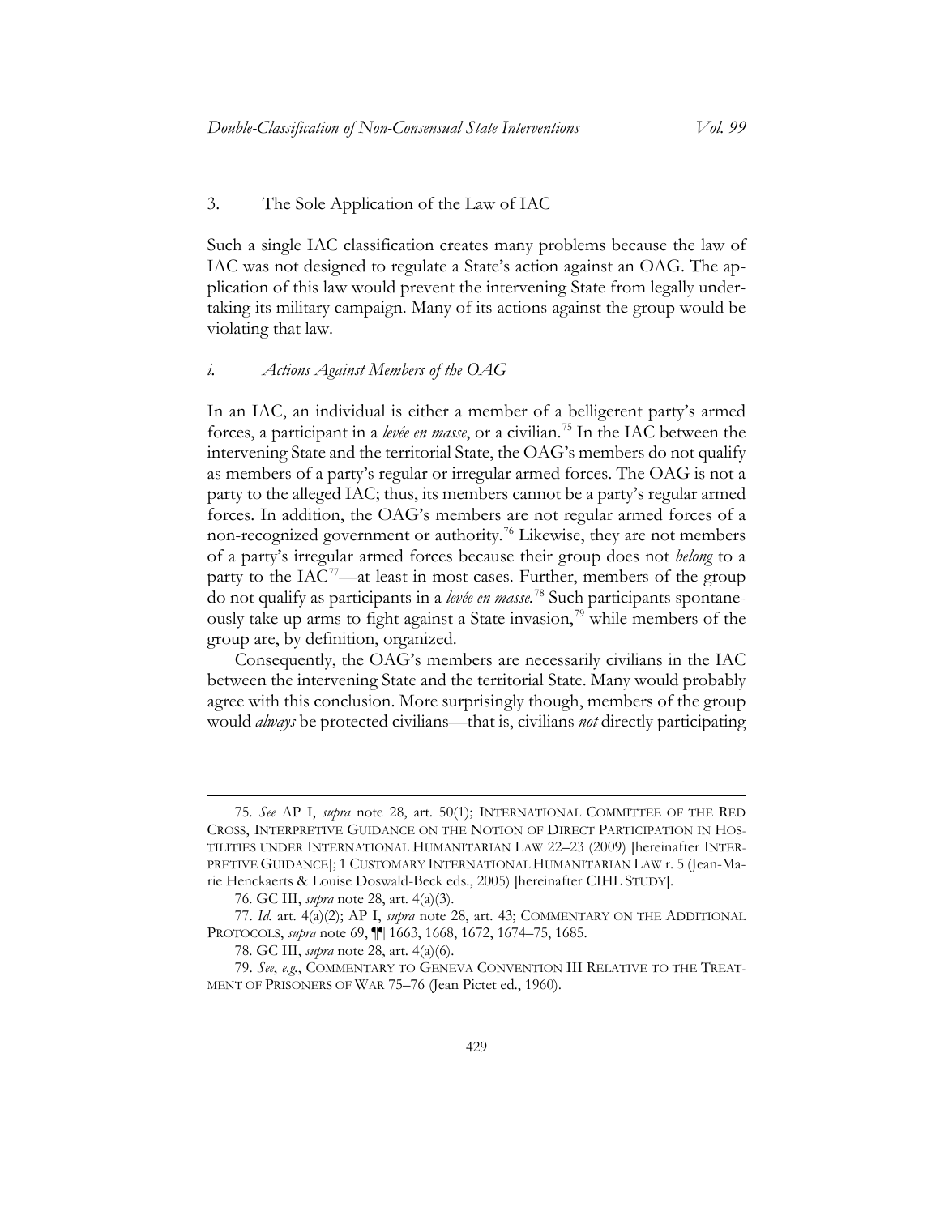### 3. The Sole Application of the Law of IAC

Such a single IAC classification creates many problems because the law of IAC was not designed to regulate a State's action against an OAG. The application of this law would prevent the intervening State from legally undertaking its military campaign. Many of its actions against the group would be violating that law.

#### *i. Actions Against Members of the OAG*

In an IAC, an individual is either a member of a belligerent party's armed forces, a participant in a *levée en masse*, or a civilian.[75] In the IAC between the intervening State and the territorial State, the OAG's members do not qualify as members of a party's regular or irregular armed forces. The OAG is not a party to the alleged IAC; thus, its members cannot be a party's regular armed forces. In addition, the OAG's members are not regular armed forces of a non-recognized government or authority.[76] Likewise, they are not members of a party's irregular armed forces because their group does not *belong* to a party to the IAC[77]—at least in most cases. Further, members of the group do not qualify as participants in a *levée en masse*.[78] Such participants spontaneously take up arms to fight against a State invasion,[79] while members of the group are, by definition, organized.

Consequently, the OAG's members are necessarily civilians in the IAC between the intervening State and the territorial State. Many would probably agree with this conclusion. More surprisingly though, members of the group would *always* be protected civilians—that is, civilians *not* directly participating

---

75. *See* AP I, *supra* note 28, art. 50(1); INTERNATIONAL COMMITTEE OF THE RED CROSS, INTERPRETIVE GUIDANCE ON THE NOTION OF DIRECT PARTICIPATION IN HOSTILITIES UNDER INTERNATIONAL HUMANITARIAN LAW 22–23 (2009) [hereinafter INTERPRETIVE GUIDANCE]; 1 CUSTOMARY INTERNATIONAL HUMANITARIAN LAW r. 5 (Jean-Marie Henckaerts & Louise Doswald-Beck eds., 2005) [hereinafter CIHL STUDY].

76. GC III, *supra* note 28, art. 4(a)(3).

77. *Id.* art. 4(a)(2); AP I, *supra* note 28, art. 43; COMMENTARY ON THE ADDITIONAL PROTOCOLS, *supra* note 69, ¶¶ 1663, 1668, 1672, 1674–75, 1685.

78. GC III, *supra* note 28, art. 4(a)(6).

79. *See, e.g.*, COMMENTARY TO GENEVA CONVENTION III RELATIVE TO THE TREATMENT OF PRISONERS OF WAR 75–76 (Jean Pictet ed., 1960).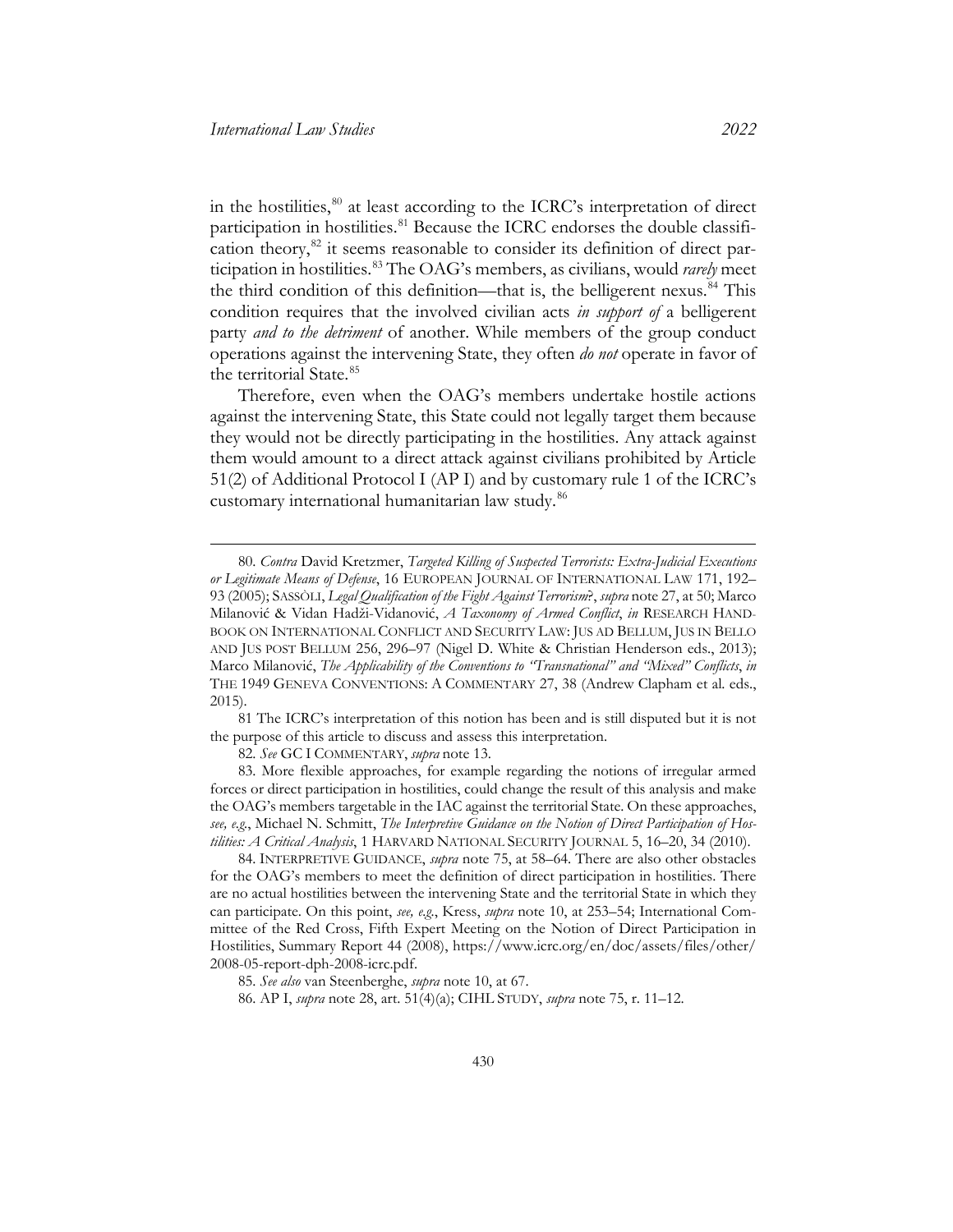in the hostilities,[80] at least according to the ICRC's interpretation of direct participation in hostilities.[81] Because the ICRC endorses the double classification theory,[82] it seems reasonable to consider its definition of direct participation in hostilities.[83] The OAG's members, as civilians, would *rarely* meet the third condition of this definition—that is, the belligerent nexus.[84] This condition requires that the involved civilian acts *in support of* a belligerent party *and to the detriment* of another. While members of the group conduct operations against the intervening State, they often *do not* operate in favor of the territorial State.[85]

Therefore, even when the OAG's members undertake hostile actions against the intervening State, this State could not legally target them because they would not be directly participating in the hostilities. Any attack against them would amount to a direct attack against civilians prohibited by Article 51(2) of Additional Protocol I (AP I) and by customary rule 1 of the ICRC's customary international humanitarian law study.[86]

---

80. *Contra* David Kretzmer, *Targeted Killing of Suspected Terrorists: Extra-Judicial Executions or Legitimate Means of Defense*, 16 EUROPEAN JOURNAL OF INTERNATIONAL LAW 171, 192–93 (2005); SASSÒLI, *Legal Qualification of the Fight Against Terrorism?*, *supra* note 27, at 50; Marco Milanović & Vidan Hadži-Vidanović, *A Taxonomy of Armed Conflict*, *in* RESEARCH HANDBOOK ON INTERNATIONAL CONFLICT AND SECURITY LAW: JUS AD BELLUM, JUS IN BELLO AND JUS POST BELLUM 256, 296–97 (Nigel D. White & Christian Henderson eds., 2013); Marco Milanović, *The Applicability of the Conventions to "Transnational" and "Mixed" Conflicts*, *in* THE 1949 GENEVA CONVENTIONS: A COMMENTARY 27, 38 (Andrew Clapham et al. eds., 2015).

81 The ICRC's interpretation of this notion has been and is still disputed but it is not the purpose of this article to discuss and assess this interpretation.

82. *See* GC I COMMENTARY, *supra* note 13.

83. More flexible approaches, for example regarding the notions of irregular armed forces or direct participation in hostilities, could change the result of this analysis and make the OAG's members targetable in the IAC against the territorial State. On these approaches, *see, e.g.*, Michael N. Schmitt, *The Interpretive Guidance on the Notion of Direct Participation of Hostilities: A Critical Analysis*, 1 HARVARD NATIONAL SECURITY JOURNAL 5, 16–20, 34 (2010).

84. INTERPRETIVE GUIDANCE, *supra* note 75, at 58–64. There are also other obstacles for the OAG's members to meet the definition of direct participation in hostilities. There are no actual hostilities between the intervening State and the territorial State in which they can participate. On this point, *see, e.g.*, Kress, *supra* note 10, at 253–54; International Committee of the Red Cross, Fifth Expert Meeting on the Notion of Direct Participation in Hostilities, Summary Report 44 (2008), https://www.icrc.org/en/doc/assets/files/other/2008-05-report-dph-2008-icrc.pdf.

85. *See also* van Steenberghe, *supra* note 10, at 67.

86. AP I, *supra* note 28, art. 51(4)(a); CIHL STUDY, *supra* note 75, r. 11–12.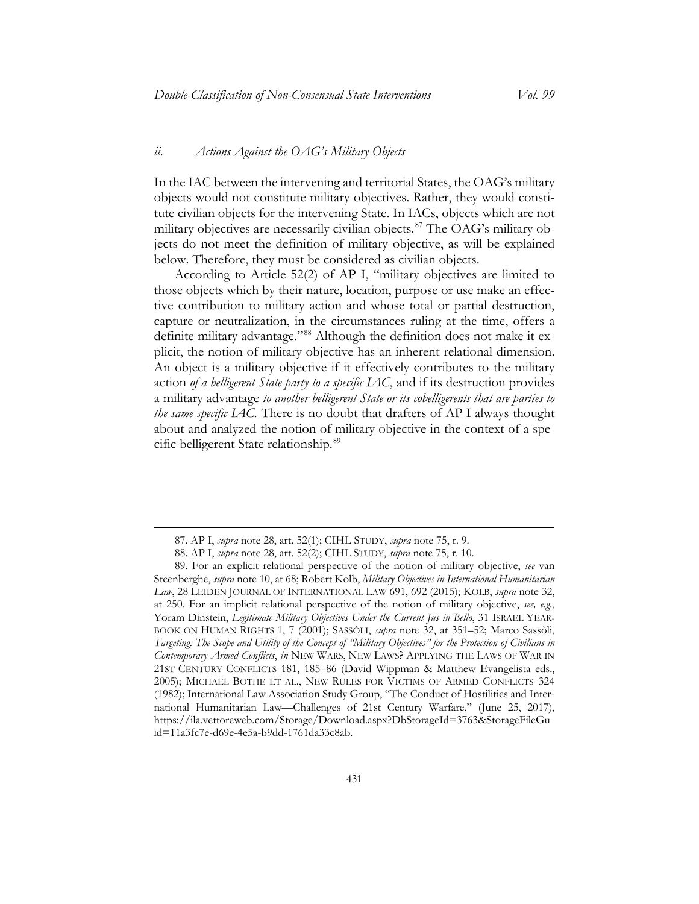### *ii. Actions Against the OAG's Military Objects*

In the IAC between the intervening and territorial States, the OAG's military objects would not constitute military objectives. Rather, they would constitute civilian objects for the intervening State. In IACs, objects which are not military objectives are necessarily civilian objects.[87] The OAG's military objects do not meet the definition of military objective, as will be explained below. Therefore, they must be considered as civilian objects.

According to Article 52(2) of AP I, "military objectives are limited to those objects which by their nature, location, purpose or use make an effective contribution to military action and whose total or partial destruction, capture or neutralization, in the circumstances ruling at the time, offers a definite military advantage."[88] Although the definition does not make it explicit, the notion of military objective has an inherent relational dimension. An object is a military objective if it effectively contributes to the military action *of a belligerent State party to a specific IAC*, and if its destruction provides a military advantage *to another belligerent State or its cobelligerents that are parties to the same specific IAC*. There is no doubt that drafters of AP I always thought about and analyzed the notion of military objective in the context of a specific belligerent State relationship.[89]

---

87. AP I, *supra* note 28, art. 52(1); CIHL STUDY, *supra* note 75, r. 9.

88. AP I, *supra* note 28, art. 52(2); CIHL STUDY, *supra* note 75, r. 10.

89. For an explicit relational perspective of the notion of military objective, *see* van Steenberghe, *supra* note 10, at 68; Robert Kolb, *Military Objectives in International Humanitarian Law*, 28 LEIDEN JOURNAL OF INTERNATIONAL LAW 691, 692 (2015); KOLB, *supra* note 32, at 250. For an implicit relational perspective of the notion of military objective, *see, e.g.*, Yoram Dinstein, *Legitimate Military Objectives Under the Current Jus in Bello*, 31 ISRAEL YEARBOOK ON HUMAN RIGHTS 1, 7 (2001); SASSÒLI, *supra* note 32, at 351–52; Marco Sassòli, *Targeting: The Scope and Utility of the Concept of "Military Objectives" for the Protection of Civilians in Contemporary Armed Conflicts*, *in* NEW WARS, NEW LAWS? APPLYING THE LAWS OF WAR IN 21ST CENTURY CONFLICTS 181, 185–86 (David Wippman & Matthew Evangelista eds., 2005); MICHAEL BOTHE ET AL., NEW RULES FOR VICTIMS OF ARMED CONFLICTS 324 (1982); International Law Association Study Group, "The Conduct of Hostilities and International Humanitarian Law—Challenges of 21st Century Warfare," (June 25, 2017), https://ila.vettoreweb.com/Storage/Download.aspx?DbStorageId=3763&StorageFileGuid=11a3fc7e-d69e-4e5a-b9dd-1761da33c8ab.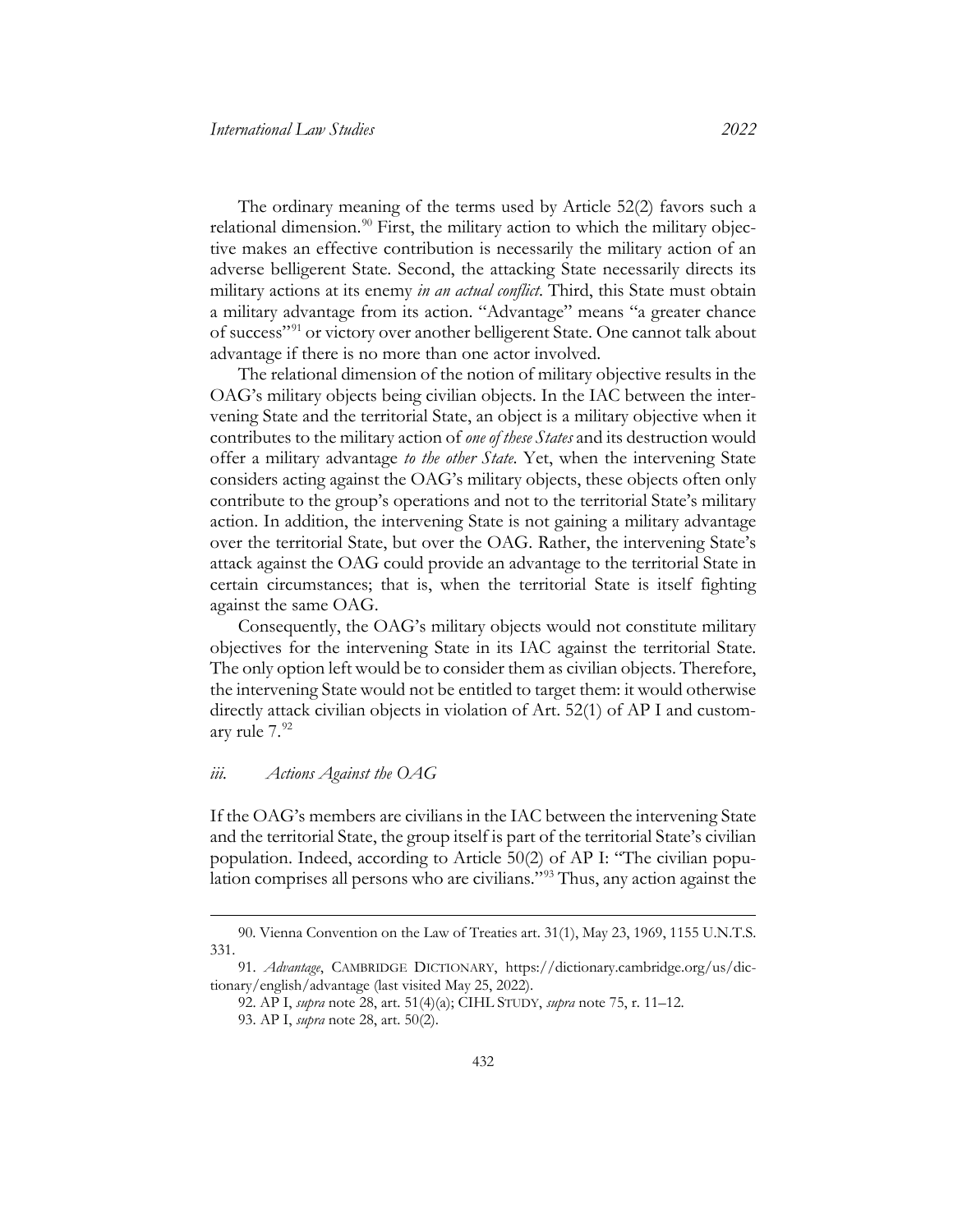The ordinary meaning of the terms used by Article 52(2) favors such a relational dimension.[90] First, the military action to which the military objective makes an effective contribution is necessarily the military action of an adverse belligerent State. Second, the attacking State necessarily directs its military actions at its enemy *in an actual conflict*. Third, this State must obtain a military advantage from its action. "Advantage" means "a greater chance of success"[91] or victory over another belligerent State. One cannot talk about advantage if there is no more than one actor involved.

The relational dimension of the notion of military objective results in the OAG's military objects being civilian objects. In the IAC between the intervening State and the territorial State, an object is a military objective when it contributes to the military action of *one of these States* and its destruction would offer a military advantage *to the other State*. Yet, when the intervening State considers acting against the OAG's military objects, these objects often only contribute to the group's operations and not to the territorial State's military action. In addition, the intervening State is not gaining a military advantage over the territorial State, but over the OAG. Rather, the intervening State's attack against the OAG could provide an advantage to the territorial State in certain circumstances; that is, when the territorial State is itself fighting against the same OAG.

Consequently, the OAG's military objects would not constitute military objectives for the intervening State in its IAC against the territorial State. The only option left would be to consider them as civilian objects. Therefore, the intervening State would not be entitled to target them: it would otherwise directly attack civilian objects in violation of Art. 52(1) of AP I and customary rule 7.[92]

### *iii. Actions Against the OAG*

If the OAG's members are civilians in the IAC between the intervening State and the territorial State, the group itself is part of the territorial State's civilian population. Indeed, according to Article 50(2) of AP I: "The civilian population comprises all persons who are civilians."[93] Thus, any action against the

---

90. Vienna Convention on the Law of Treaties art. 31(1), May 23, 1969, 1155 U.N.T.S. 331.

91. *Advantage*, CAMBRIDGE DICTIONARY, https://dictionary.cambridge.org/us/dictionary/english/advantage (last visited May 25, 2022).

92. AP I, *supra* note 28, art. 51(4)(a); CIHL STUDY, *supra* note 75, r. 11–12.

93. AP I, *supra* note 28, art. 50(2).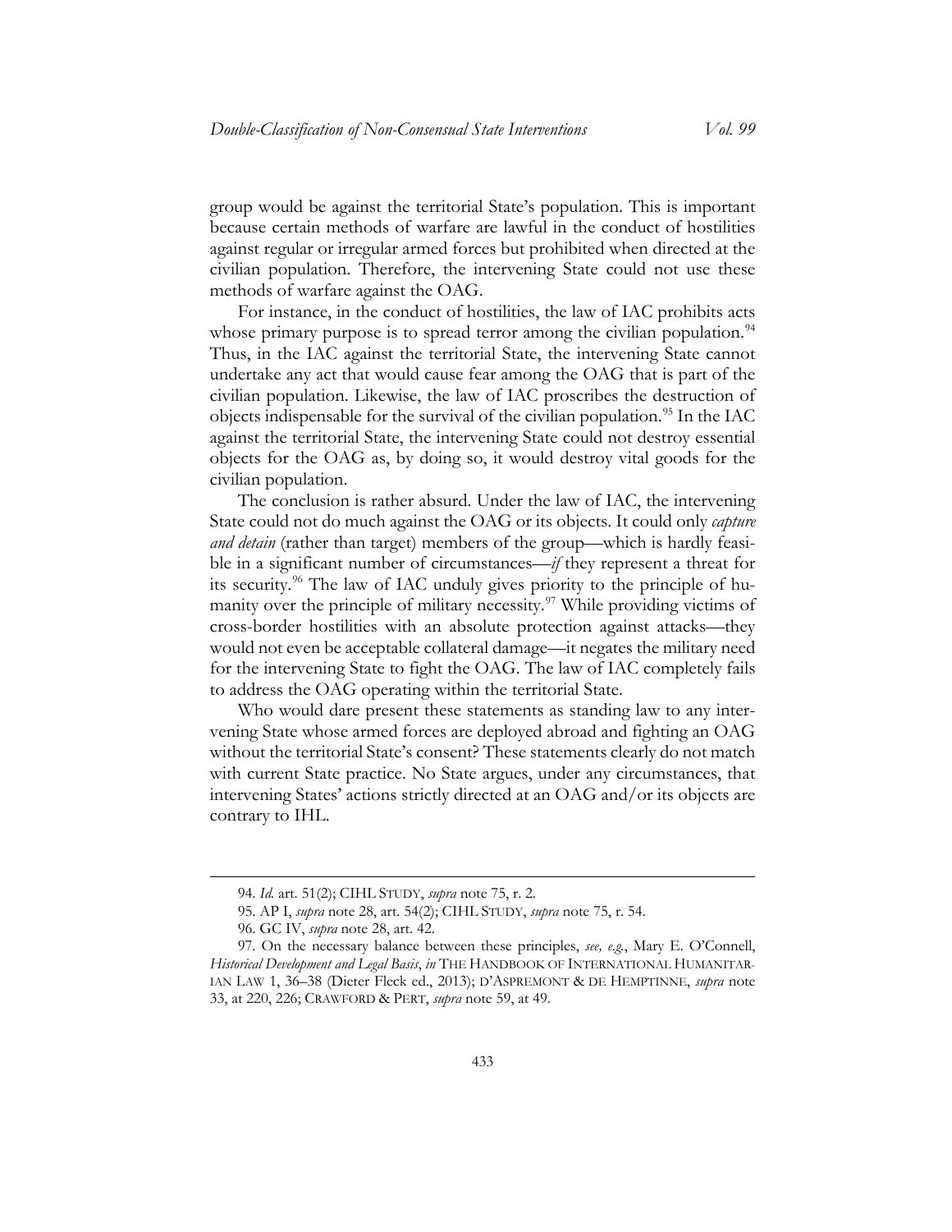group would be against the territorial State's population. This is important because certain methods of warfare are lawful in the conduct of hostilities against regular or irregular armed forces but prohibited when directed at the civilian population. Therefore, the intervening State could not use these methods of warfare against the OAG.

For instance, in the conduct of hostilities, the law of IAC prohibits acts whose primary purpose is to spread terror among the civilian population.[94] Thus, in the IAC against the territorial State, the intervening State cannot undertake any act that would cause fear among the OAG that is part of the civilian population. Likewise, the law of IAC proscribes the destruction of objects indispensable for the survival of the civilian population.[95] In the IAC against the territorial State, the intervening State could not destroy essential objects for the OAG as, by doing so, it would destroy vital goods for the civilian population.

The conclusion is rather absurd. Under the law of IAC, the intervening State could not do much against the OAG or its objects. It could only *capture and detain* (rather than target) members of the group—which is hardly feasible in a significant number of circumstances—*if* they represent a threat for its security.[96] The law of IAC unduly gives priority to the principle of humanity over the principle of military necessity.[97] While providing victims of cross-border hostilities with an absolute protection against attacks—they would not even be acceptable collateral damage—it negates the military need for the intervening State to fight the OAG. The law of IAC completely fails to address the OAG operating within the territorial State.

Who would dare present these statements as standing law to any intervening State whose armed forces are deployed abroad and fighting an OAG without the territorial State's consent? These statements clearly do not match with current State practice. No State argues, under any circumstances, that intervening States' actions strictly directed at an OAG and/or its objects are contrary to IHL.

---

94. *Id.* art. 51(2); CIHL STUDY, *supra* note 75, r. 2.

95. AP I, *supra* note 28, art. 54(2); CIHL STUDY, *supra* note 75, r. 54.

96. GC IV, *supra* note 28, art. 42.

97. On the necessary balance between these principles, *see, e.g.*, Mary E. O'Connell, *Historical Development and Legal Basis*, *in* THE HANDBOOK OF INTERNATIONAL HUMANITARIAN LAW 1, 36–38 (Dieter Fleck ed., 2013); D'ASPREMONT & DE HEMPTINNE, *supra* note 33, at 220, 226; CRAWFORD & PERT, *supra* note 59, at 49.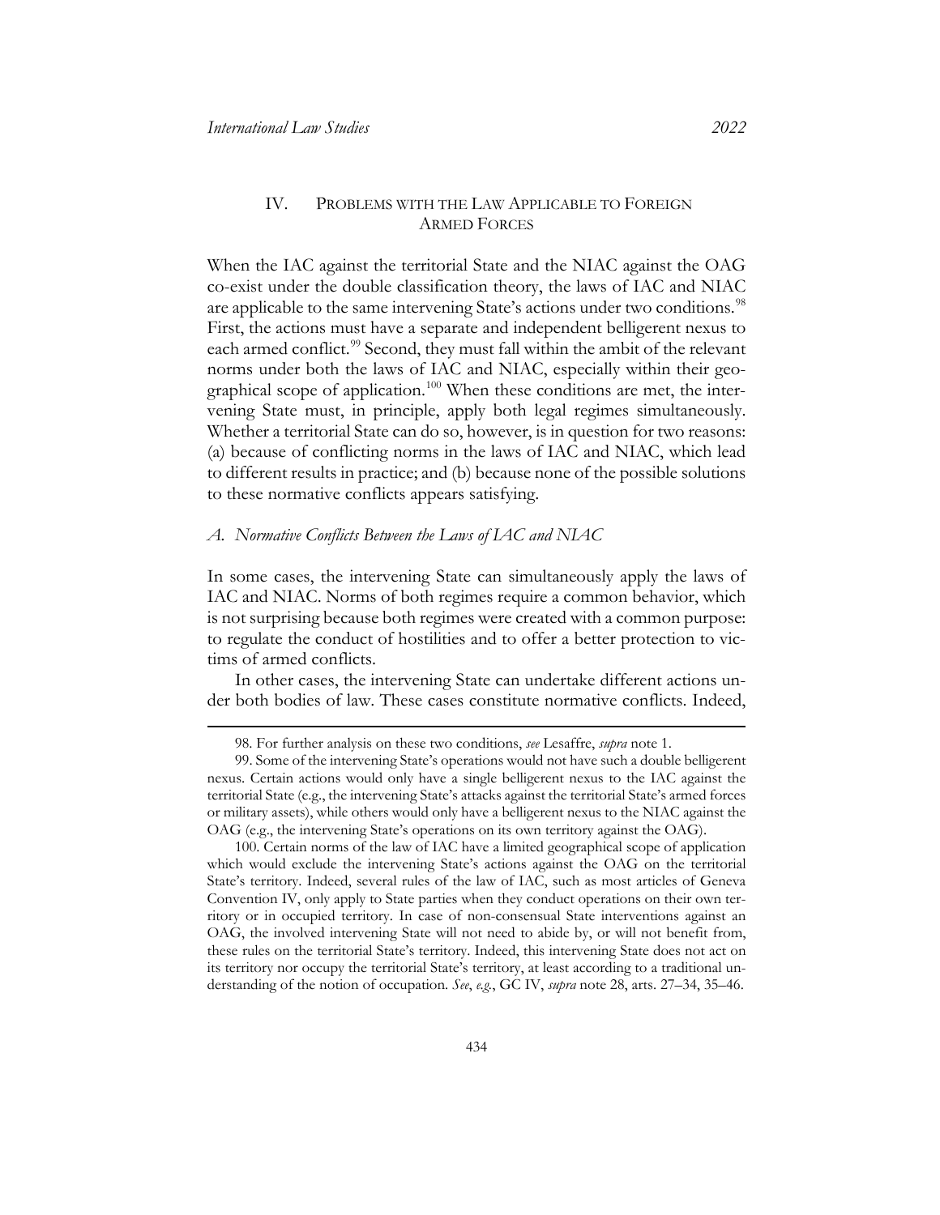## IV. Problems with the Law Applicable to Foreign Armed Forces

When the IAC against the territorial State and the NIAC against the OAG co-exist under the double classification theory, the laws of IAC and NIAC are applicable to the same intervening State's actions under two conditions.[98] First, the actions must have a separate and independent belligerent nexus to each armed conflict.[99] Second, they must fall within the ambit of the relevant norms under both the laws of IAC and NIAC, especially within their geographical scope of application.[100] When these conditions are met, the intervening State must, in principle, apply both legal regimes simultaneously. Whether a territorial State can do so, however, is in question for two reasons: (a) because of conflicting norms in the laws of IAC and NIAC, which lead to different results in practice; and (b) because none of the possible solutions to these normative conflicts appears satisfying.

### *A. Normative Conflicts Between the Laws of IAC and NIAC*

In some cases, the intervening State can simultaneously apply the laws of IAC and NIAC. Norms of both regimes require a common behavior, which is not surprising because both regimes were created with a common purpose: to regulate the conduct of hostilities and to offer a better protection to victims of armed conflicts.

In other cases, the intervening State can undertake different actions under both bodies of law. These cases constitute normative conflicts. Indeed,

---

98. For further analysis on these two conditions, *see* Lesaffre, *supra* note 1.

99. Some of the intervening State's operations would not have such a double belligerent nexus. Certain actions would only have a single belligerent nexus to the IAC against the territorial State (e.g., the intervening State's attacks against the territorial State's armed forces or military assets), while others would only have a belligerent nexus to the NIAC against the OAG (e.g., the intervening State's operations on its own territory against the OAG).

100. Certain norms of the law of IAC have a limited geographical scope of application which would exclude the intervening State's actions against the OAG on the territorial State's territory. Indeed, several rules of the law of IAC, such as most articles of Geneva Convention IV, only apply to State parties when they conduct operations on their own territory or in occupied territory. In case of non-consensual State interventions against an OAG, the involved intervening State will not need to abide by, or will not benefit from, these rules on the territorial State's territory. Indeed, this intervening State does not act on its territory nor occupy the territorial State's territory, at least according to a traditional understanding of the notion of occupation. *See*, *e.g.*, GC IV, *supra* note 28, arts. 27–34, 35–46.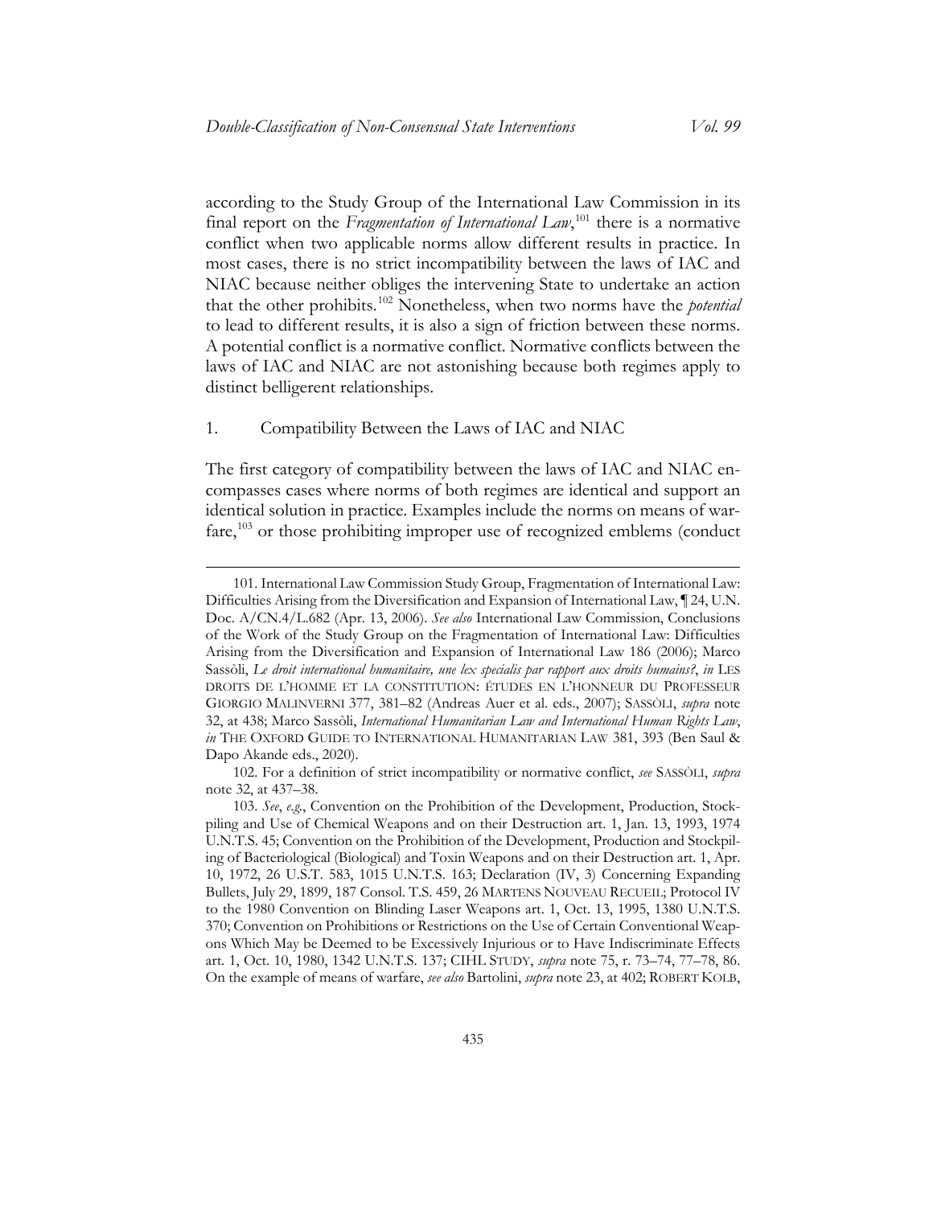according to the Study Group of the International Law Commission in its final report on the *Fragmentation of International Law*,[101] there is a normative conflict when two applicable norms allow different results in practice. In most cases, there is no strict incompatibility between the laws of IAC and NIAC because neither obliges the intervening State to undertake an action that the other prohibits.[102] Nonetheless, when two norms have the *potential* to lead to different results, it is also a sign of friction between these norms. A potential conflict is a normative conflict. Normative conflicts between the laws of IAC and NIAC are not astonishing because both regimes apply to distinct belligerent relationships.

### 1. Compatibility Between the Laws of IAC and NIAC

The first category of compatibility between the laws of IAC and NIAC encompasses cases where norms of both regimes are identical and support an identical solution in practice. Examples include the norms on means of warfare,[103] or those prohibiting improper use of recognized emblems (conduct

---

101. International Law Commission Study Group, Fragmentation of International Law: Difficulties Arising from the Diversification and Expansion of International Law, ¶ 24, U.N. Doc. A/CN.4/L.682 (Apr. 13, 2006). *See also* International Law Commission, Conclusions of the Work of the Study Group on the Fragmentation of International Law: Difficulties Arising from the Diversification and Expansion of International Law 186 (2006); Marco Sassòli, *Le droit international humanitaire, une lex specialis par rapport aux droits humains?*, *in* LES DROITS DE L'HOMME ET LA CONSTITUTION: ÉTUDES EN L'HONNEUR DU PROFESSEUR GIORGIO MALINVERNI 377, 381–82 (Andreas Auer et al. eds., 2007); SASSÒLI, *supra* note 32, at 438; Marco Sassòli, *International Humanitarian Law and International Human Rights Law*, *in* THE OXFORD GUIDE TO INTERNATIONAL HUMANITARIAN LAW 381, 393 (Ben Saul & Dapo Akande eds., 2020).

102. For a definition of strict incompatibility or normative conflict, *see* SASSÒLI, *supra* note 32, at 437–38.

103. *See*, *e.g.*, Convention on the Prohibition of the Development, Production, Stockpiling and Use of Chemical Weapons and on their Destruction art. 1, Jan. 13, 1993, 1974 U.N.T.S. 45; Convention on the Prohibition of the Development, Production and Stockpiling of Bacteriological (Biological) and Toxin Weapons and on their Destruction art. 1, Apr. 10, 1972, 26 U.S.T. 583, 1015 U.N.T.S. 163; Declaration (IV, 3) Concerning Expanding Bullets, July 29, 1899, 187 Consol. T.S. 459, 26 MARTENS NOUVEAU RECUEIL; Protocol IV to the 1980 Convention on Blinding Laser Weapons art. 1, Oct. 13, 1995, 1380 U.N.T.S. 370; Convention on Prohibitions or Restrictions on the Use of Certain Conventional Weapons Which May be Deemed to be Excessively Injurious or to Have Indiscriminate Effects art. 1, Oct. 10, 1980, 1342 U.N.T.S. 137; CIHL STUDY, *supra* note 75, r. 73–74, 77–78, 86. On the example of means of warfare, *see also* Bartolini, *supra* note 23, at 402; ROBERT KOLB,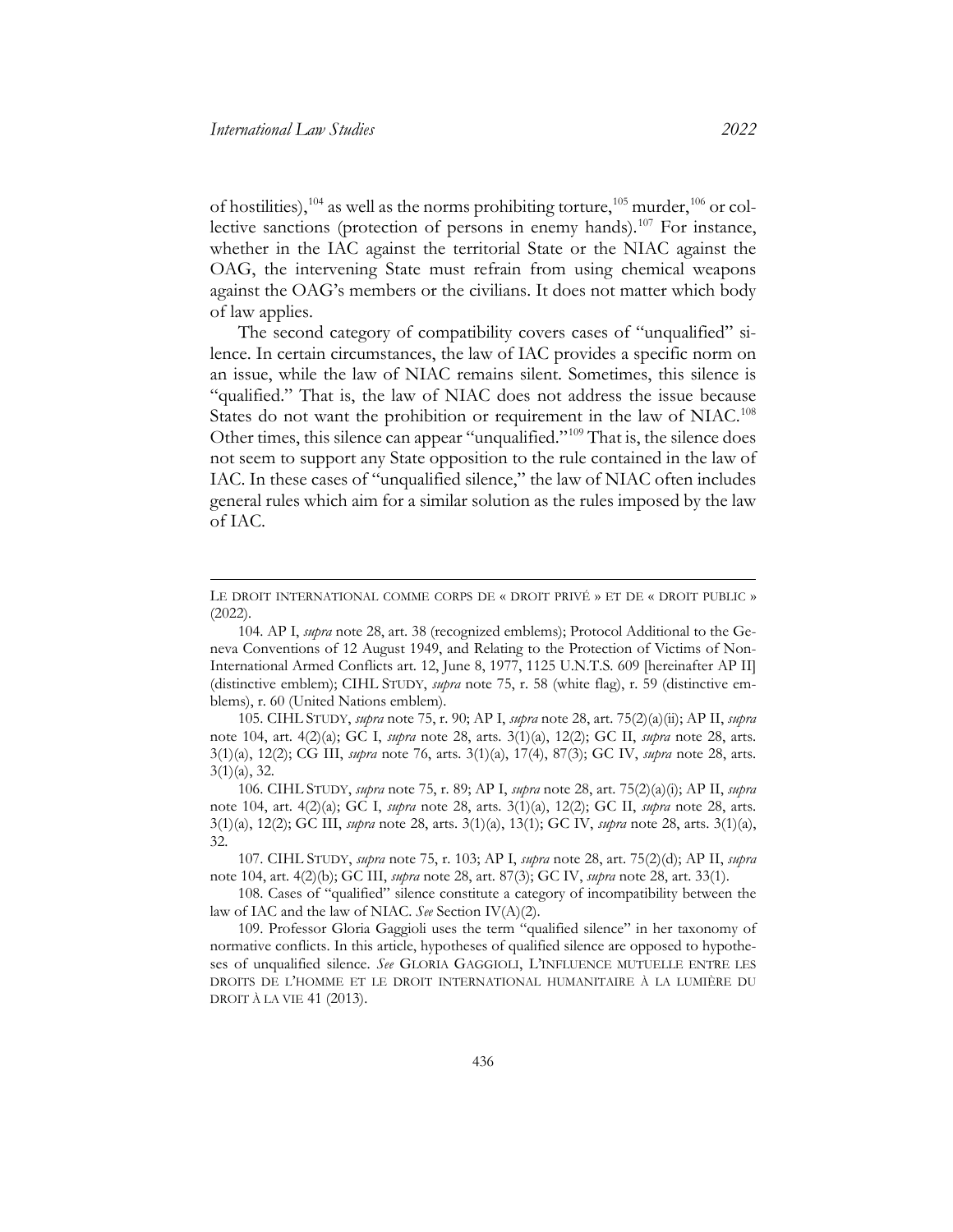of hostilities),[104] as well as the norms prohibiting torture,[105] murder,[106] or collective sanctions (protection of persons in enemy hands).[107] For instance, whether in the IAC against the territorial State or the NIAC against the OAG, the intervening State must refrain from using chemical weapons against the OAG's members or the civilians. It does not matter which body of law applies.

The second category of compatibility covers cases of "unqualified" silence. In certain circumstances, the law of IAC provides a specific norm on an issue, while the law of NIAC remains silent. Sometimes, this silence is "qualified." That is, the law of NIAC does not address the issue because States do not want the prohibition or requirement in the law of NIAC.[108] Other times, this silence can appear "unqualified."[109] That is, the silence does not seem to support any State opposition to the rule contained in the law of IAC. In these cases of "unqualified silence," the law of NIAC often includes general rules which aim for a similar solution as the rules imposed by the law of IAC.

---

LE DROIT INTERNATIONAL COMME CORPS DE « DROIT PRIVÉ » ET DE « DROIT PUBLIC » (2022).

104. AP I, *supra* note 28, art. 38 (recognized emblems); Protocol Additional to the Geneva Conventions of 12 August 1949, and Relating to the Protection of Victims of Non-International Armed Conflicts art. 12, June 8, 1977, 1125 U.N.T.S. 609 [hereinafter AP II] (distinctive emblem); CIHL STUDY, *supra* note 75, r. 58 (white flag), r. 59 (distinctive emblems), r. 60 (United Nations emblem).

105. CIHL STUDY, *supra* note 75, r. 90; AP I, *supra* note 28, art. 75(2)(a)(ii); AP II, *supra* note 104, art. 4(2)(a); GC I, *supra* note 28, arts. 3(1)(a), 12(2); GC II, *supra* note 28, arts. 3(1)(a), 12(2); CG III, *supra* note 76, arts. 3(1)(a), 17(4), 87(3); GC IV, *supra* note 28, arts. 3(1)(a), 32.

106. CIHL STUDY, *supra* note 75, r. 89; AP I, *supra* note 28, art. 75(2)(a)(i); AP II, *supra* note 104, art. 4(2)(a); GC I, *supra* note 28, arts. 3(1)(a), 12(2); GC II, *supra* note 28, arts. 3(1)(a), 12(2); GC III, *supra* note 28, arts. 3(1)(a), 13(1); GC IV, *supra* note 28, arts. 3(1)(a), 32.

107. CIHL STUDY, *supra* note 75, r. 103; AP I, *supra* note 28, art. 75(2)(d); AP II, *supra* note 104, art. 4(2)(b); GC III, *supra* note 28, art. 87(3); GC IV, *supra* note 28, art. 33(1).

108. Cases of "qualified" silence constitute a category of incompatibility between the law of IAC and the law of NIAC. *See* Section IV(A)(2).

109. Professor Gloria Gaggioli uses the term "qualified silence" in her taxonomy of normative conflicts. In this article, hypotheses of qualified silence are opposed to hypotheses of unqualified silence. *See* GLORIA GAGGIOLI, L'INFLUENCE MUTUELLE ENTRE LES DROITS DE L'HOMME ET LE DROIT INTERNATIONAL HUMANITAIRE À LA LUMIÈRE DU DROIT À LA VIE 41 (2013).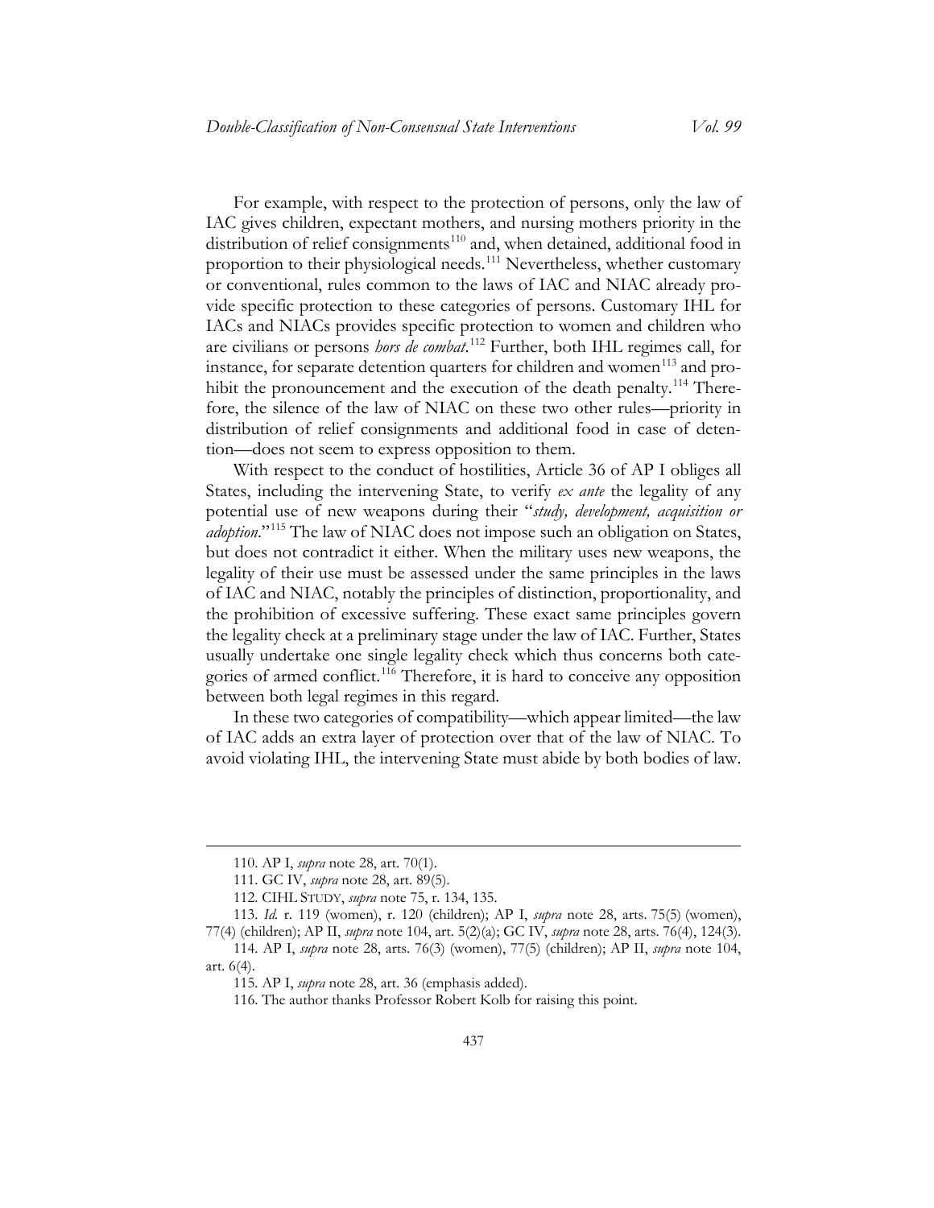For example, with respect to the protection of persons, only the law of IAC gives children, expectant mothers, and nursing mothers priority in the distribution of relief consignments[110] and, when detained, additional food in proportion to their physiological needs.[111] Nevertheless, whether customary or conventional, rules common to the laws of IAC and NIAC already provide specific protection to these categories of persons. Customary IHL for IACs and NIACs provides specific protection to women and children who are civilians or persons *hors de combat*.[112] Further, both IHL regimes call, for instance, for separate detention quarters for children and women[113] and prohibit the pronouncement and the execution of the death penalty.[114] Therefore, the silence of the law of NIAC on these two other rules—priority in distribution of relief consignments and additional food in case of detention—does not seem to express opposition to them.

With respect to the conduct of hostilities, Article 36 of AP I obliges all States, including the intervening State, to verify *ex ante* the legality of any potential use of new weapons during their "*study, development, acquisition or adoption*."[115] The law of NIAC does not impose such an obligation on States, but does not contradict it either. When the military uses new weapons, the legality of their use must be assessed under the same principles in the laws of IAC and NIAC, notably the principles of distinction, proportionality, and the prohibition of excessive suffering. These exact same principles govern the legality check at a preliminary stage under the law of IAC. Further, States usually undertake one single legality check which thus concerns both categories of armed conflict.[116] Therefore, it is hard to conceive any opposition between both legal regimes in this regard.

In these two categories of compatibility—which appear limited—the law of IAC adds an extra layer of protection over that of the law of NIAC. To avoid violating IHL, the intervening State must abide by both bodies of law.

---

110. AP I, *supra* note 28, art. 70(1).

111. GC IV, *supra* note 28, art. 89(5).

112. CIHL STUDY, *supra* note 75, r. 134, 135.

113. *Id.* r. 119 (women), r. 120 (children); AP I, *supra* note 28, arts. 75(5) (women), 77(4) (children); AP II, *supra* note 104, art. 5(2)(a); GC IV, *supra* note 28, arts. 76(4), 124(3).

114. AP I, *supra* note 28, arts. 76(3) (women), 77(5) (children); AP II, *supra* note 104, art. 6(4).

115. AP I, *supra* note 28, art. 36 (emphasis added).

116. The author thanks Professor Robert Kolb for raising this point.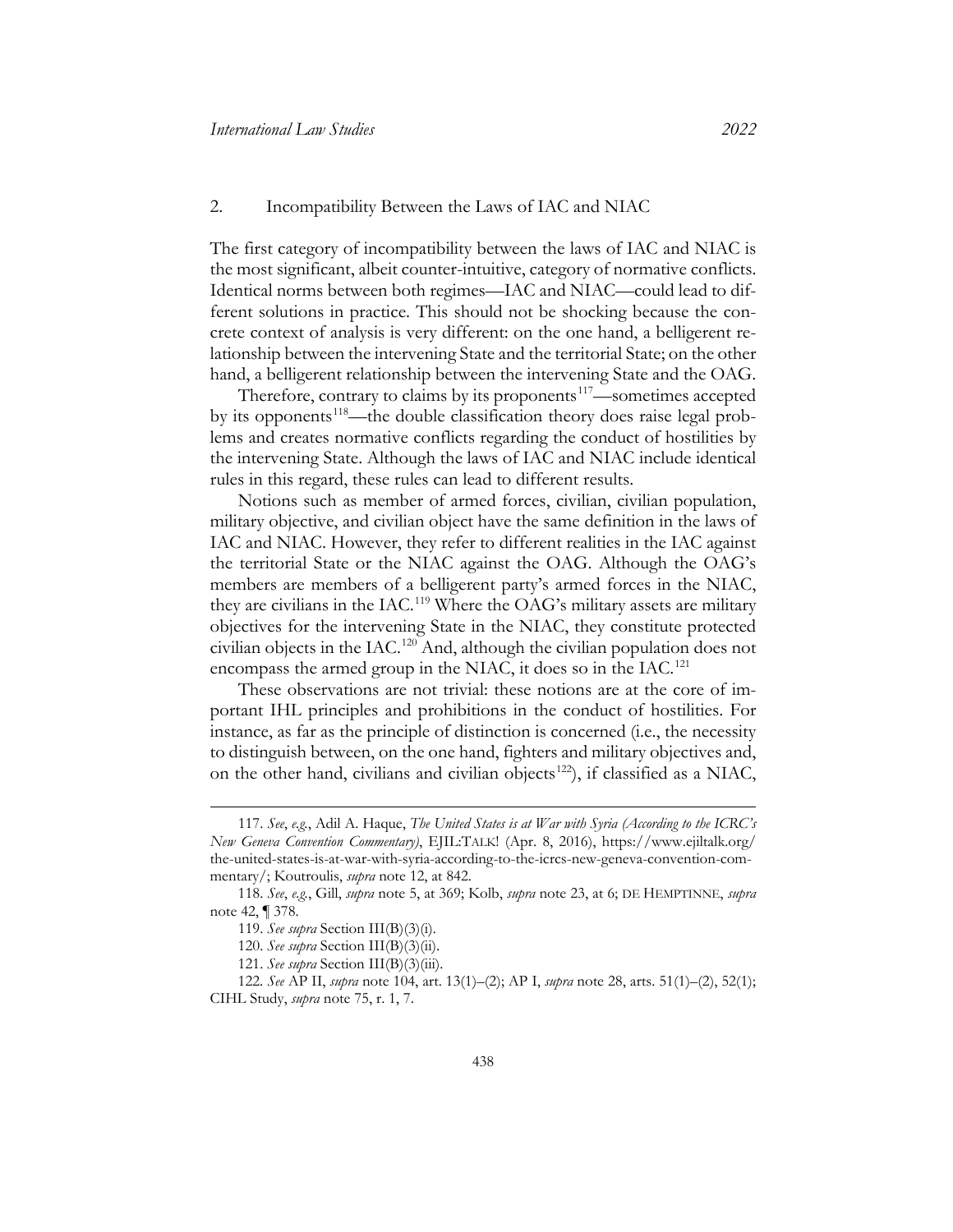### 2. Incompatibility Between the Laws of IAC and NIAC

The first category of incompatibility between the laws of IAC and NIAC is the most significant, albeit counter-intuitive, category of normative conflicts. Identical norms between both regimes—IAC and NIAC—could lead to different solutions in practice. This should not be shocking because the concrete context of analysis is very different: on the one hand, a belligerent relationship between the intervening State and the territorial State; on the other hand, a belligerent relationship between the intervening State and the OAG.

Therefore, contrary to claims by its proponents[117]—sometimes accepted by its opponents[118]—the double classification theory does raise legal problems and creates normative conflicts regarding the conduct of hostilities by the intervening State. Although the laws of IAC and NIAC include identical rules in this regard, these rules can lead to different results.

Notions such as member of armed forces, civilian, civilian population, military objective, and civilian object have the same definition in the laws of IAC and NIAC. However, they refer to different realities in the IAC against the territorial State or the NIAC against the OAG. Although the OAG's members are members of a belligerent party's armed forces in the NIAC, they are civilians in the IAC.[119] Where the OAG's military assets are military objectives for the intervening State in the NIAC, they constitute protected civilian objects in the IAC.[120] And, although the civilian population does not encompass the armed group in the NIAC, it does so in the IAC.[121]

These observations are not trivial: these notions are at the core of important IHL principles and prohibitions in the conduct of hostilities. For instance, as far as the principle of distinction is concerned (i.e., the necessity to distinguish between, on the one hand, fighters and military objectives and, on the other hand, civilians and civilian objects[122]), if classified as a NIAC,

---

117. *See*, *e.g.*, Adil A. Haque, *The United States is at War with Syria (According to the ICRC's New Geneva Convention Commentary)*, EJIL:TALK! (Apr. 8, 2016), https://www.ejiltalk.org/the-united-states-is-at-war-with-syria-according-to-the-icrcs-new-geneva-convention-commentary/; Koutroulis, *supra* note 12, at 842.

118. *See*, *e.g.*, Gill, *supra* note 5, at 369; Kolb, *supra* note 23, at 6; DE HEMPTINNE, *supra* note 42, ¶ 378.

119. *See supra* Section III(B)(3)(i).

120. *See supra* Section III(B)(3)(ii).

121. *See supra* Section III(B)(3)(iii).

122. *See* AP II, *supra* note 104, art. 13(1)–(2); AP I, *supra* note 28, arts. 51(1)–(2), 52(1); CIHL Study, *supra* note 75, r. 1, 7.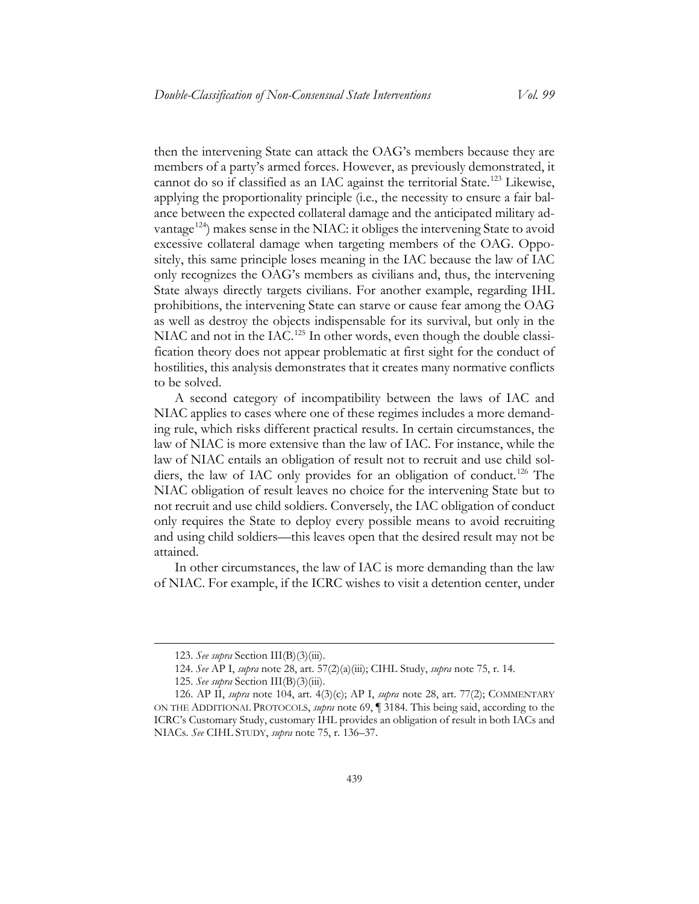then the intervening State can attack the OAG's members because they are members of a party's armed forces. However, as previously demonstrated, it cannot do so if classified as an IAC against the territorial State.[123] Likewise, applying the proportionality principle (i.e., the necessity to ensure a fair balance between the expected collateral damage and the anticipated military advantage[124]) makes sense in the NIAC: it obliges the intervening State to avoid excessive collateral damage when targeting members of the OAG. Oppositely, this same principle loses meaning in the IAC because the law of IAC only recognizes the OAG's members as civilians and, thus, the intervening State always directly targets civilians. For another example, regarding IHL prohibitions, the intervening State can starve or cause fear among the OAG as well as destroy the objects indispensable for its survival, but only in the NIAC and not in the IAC.[125] In other words, even though the double classification theory does not appear problematic at first sight for the conduct of hostilities, this analysis demonstrates that it creates many normative conflicts to be solved.

A second category of incompatibility between the laws of IAC and NIAC applies to cases where one of these regimes includes a more demanding rule, which risks different practical results. In certain circumstances, the law of NIAC is more extensive than the law of IAC. For instance, while the law of NIAC entails an obligation of result not to recruit and use child soldiers, the law of IAC only provides for an obligation of conduct.[126] The NIAC obligation of result leaves no choice for the intervening State but to not recruit and use child soldiers. Conversely, the IAC obligation of conduct only requires the State to deploy every possible means to avoid recruiting and using child soldiers—this leaves open that the desired result may not be attained.

In other circumstances, the law of IAC is more demanding than the law of NIAC. For example, if the ICRC wishes to visit a detention center, under

---

123. *See supra* Section III(B)(3)(iii).

124. *See* AP I, *supra* note 28, art. 57(2)(a)(iii); CIHL Study, *supra* note 75, r. 14.

125. *See supra* Section III(B)(3)(iii).

126. AP II, *supra* note 104, art. 4(3)(c); AP I, *supra* note 28, art. 77(2); COMMENTARY ON THE ADDITIONAL PROTOCOLS, *supra* note 69, ¶ 3184. This being said, according to the ICRC's Customary Study, customary IHL provides an obligation of result in both IACs and NIACs. *See* CIHL STUDY, *supra* note 75, r. 136–37.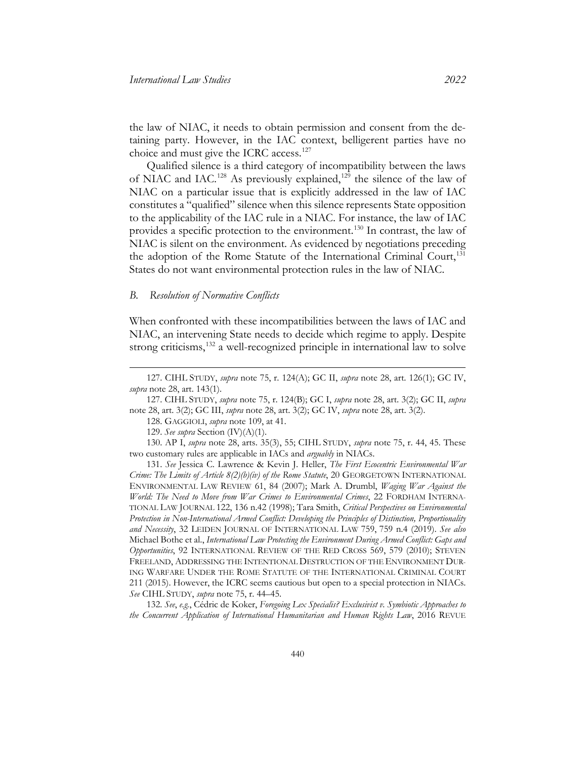the law of NIAC, it needs to obtain permission and consent from the detaining party. However, in the IAC context, belligerent parties have no choice and must give the ICRC access.[127]

Qualified silence is a third category of incompatibility between the laws of NIAC and IAC.[128] As previously explained,[129] the silence of the law of NIAC on a particular issue that is explicitly addressed in the law of IAC constitutes a "qualified" silence when this silence represents State opposition to the applicability of the IAC rule in a NIAC. For instance, the law of IAC provides a specific protection to the environment.[130] In contrast, the law of NIAC is silent on the environment. As evidenced by negotiations preceding the adoption of the Rome Statute of the International Criminal Court,[131] States do not want environmental protection rules in the law of NIAC.

### *B. Resolution of Normative Conflicts*

When confronted with these incompatibilities between the laws of IAC and NIAC, an intervening State needs to decide which regime to apply. Despite strong criticisms,[132] a well-recognized principle in international law to solve

---

127. CIHL STUDY, *supra* note 75, r. 124(A); GC II, *supra* note 28, art. 126(1); GC IV, *supra* note 28, art. 143(1).

127. CIHL STUDY, *supra* note 75, r. 124(B); GC I, *supra* note 28, art. 3(2); GC II, *supra* note 28, art. 3(2); GC III, *supra* note 28, art. 3(2); GC IV, *supra* note 28, art. 3(2).

128. GAGGIOLI, *supra* note 109, at 41.

129. *See supra* Section (IV)(A)(1).

130. AP I, *supra* note 28, arts. 35(3), 55; CIHL STUDY, *supra* note 75, r. 44, 45. These two customary rules are applicable in IACs and *arguably* in NIACs.

131. *See* Jessica C. Lawrence & Kevin J. Heller, *The First Ecocentric Environmental War Crime: The Limits of Article 8(2)(b)(iv) of the Rome Statute*, 20 GEORGETOWN INTERNATIONAL ENVIRONMENTAL LAW REVIEW 61, 84 (2007); Mark A. Drumbl, *Waging War Against the World: The Need to Move from War Crimes to Environmental Crimes*, 22 FORDHAM INTERNATIONAL LAW JOURNAL 122, 136 n.42 (1998); Tara Smith, *Critical Perspectives on Environmental Protection in Non-International Armed Conflict: Developing the Principles of Distinction, Proportionality and Necessity*, 32 LEIDEN JOURNAL OF INTERNATIONAL LAW 759, 759 n.4 (2019). *See also* Michael Bothe et al., *International Law Protecting the Environment During Armed Conflict: Gaps and Opportunities*, 92 INTERNATIONAL REVIEW OF THE RED CROSS 569, 579 (2010); STEVEN FREELAND, ADDRESSING THE INTENTIONAL DESTRUCTION OF THE ENVIRONMENT DURING WARFARE UNDER THE ROME STATUTE OF THE INTERNATIONAL CRIMINAL COURT 211 (2015). However, the ICRC seems cautious but open to a special protection in NIACs. *See* CIHL STUDY, *supra* note 75, r. 44–45.

132. *See*, *e.g.*, Cédric de Koker, *Foregoing Lex Specialis? Exclusivist v. Symbiotic Approaches to the Concurrent Application of International Humanitarian and Human Rights Law*, 2016 REVUE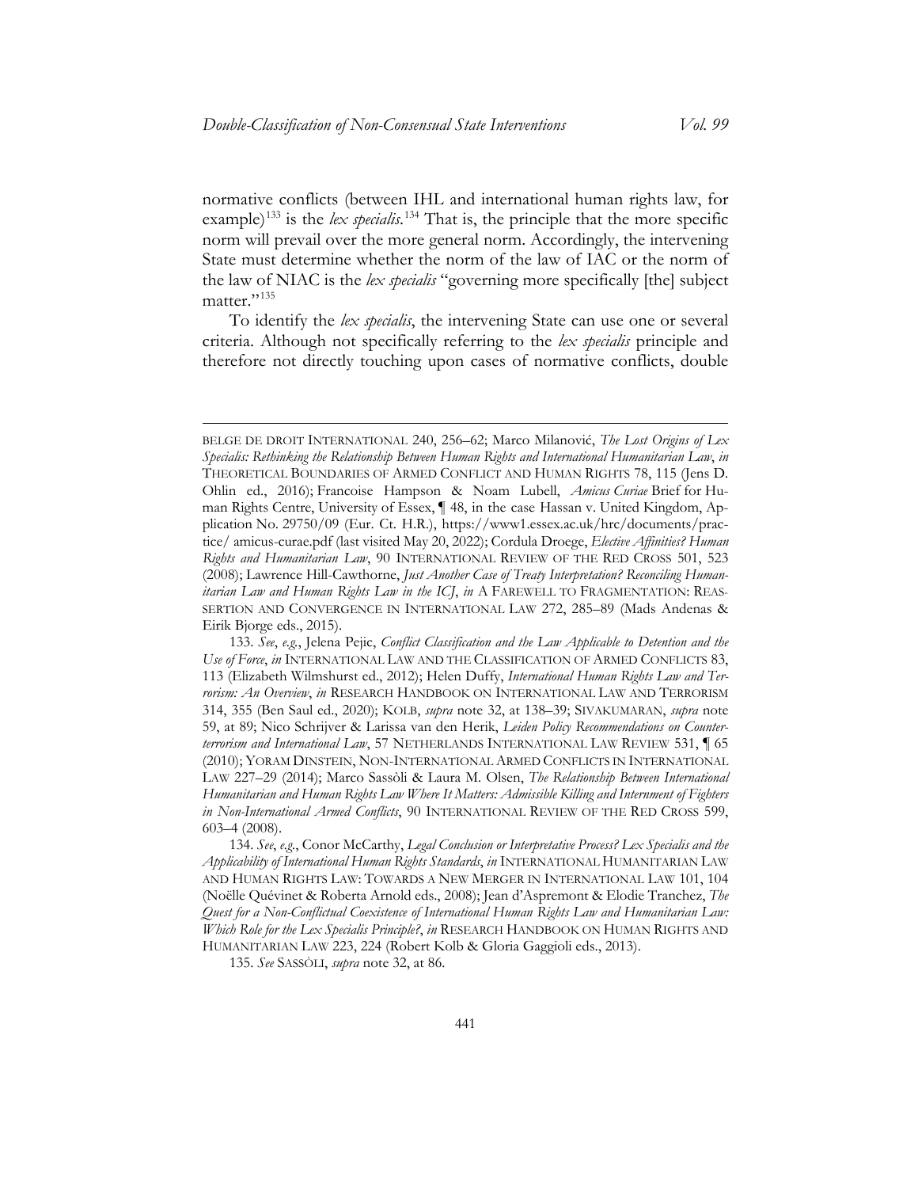normative conflicts (between IHL and international human rights law, for example)[133] is the *lex specialis*.[134] That is, the principle that the more specific norm will prevail over the more general norm. Accordingly, the intervening State must determine whether the norm of the law of IAC or the norm of the law of NIAC is the *lex specialis* "governing more specifically [the] subject matter."[135]

To identify the *lex specialis*, the intervening State can use one or several criteria. Although not specifically referring to the *lex specialis* principle and therefore not directly touching upon cases of normative conflicts, double

---

BELGE DE DROIT INTERNATIONAL 240, 256–62; Marco Milanović, *The Lost Origins of Lex Specialis: Rethinking the Relationship Between Human Rights and International Humanitarian Law*, *in* THEORETICAL BOUNDARIES OF ARMED CONFLICT AND HUMAN RIGHTS 78, 115 (Jens D. Ohlin ed., 2016); Francoise Hampson & Noam Lubell, *Amicus Curiae* Brief for Human Rights Centre, University of Essex, ¶ 48, in the case Hassan v. United Kingdom, Application No. 29750/09 (Eur. Ct. H.R.), https://www1.essex.ac.uk/hrc/documents/practice/ amicus-curae.pdf (last visited May 20, 2022); Cordula Droege, *Elective Affinities? Human Rights and Humanitarian Law*, 90 INTERNATIONAL REVIEW OF THE RED CROSS 501, 523 (2008); Lawrence Hill-Cawthorne, *Just Another Case of Treaty Interpretation? Reconciling Humanitarian Law and Human Rights Law in the ICJ*, *in* A FAREWELL TO FRAGMENTATION: REASSERTION AND CONVERGENCE IN INTERNATIONAL LAW 272, 285–89 (Mads Andenas & Eirik Bjorge eds., 2015).

133. *See*, *e.g.*, Jelena Pejic, *Conflict Classification and the Law Applicable to Detention and the Use of Force*, *in* INTERNATIONAL LAW AND THE CLASSIFICATION OF ARMED CONFLICTS 83, 113 (Elizabeth Wilmshurst ed., 2012); Helen Duffy, *International Human Rights Law and Terrorism: An Overview*, *in* RESEARCH HANDBOOK ON INTERNATIONAL LAW AND TERRORISM 314, 355 (Ben Saul ed., 2020); KOLB, *supra* note 32, at 138–39; SIVAKUMARAN, *supra* note 59, at 89; Nico Schrijver & Larissa van den Herik, *Leiden Policy Recommendations on Counterterrorism and International Law*, 57 NETHERLANDS INTERNATIONAL LAW REVIEW 531, ¶ 65 (2010); YORAM DINSTEIN, NON-INTERNATIONAL ARMED CONFLICTS IN INTERNATIONAL LAW 227–29 (2014); Marco Sassòli & Laura M. Olsen, *The Relationship Between International Humanitarian and Human Rights Law Where It Matters: Admissible Killing and Internment of Fighters in Non-International Armed Conflicts*, 90 INTERNATIONAL REVIEW OF THE RED CROSS 599, 603–4 (2008).

134. *See*, *e.g.*, Conor McCarthy, *Legal Conclusion or Interpretative Process? Lex Specialis and the Applicability of International Human Rights Standards*, *in* INTERNATIONAL HUMANITARIAN LAW AND HUMAN RIGHTS LAW: TOWARDS A NEW MERGER IN INTERNATIONAL LAW 101, 104 (Noëlle Quénivet & Roberta Arnold eds., 2008); Jean d'Aspremont & Elodie Tranchez, *The Quest for a Non-Conflictual Coexistence of International Human Rights Law and Humanitarian Law: Which Role for the Lex Specialis Principle?*, *in* RESEARCH HANDBOOK ON HUMAN RIGHTS AND HUMANITARIAN LAW 223, 224 (Robert Kolb & Gloria Gaggioli eds., 2013).

135. *See* SASSÒLI, *supra* note 32, at 86.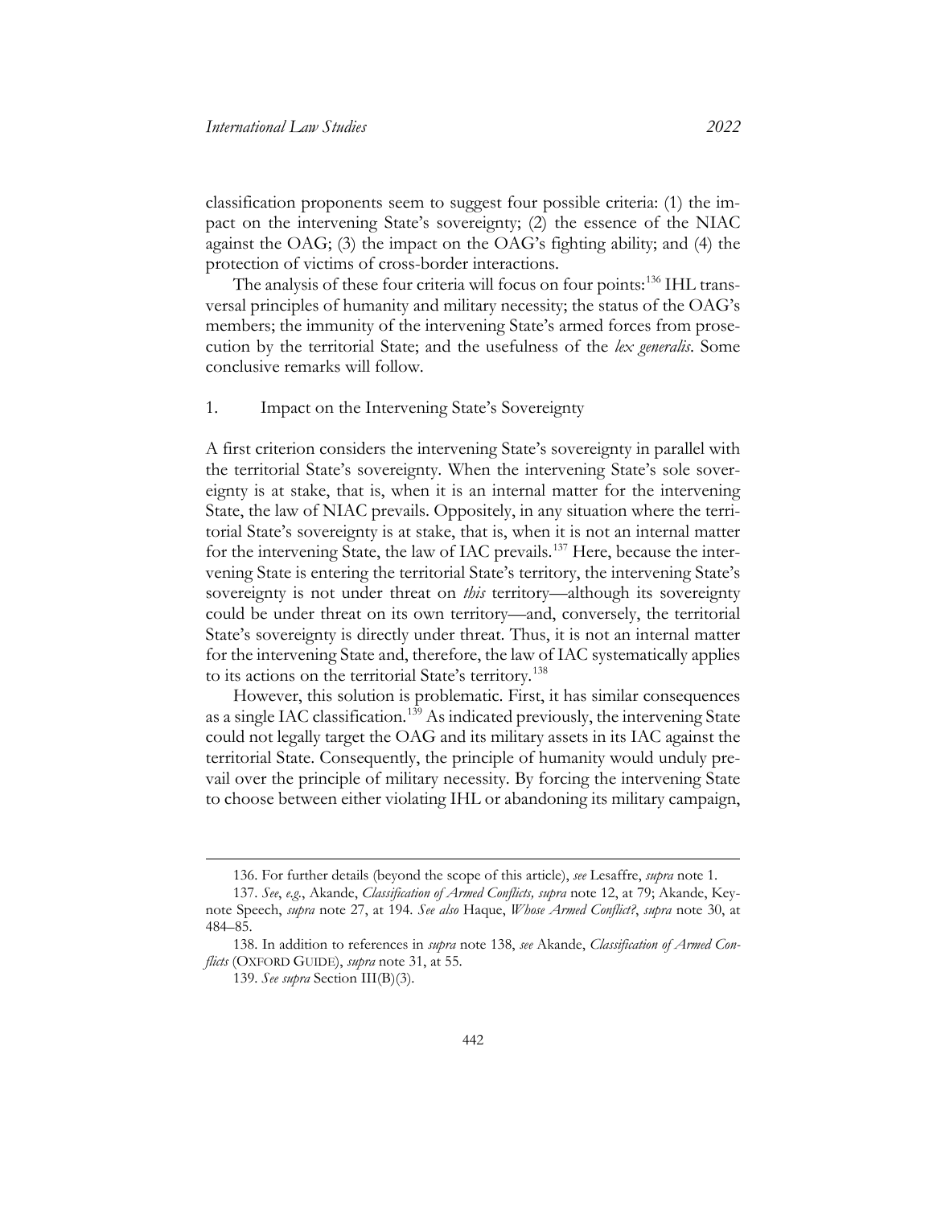classification proponents seem to suggest four possible criteria: (1) the impact on the intervening State's sovereignty; (2) the essence of the NIAC against the OAG; (3) the impact on the OAG's fighting ability; and (4) the protection of victims of cross-border interactions.

The analysis of these four criteria will focus on four points:[136] IHL transversal principles of humanity and military necessity; the status of the OAG's members; the immunity of the intervening State's armed forces from prosecution by the territorial State; and the usefulness of the *lex generalis*. Some conclusive remarks will follow.

### 1. Impact on the Intervening State's Sovereignty

A first criterion considers the intervening State's sovereignty in parallel with the territorial State's sovereignty. When the intervening State's sole sovereignty is at stake, that is, when it is an internal matter for the intervening State, the law of NIAC prevails. Oppositely, in any situation where the territorial State's sovereignty is at stake, that is, when it is not an internal matter for the intervening State, the law of IAC prevails.[137] Here, because the intervening State is entering the territorial State's territory, the intervening State's sovereignty is not under threat on *this* territory—although its sovereignty could be under threat on its own territory—and, conversely, the territorial State's sovereignty is directly under threat. Thus, it is not an internal matter for the intervening State and, therefore, the law of IAC systematically applies to its actions on the territorial State's territory.[138]

However, this solution is problematic. First, it has similar consequences as a single IAC classification.[139] As indicated previously, the intervening State could not legally target the OAG and its military assets in its IAC against the territorial State. Consequently, the principle of humanity would unduly prevail over the principle of military necessity. By forcing the intervening State to choose between either violating IHL or abandoning its military campaign,

---

136. For further details (beyond the scope of this article), *see* Lesaffre, *supra* note 1.

137. *See*, *e.g.*, Akande, *Classification of Armed Conflicts, supra* note 12, at 79; Akande, Keynote Speech, *supra* note 27, at 194. *See also* Haque, *Whose Armed Conflict?*, *supra* note 30, at 484–85.

138. In addition to references in *supra* note 138, *see* Akande, *Classification of Armed Conflicts* (OXFORD GUIDE), *supra* note 31, at 55.

139. *See supra* Section III(B)(3).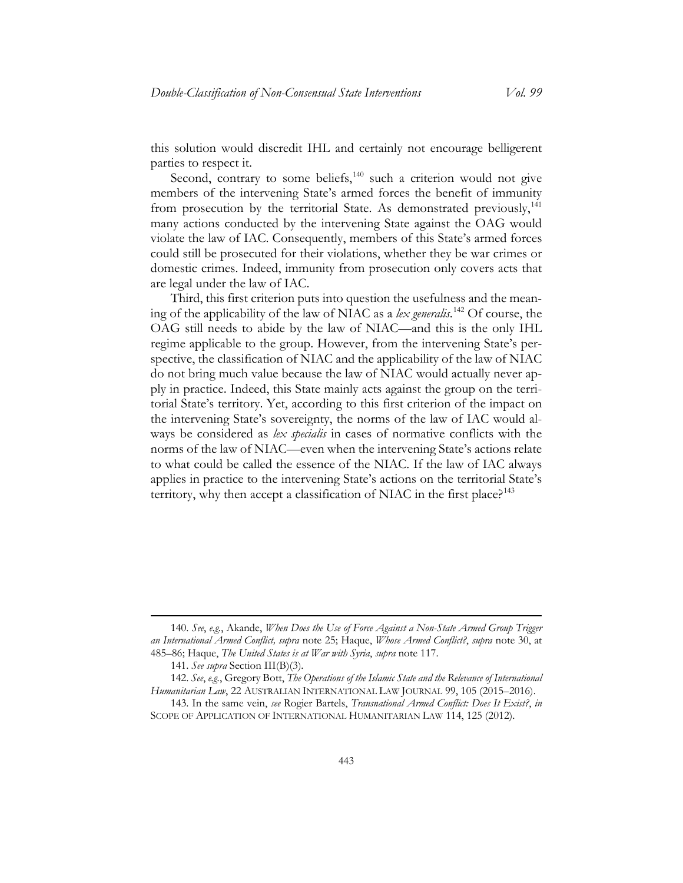this solution would discredit IHL and certainly not encourage belligerent parties to respect it.

Second, contrary to some beliefs,[140] such a criterion would not give members of the intervening State's armed forces the benefit of immunity from prosecution by the territorial State. As demonstrated previously,[141] many actions conducted by the intervening State against the OAG would violate the law of IAC. Consequently, members of this State's armed forces could still be prosecuted for their violations, whether they be war crimes or domestic crimes. Indeed, immunity from prosecution only covers acts that are legal under the law of IAC.

Third, this first criterion puts into question the usefulness and the meaning of the applicability of the law of NIAC as a *lex generalis*.[142] Of course, the OAG still needs to abide by the law of NIAC—and this is the only IHL regime applicable to the group. However, from the intervening State's perspective, the classification of NIAC and the applicability of the law of NIAC do not bring much value because the law of NIAC would actually never apply in practice. Indeed, this State mainly acts against the group on the territorial State's territory. Yet, according to this first criterion of the impact on the intervening State's sovereignty, the norms of the law of IAC would always be considered as *lex specialis* in cases of normative conflicts with the norms of the law of NIAC—even when the intervening State's actions relate to what could be called the essence of the NIAC. If the law of IAC always applies in practice to the intervening State's actions on the territorial State's territory, why then accept a classification of NIAC in the first place?[143]

---

140. *See*, *e.g.*, Akande, *When Does the Use of Force Against a Non-State Armed Group Trigger an International Armed Conflict, supra* note 25; Haque, *Whose Armed Conflict?*, *supra* note 30, at 485–86; Haque, *The United States is at War with Syria*, *supra* note 117.

141. *See supra* Section III(B)(3).

142. *See*, *e.g.*, Gregory Bott, *The Operations of the Islamic State and the Relevance of International Humanitarian Law*, 22 AUSTRALIAN INTERNATIONAL LAW JOURNAL 99, 105 (2015–2016).

143. In the same vein, *see* Rogier Bartels, *Transnational Armed Conflict: Does It Exist?*, *in* SCOPE OF APPLICATION OF INTERNATIONAL HUMANITARIAN LAW 114, 125 (2012).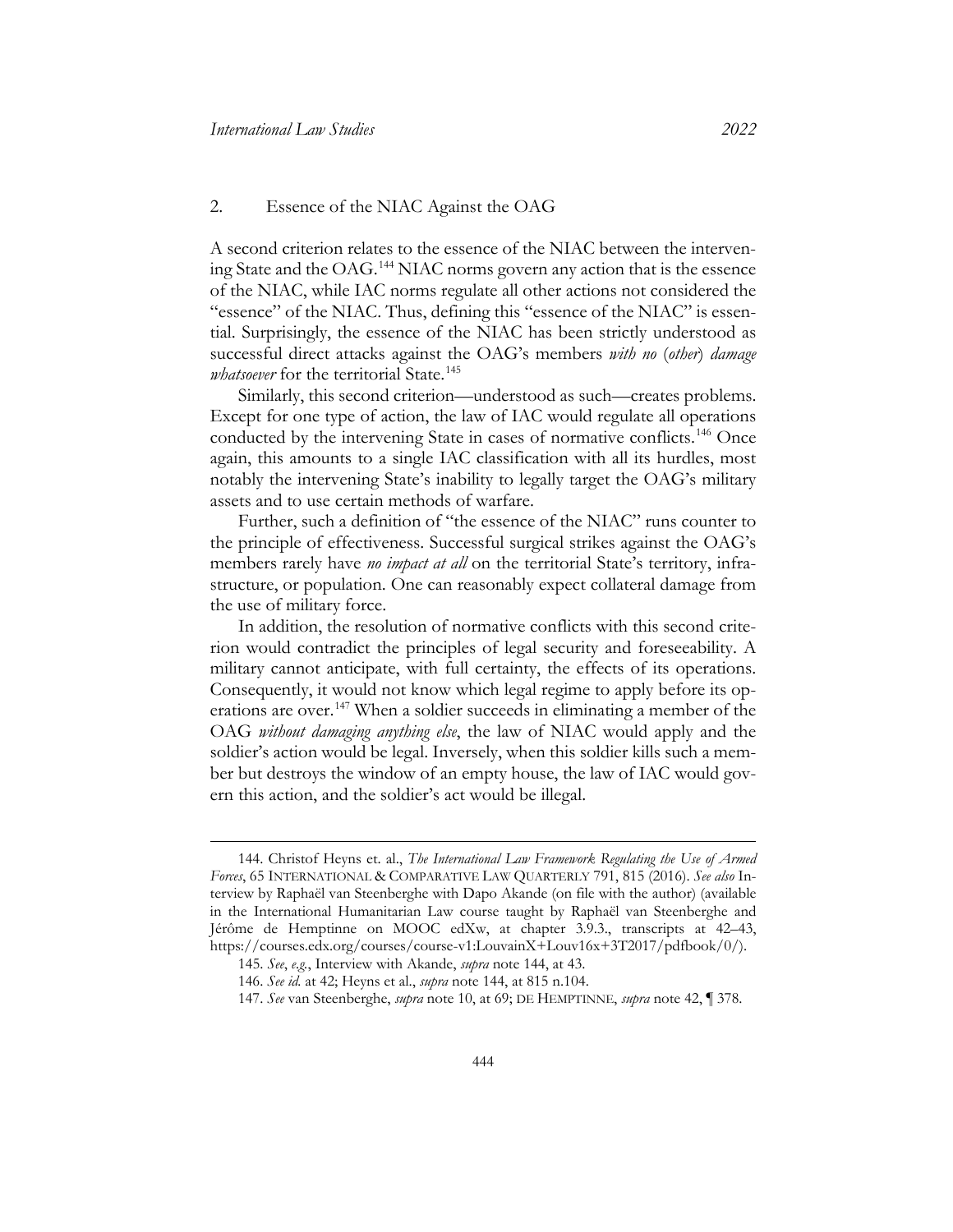### 2. Essence of the NIAC Against the OAG

A second criterion relates to the essence of the NIAC between the intervening State and the OAG.[144] NIAC norms govern any action that is the essence of the NIAC, while IAC norms regulate all other actions not considered the "essence" of the NIAC. Thus, defining this "essence of the NIAC" is essential. Surprisingly, the essence of the NIAC has been strictly understood as successful direct attacks against the OAG's members *with no* (*other*) *damage whatsoever* for the territorial State.[145]

Similarly, this second criterion—understood as such—creates problems. Except for one type of action, the law of IAC would regulate all operations conducted by the intervening State in cases of normative conflicts.[146] Once again, this amounts to a single IAC classification with all its hurdles, most notably the intervening State's inability to legally target the OAG's military assets and to use certain methods of warfare.

Further, such a definition of "the essence of the NIAC" runs counter to the principle of effectiveness. Successful surgical strikes against the OAG's members rarely have *no impact at all* on the territorial State's territory, infrastructure, or population. One can reasonably expect collateral damage from the use of military force.

In addition, the resolution of normative conflicts with this second criterion would contradict the principles of legal security and foreseeability. A military cannot anticipate, with full certainty, the effects of its operations. Consequently, it would not know which legal regime to apply before its operations are over.[147] When a soldier succeeds in eliminating a member of the OAG *without damaging anything else*, the law of NIAC would apply and the soldier's action would be legal. Inversely, when this soldier kills such a member but destroys the window of an empty house, the law of IAC would govern this action, and the soldier's act would be illegal.

---

144. Christof Heyns et. al., *The International Law Framework Regulating the Use of Armed Forces*, 65 INTERNATIONAL & COMPARATIVE LAW QUARTERLY 791, 815 (2016). *See also* Interview by Raphaël van Steenberghe with Dapo Akande (on file with the author) (available in the International Humanitarian Law course taught by Raphaël van Steenberghe and Jérôme de Hemptinne on MOOC edXw, at chapter 3.9.3., transcripts at 42–43, https://courses.edx.org/courses/course-v1:LouvainX+Louv16x+3T2017/pdfbook/0/).

145. *See*, *e.g.*, Interview with Akande, *supra* note 144, at 43.

146. *See id.* at 42; Heyns et al., *supra* note 144, at 815 n.104.

147. *See* van Steenberghe, *supra* note 10, at 69; DE HEMPTINNE, *supra* note 42, ¶ 378.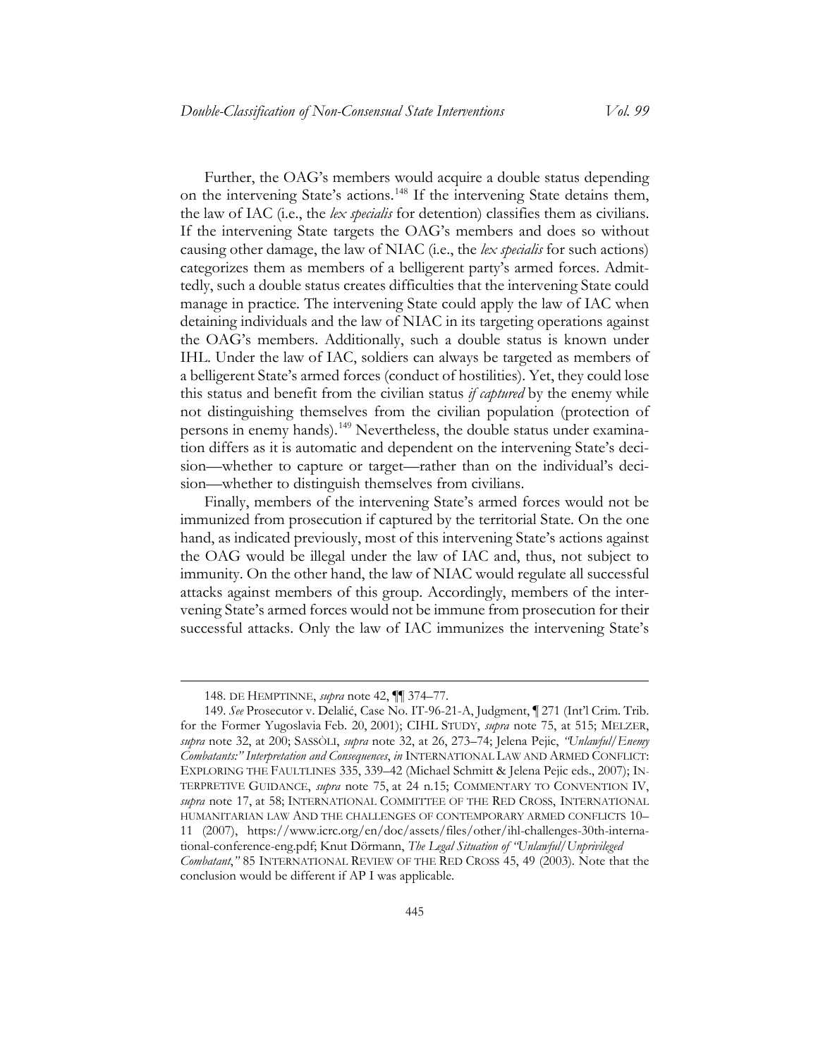Further, the OAG's members would acquire a double status depending on the intervening State's actions.[148] If the intervening State detains them, the law of IAC (i.e., the *lex specialis* for detention) classifies them as civilians. If the intervening State targets the OAG's members and does so without causing other damage, the law of NIAC (i.e., the *lex specialis* for such actions) categorizes them as members of a belligerent party's armed forces. Admittedly, such a double status creates difficulties that the intervening State could manage in practice. The intervening State could apply the law of IAC when detaining individuals and the law of NIAC in its targeting operations against the OAG's members. Additionally, such a double status is known under IHL. Under the law of IAC, soldiers can always be targeted as members of a belligerent State's armed forces (conduct of hostilities). Yet, they could lose this status and benefit from the civilian status *if captured* by the enemy while not distinguishing themselves from the civilian population (protection of persons in enemy hands).[149] Nevertheless, the double status under examination differs as it is automatic and dependent on the intervening State's decision—whether to capture or target—rather than on the individual's decision—whether to distinguish themselves from civilians.

Finally, members of the intervening State's armed forces would not be immunized from prosecution if captured by the territorial State. On the one hand, as indicated previously, most of this intervening State's actions against the OAG would be illegal under the law of IAC and, thus, not subject to immunity. On the other hand, the law of NIAC would regulate all successful attacks against members of this group. Accordingly, members of the intervening State's armed forces would not be immune from prosecution for their successful attacks. Only the law of IAC immunizes the intervening State's

---

148. DE HEMPTINNE, *supra* note 42, ¶¶ 374–77.

149. *See* Prosecutor v. Delalić, Case No. IT-96-21-A, Judgment, ¶ 271 (Int'l Crim. Trib. for the Former Yugoslavia Feb. 20, 2001); CIHL STUDY, *supra* note 75, at 515; MELZER, *supra* note 32, at 200; SASSÒLI, *supra* note 32, at 26, 273–74; Jelena Pejic, *"Unlawful/Enemy Combatants:" Interpretation and Consequences*, *in* INTERNATIONAL LAW AND ARMED CONFLICT: EXPLORING THE FAULTLINES 335, 339–42 (Michael Schmitt & Jelena Pejic eds., 2007); INTERPRETIVE GUIDANCE, *supra* note 75, at 24 n.15; COMMENTARY TO CONVENTION IV, *supra* note 17, at 58; INTERNATIONAL COMMITTEE OF THE RED CROSS, INTERNATIONAL HUMANITARIAN LAW AND THE CHALLENGES OF CONTEMPORARY ARMED CONFLICTS 10–11 (2007), https://www.icrc.org/en/doc/assets/files/other/ihl-challenges-30th-international-conference-eng.pdf; Knut Dörmann, *The Legal Situation of "Unlawful/Unprivileged Combatant,"* 85 INTERNATIONAL REVIEW OF THE RED CROSS 45, 49 (2003). Note that the conclusion would be different if AP I was applicable.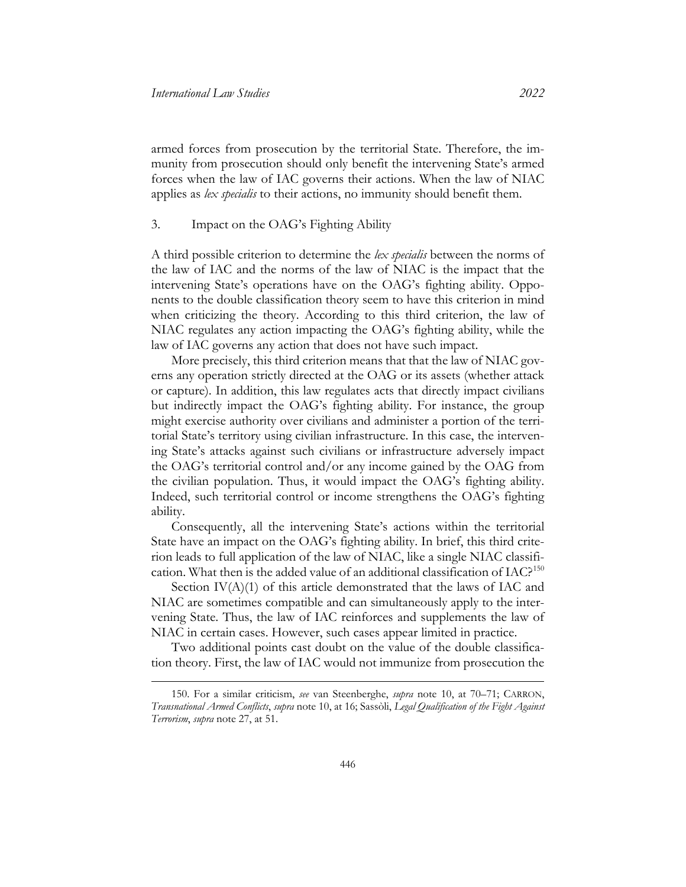armed forces from prosecution by the territorial State. Therefore, the immunity from prosecution should only benefit the intervening State's armed forces when the law of IAC governs their actions. When the law of NIAC applies as *lex specialis* to their actions, no immunity should benefit them.

### 3. Impact on the OAG's Fighting Ability

A third possible criterion to determine the *lex specialis* between the norms of the law of IAC and the norms of the law of NIAC is the impact that the intervening State's operations have on the OAG's fighting ability. Opponents to the double classification theory seem to have this criterion in mind when criticizing the theory. According to this third criterion, the law of NIAC regulates any action impacting the OAG's fighting ability, while the law of IAC governs any action that does not have such impact.

More precisely, this third criterion means that that the law of NIAC governs any operation strictly directed at the OAG or its assets (whether attack or capture). In addition, this law regulates acts that directly impact civilians but indirectly impact the OAG's fighting ability. For instance, the group might exercise authority over civilians and administer a portion of the territorial State's territory using civilian infrastructure. In this case, the intervening State's attacks against such civilians or infrastructure adversely impact the OAG's territorial control and/or any income gained by the OAG from the civilian population. Thus, it would impact the OAG's fighting ability. Indeed, such territorial control or income strengthens the OAG's fighting ability.

Consequently, all the intervening State's actions within the territorial State have an impact on the OAG's fighting ability. In brief, this third criterion leads to full application of the law of NIAC, like a single NIAC classification. What then is the added value of an additional classification of IAC?[150]

Section IV(A)(1) of this article demonstrated that the laws of IAC and NIAC are sometimes compatible and can simultaneously apply to the intervening State. Thus, the law of IAC reinforces and supplements the law of NIAC in certain cases. However, such cases appear limited in practice.

Two additional points cast doubt on the value of the double classification theory. First, the law of IAC would not immunize from prosecution the

---

150. For a similar criticism, *see* van Steenberghe, *supra* note 10, at 70–71; CARRON, *Transnational Armed Conflicts*, *supra* note 10, at 16; Sassòli, *Legal Qualification of the Fight Against Terrorism*, *supra* note 27, at 51.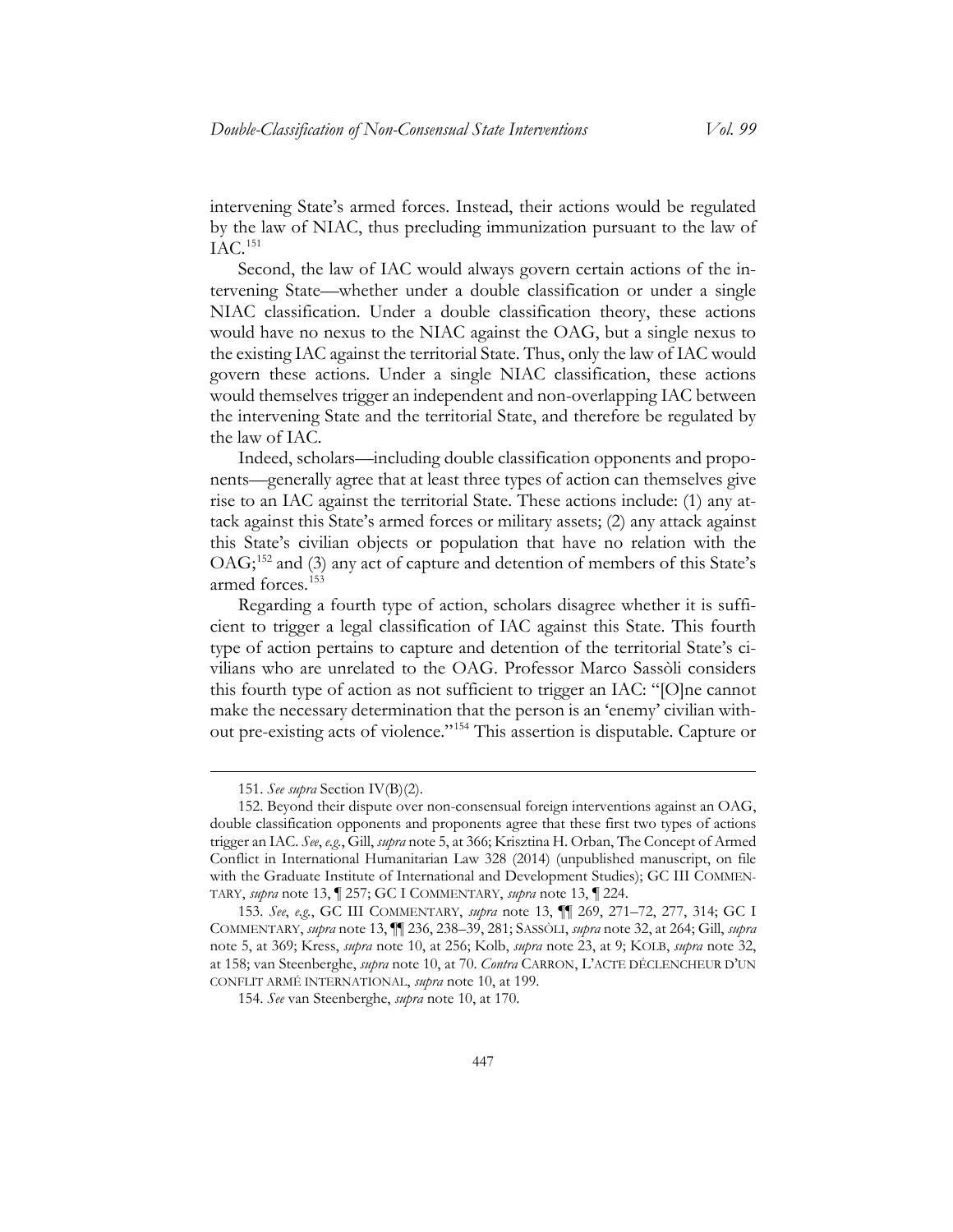intervening State's armed forces. Instead, their actions would be regulated by the law of NIAC, thus precluding immunization pursuant to the law of IAC.[151]

Second, the law of IAC would always govern certain actions of the intervening State—whether under a double classification or under a single NIAC classification. Under a double classification theory, these actions would have no nexus to the NIAC against the OAG, but a single nexus to the existing IAC against the territorial State. Thus, only the law of IAC would govern these actions. Under a single NIAC classification, these actions would themselves trigger an independent and non-overlapping IAC between the intervening State and the territorial State, and therefore be regulated by the law of IAC.

Indeed, scholars—including double classification opponents and proponents—generally agree that at least three types of action can themselves give rise to an IAC against the territorial State. These actions include: (1) any attack against this State's armed forces or military assets; (2) any attack against this State's civilian objects or population that have no relation with the OAG;[152] and (3) any act of capture and detention of members of this State's armed forces.[153]

Regarding a fourth type of action, scholars disagree whether it is sufficient to trigger a legal classification of IAC against this State. This fourth type of action pertains to capture and detention of the territorial State's civilians who are unrelated to the OAG. Professor Marco Sassòli considers this fourth type of action as not sufficient to trigger an IAC: "[O]ne cannot make the necessary determination that the person is an 'enemy' civilian without pre-existing acts of violence."[154] This assertion is disputable. Capture or

---

151. *See supra* Section IV(B)(2).

152. Beyond their dispute over non-consensual foreign interventions against an OAG, double classification opponents and proponents agree that these first two types of actions trigger an IAC. *See*, *e.g.*, Gill, *supra* note 5, at 366; Krisztina H. Orban, The Concept of Armed Conflict in International Humanitarian Law 328 (2014) (unpublished manuscript, on file with the Graduate Institute of International and Development Studies); GC III COMMENTARY, *supra* note 13, ¶ 257; GC I COMMENTARY, *supra* note 13, ¶ 224.

153. *See*, *e.g.*, GC III COMMENTARY, *supra* note 13, ¶¶ 269, 271–72, 277, 314; GC I COMMENTARY, *supra* note 13, ¶¶ 236, 238–39, 281; SASSÒLI, *supra* note 32, at 264; Gill, *supra* note 5, at 369; Kress, *supra* note 10, at 256; Kolb, *supra* note 23, at 9; KOLB, *supra* note 32, at 158; van Steenberghe, *supra* note 10, at 70. *Contra* CARRON, L'ACTE DÉCLENCHEUR D'UN CONFLIT ARMÉ INTERNATIONAL, *supra* note 10, at 199.

154. *See* van Steenberghe, *supra* note 10, at 170.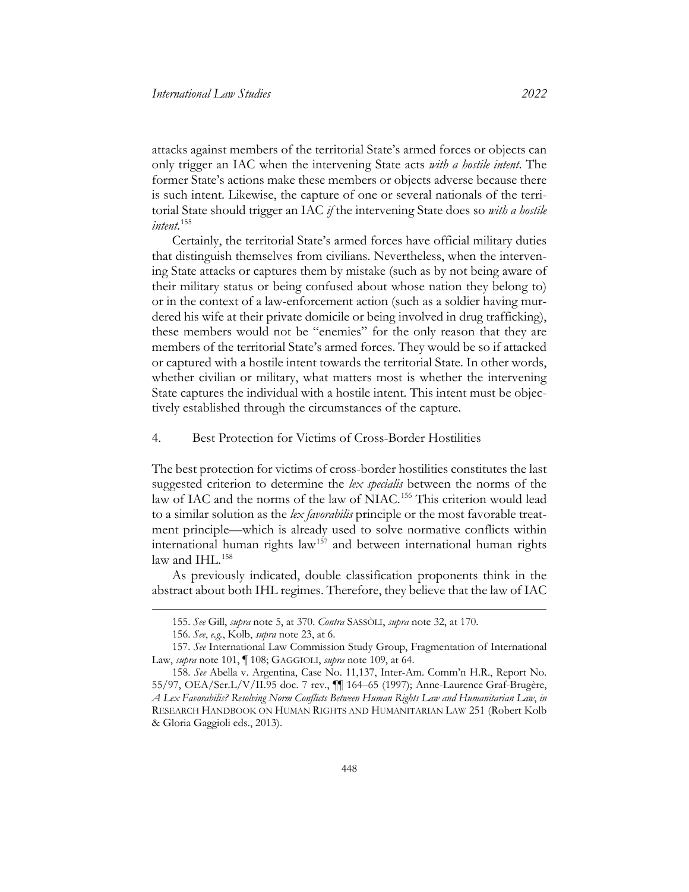attacks against members of the territorial State's armed forces or objects can only trigger an IAC when the intervening State acts *with a hostile intent*. The former State's actions make these members or objects adverse because there is such intent. Likewise, the capture of one or several nationals of the territorial State should trigger an IAC *if* the intervening State does so *with a hostile intent*.[155]

Certainly, the territorial State's armed forces have official military duties that distinguish themselves from civilians. Nevertheless, when the intervening State attacks or captures them by mistake (such as by not being aware of their military status or being confused about whose nation they belong to) or in the context of a law-enforcement action (such as a soldier having murdered his wife at their private domicile or being involved in drug trafficking), these members would not be "enemies" for the only reason that they are members of the territorial State's armed forces. They would be so if attacked or captured with a hostile intent towards the territorial State. In other words, whether civilian or military, what matters most is whether the intervening State captures the individual with a hostile intent. This intent must be objectively established through the circumstances of the capture.

### 4. Best Protection for Victims of Cross-Border Hostilities

The best protection for victims of cross-border hostilities constitutes the last suggested criterion to determine the *lex specialis* between the norms of the law of IAC and the norms of the law of NIAC.[156] This criterion would lead to a similar solution as the *lex favorabilis* principle or the most favorable treatment principle—which is already used to solve normative conflicts within international human rights law[157] and between international human rights law and IHL.[158]

As previously indicated, double classification proponents think in the abstract about both IHL regimes. Therefore, they believe that the law of IAC

---

155. *See* Gill, *supra* note 5, at 370. *Contra* SASSÒLI, *supra* note 32, at 170.

156. *See*, *e.g.*, Kolb, *supra* note 23, at 6.

157. *See* International Law Commission Study Group, Fragmentation of International Law, *supra* note 101, ¶ 108; GAGGIOLI, *supra* note 109, at 64.

158. *See* Abella v. Argentina, Case No. 11,137, Inter-Am. Comm'n H.R., Report No. 55/97, OEA/Ser.L/V/II.95 doc. 7 rev., ¶¶ 164–65 (1997); Anne-Laurence Graf-Brugère, *A Lex Favorabilis? Resolving Norm Conflicts Between Human Rights Law and Humanitarian Law*, *in* RESEARCH HANDBOOK ON HUMAN RIGHTS AND HUMANITARIAN LAW 251 (Robert Kolb & Gloria Gaggioli eds., 2013).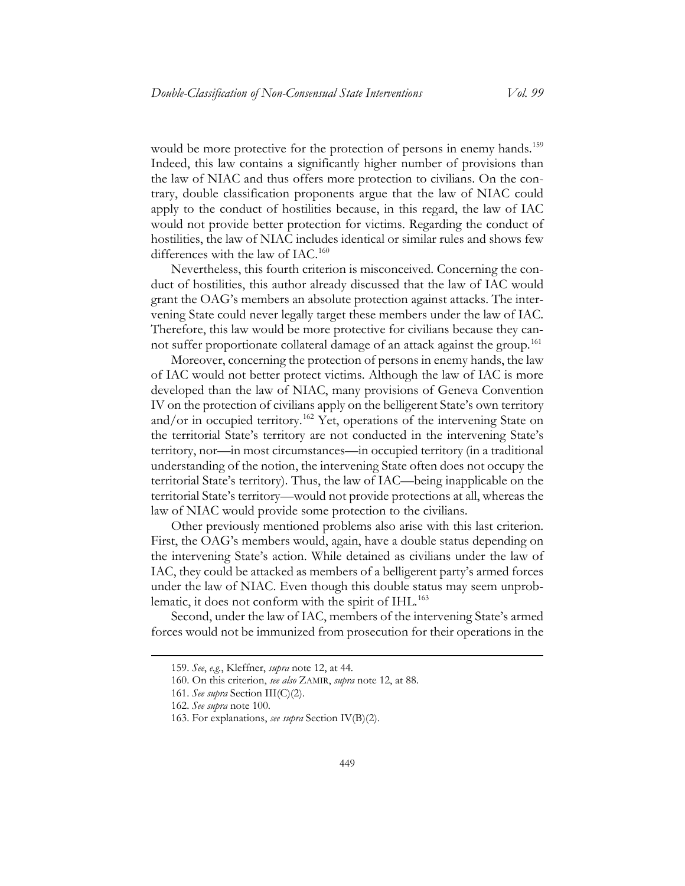would be more protective for the protection of persons in enemy hands.[159] Indeed, this law contains a significantly higher number of provisions than the law of NIAC and thus offers more protection to civilians. On the contrary, double classification proponents argue that the law of NIAC could apply to the conduct of hostilities because, in this regard, the law of IAC would not provide better protection for victims. Regarding the conduct of hostilities, the law of NIAC includes identical or similar rules and shows few differences with the law of IAC.[160]

Nevertheless, this fourth criterion is misconceived. Concerning the conduct of hostilities, this author already discussed that the law of IAC would grant the OAG's members an absolute protection against attacks. The intervening State could never legally target these members under the law of IAC. Therefore, this law would be more protective for civilians because they cannot suffer proportionate collateral damage of an attack against the group.[161]

Moreover, concerning the protection of persons in enemy hands, the law of IAC would not better protect victims. Although the law of IAC is more developed than the law of NIAC, many provisions of Geneva Convention IV on the protection of civilians apply on the belligerent State's own territory and/or in occupied territory.[162] Yet, operations of the intervening State on the territorial State's territory are not conducted in the intervening State's territory, nor—in most circumstances—in occupied territory (in a traditional understanding of the notion, the intervening State often does not occupy the territorial State's territory). Thus, the law of IAC—being inapplicable on the territorial State's territory—would not provide protections at all, whereas the law of NIAC would provide some protection to the civilians.

Other previously mentioned problems also arise with this last criterion. First, the OAG's members would, again, have a double status depending on the intervening State's action. While detained as civilians under the law of IAC, they could be attacked as members of a belligerent party's armed forces under the law of NIAC. Even though this double status may seem unproblematic, it does not conform with the spirit of IHL.[163]

Second, under the law of IAC, members of the intervening State's armed forces would not be immunized from prosecution for their operations in the

159. *See*, *e.g.*, Kleffner, *supra* note 12, at 44.

160. On this criterion, *see also* ZAMIR, *supra* note 12, at 88.

161. *See supra* Section III(C)(2).

162. *See supra* note 100.

163. For explanations, *see supra* Section IV(B)(2).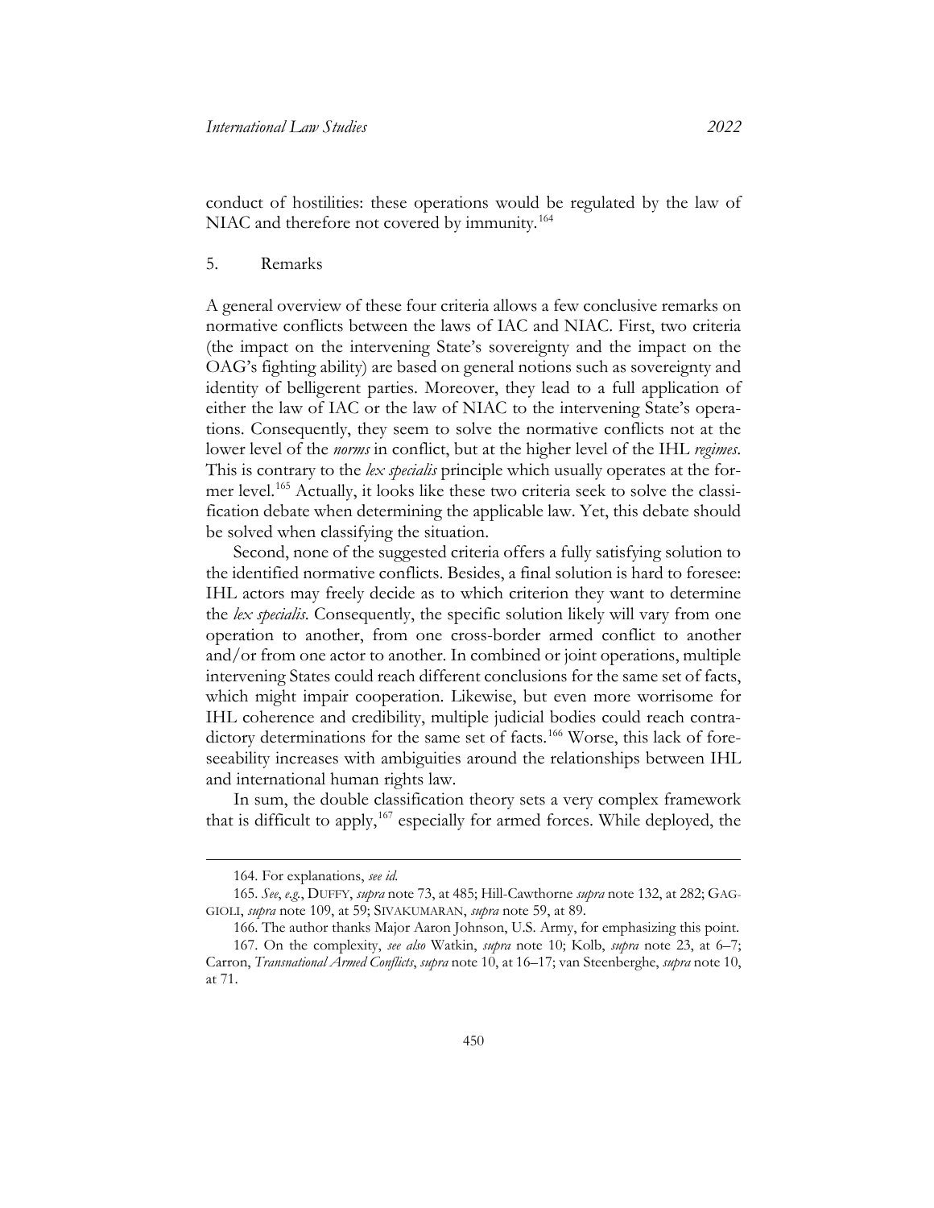conduct of hostilities: these operations would be regulated by the law of NIAC and therefore not covered by immunity.[164]

5. Remarks

A general overview of these four criteria allows a few conclusive remarks on normative conflicts between the laws of IAC and NIAC. First, two criteria (the impact on the intervening State's sovereignty and the impact on the OAG's fighting ability) are based on general notions such as sovereignty and identity of belligerent parties. Moreover, they lead to a full application of either the law of IAC or the law of NIAC to the intervening State's operations. Consequently, they seem to solve the normative conflicts not at the lower level of the *norms* in conflict, but at the higher level of the IHL *regimes*. This is contrary to the *lex specialis* principle which usually operates at the former level.[165] Actually, it looks like these two criteria seek to solve the classification debate when determining the applicable law. Yet, this debate should be solved when classifying the situation.

Second, none of the suggested criteria offers a fully satisfying solution to the identified normative conflicts. Besides, a final solution is hard to foresee: IHL actors may freely decide as to which criterion they want to determine the *lex specialis*. Consequently, the specific solution likely will vary from one operation to another, from one cross-border armed conflict to another and/or from one actor to another. In combined or joint operations, multiple intervening States could reach different conclusions for the same set of facts, which might impair cooperation. Likewise, but even more worrisome for IHL coherence and credibility, multiple judicial bodies could reach contradictory determinations for the same set of facts.[166] Worse, this lack of foreseeability increases with ambiguities around the relationships between IHL and international human rights law.

In sum, the double classification theory sets a very complex framework that is difficult to apply,[167] especially for armed forces. While deployed, the

---

164. For explanations, *see id.*

165. *See*, *e.g.*, DUFFY, *supra* note 73, at 485; Hill-Cawthorne *supra* note 132, at 282; GAGGIOLI, *supra* note 109, at 59; SIVAKUMARAN, *supra* note 59, at 89.

166. The author thanks Major Aaron Johnson, U.S. Army, for emphasizing this point.

167. On the complexity, *see also* Watkin, *supra* note 10; Kolb, *supra* note 23, at 6–7; Carron, *Transnational Armed Conflicts*, *supra* note 10, at 16–17; van Steenberghe, *supra* note 10, at 71.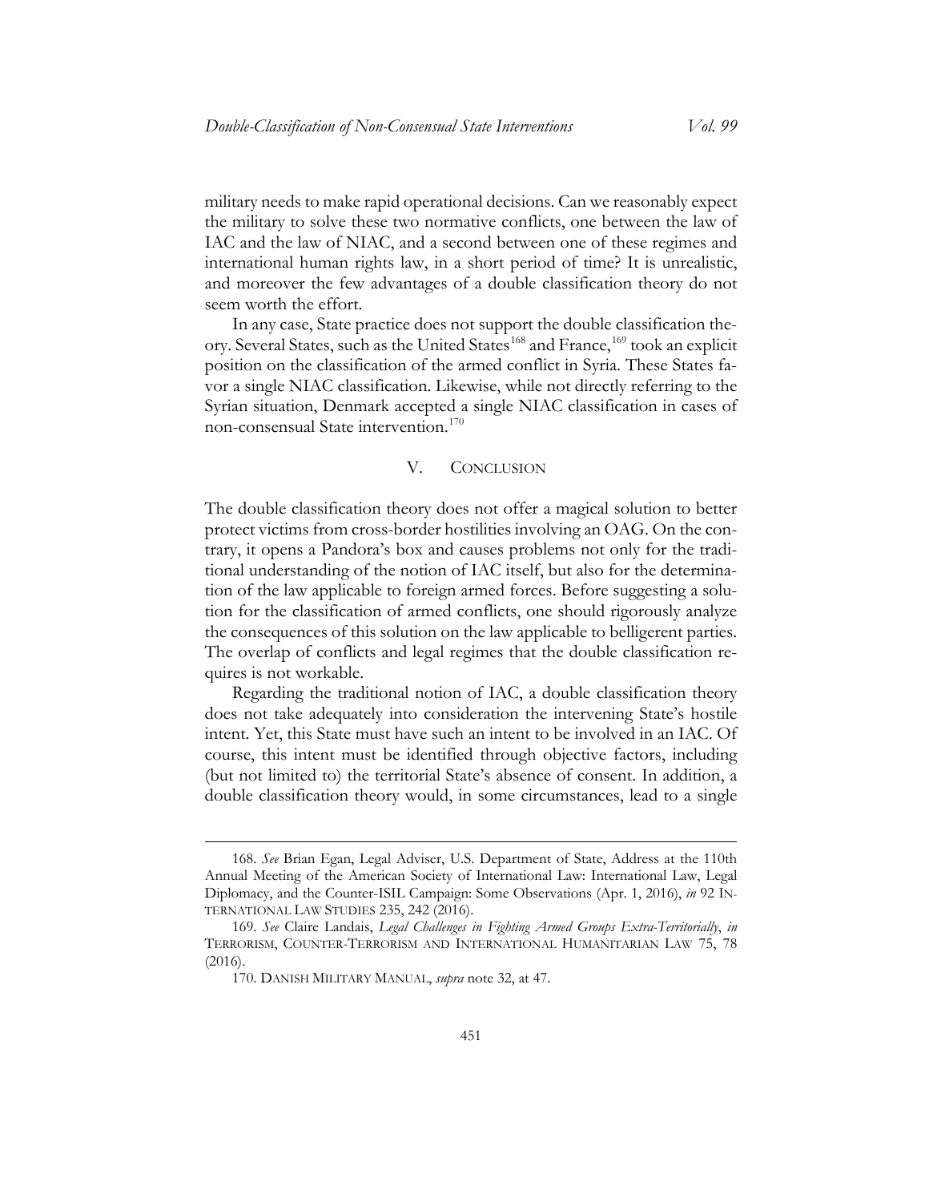military needs to make rapid operational decisions. Can we reasonably expect the military to solve these two normative conflicts, one between the law of IAC and the law of NIAC, and a second between one of these regimes and international human rights law, in a short period of time? It is unrealistic, and moreover the few advantages of a double classification theory do not seem worth the effort.

In any case, State practice does not support the double classification theory. Several States, such as the United States[168] and France,[169] took an explicit position on the classification of the armed conflict in Syria. These States favor a single NIAC classification. Likewise, while not directly referring to the Syrian situation, Denmark accepted a single NIAC classification in cases of non-consensual State intervention.[170]

## V. CONCLUSION

The double classification theory does not offer a magical solution to better protect victims from cross-border hostilities involving an OAG. On the contrary, it opens a Pandora's box and causes problems not only for the traditional understanding of the notion of IAC itself, but also for the determination of the law applicable to foreign armed forces. Before suggesting a solution for the classification of armed conflicts, one should rigorously analyze the consequences of this solution on the law applicable to belligerent parties. The overlap of conflicts and legal regimes that the double classification requires is not workable.

Regarding the traditional notion of IAC, a double classification theory does not take adequately into consideration the intervening State's hostile intent. Yet, this State must have such an intent to be involved in an IAC. Of course, this intent must be identified through objective factors, including (but not limited to) the territorial State's absence of consent. In addition, a double classification theory would, in some circumstances, lead to a single

---

168. *See* Brian Egan, Legal Adviser, U.S. Department of State, Address at the 110th Annual Meeting of the American Society of International Law: International Law, Legal Diplomacy, and the Counter-ISIL Campaign: Some Observations (Apr. 1, 2016), *in* 92 INTERNATIONAL LAW STUDIES 235, 242 (2016).

169. *See* Claire Landais, *Legal Challenges in Fighting Armed Groups Extra-Territorially*, *in* TERRORISM, COUNTER-TERRORISM AND INTERNATIONAL HUMANITARIAN LAW 75, 78 (2016).

170. DANISH MILITARY MANUAL, *supra* note 32, at 47.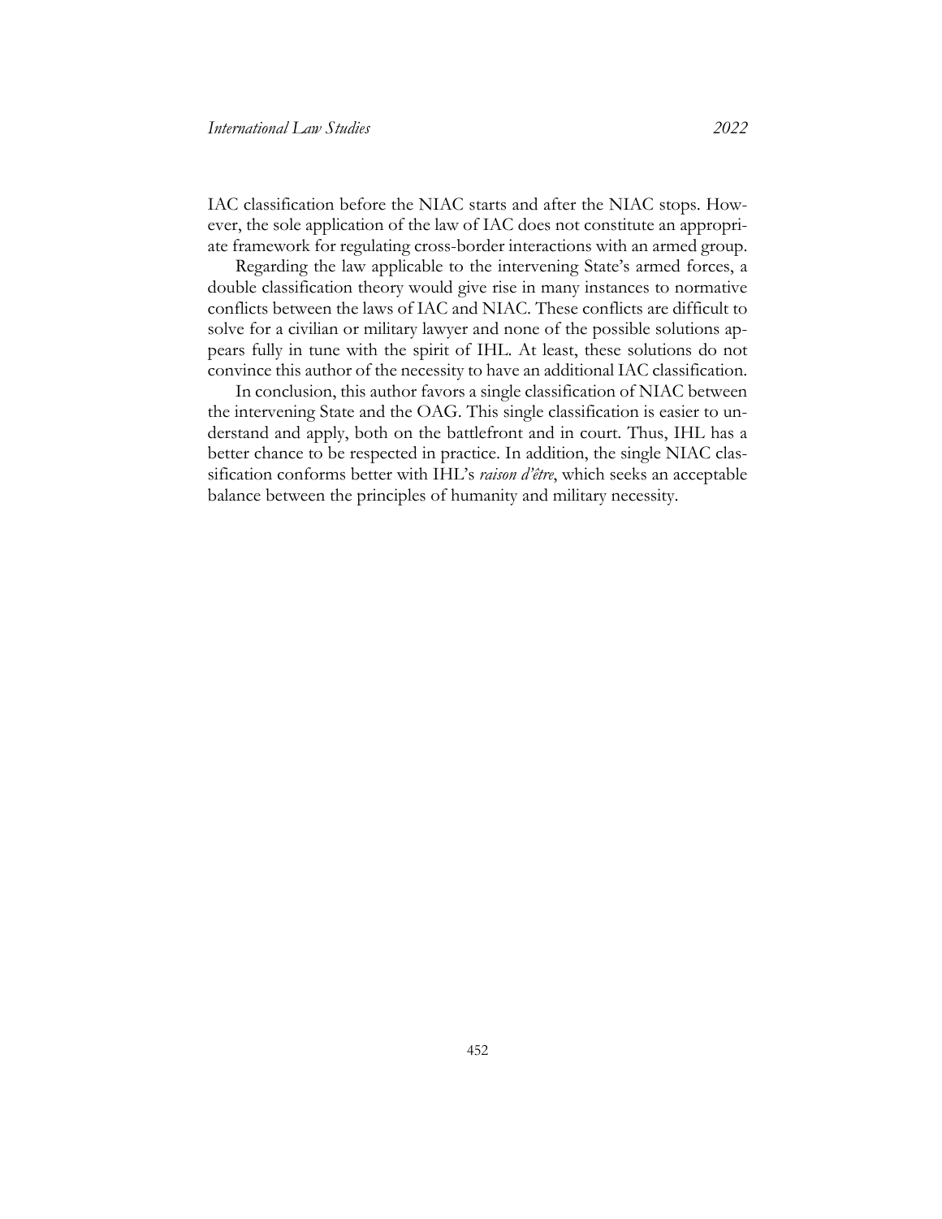IAC classification before the NIAC starts and after the NIAC stops. However, the sole application of the law of IAC does not constitute an appropriate framework for regulating cross-border interactions with an armed group.

Regarding the law applicable to the intervening State's armed forces, a double classification theory would give rise in many instances to normative conflicts between the laws of IAC and NIAC. These conflicts are difficult to solve for a civilian or military lawyer and none of the possible solutions appears fully in tune with the spirit of IHL. At least, these solutions do not convince this author of the necessity to have an additional IAC classification.

In conclusion, this author favors a single classification of NIAC between the intervening State and the OAG. This single classification is easier to understand and apply, both on the battlefront and in court. Thus, IHL has a better chance to be respected in practice. In addition, the single NIAC classification conforms better with IHL's *raison d'être*, which seeks an acceptable balance between the principles of humanity and military necessity.